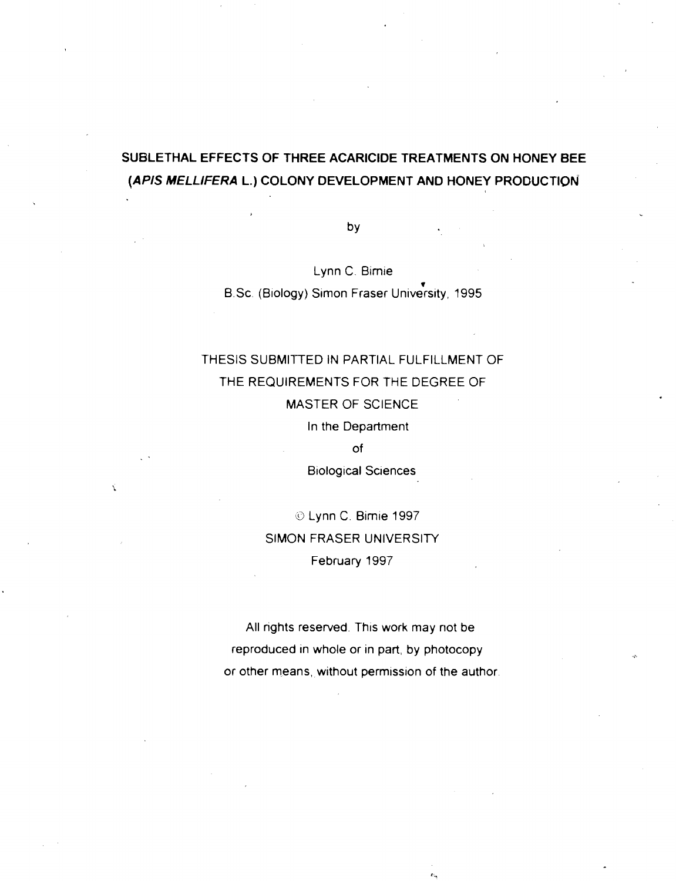# SUBLETHAL EFFECTS OF THREE ACARICIDE TREATMENTS ON HONEY BEE (*APIS MELLIFERA* L.) COLONY DEVELOPMENT AND HONEY PRODUCTION

by

Lynn C. Bimie

B.Sc. (Biology) Simon Fraser University, 1995

THESIS SUBMITTED IN PARTIAL FULFILLMENT OF

THE REQUIREMENTS FOR THE DEGREE OF

MASTER OF SCIENCE

In the Department

of

Biological Sciences

© Lynn C. Bimie 1997

SIMON FRASER UNIVERSITY

February 1997

All rights reserved. This work may not be reproduced in whole or in part, by photocopy or other means, without permission of the author.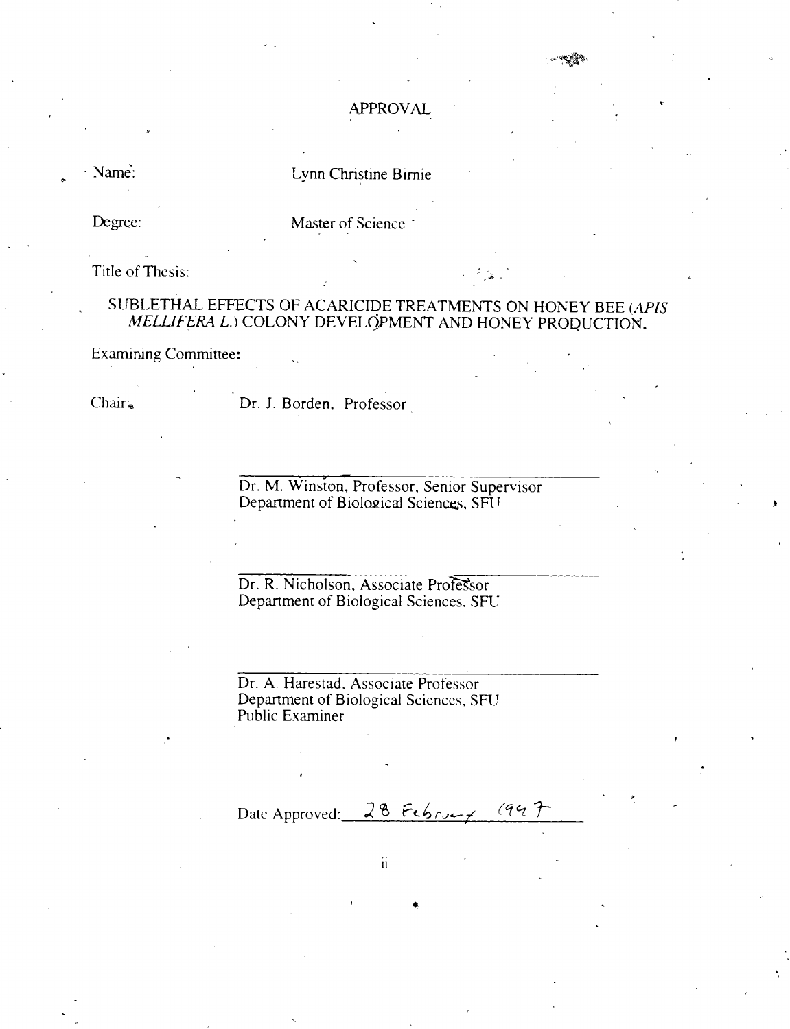# APPROVAL

Name: Lynn Christine Birnie

Degree: Master of Science

Title of Thesis:

SUBLETHAL EFFECTS OF ACARICIDE TREATMENTS ON HONEY BEE (*APIS MELLIFERA L.*) COLONY DEVELOPMENT AND HONEY PRODUCTION.

Examining Committee:

Chair: Dr. J. Borden, Professor

Dr. M. Winston, Professor, Senior Supervisor
Department of Biological Sciences, SFU

Dr. R. Nicholson, Associate Professor
Department of Biological Sciences, SFU

Dr. A. Harestad, Associate Professor
Department of Biological Sciences, SFU
Public Examiner

Date Approved: 28 February 1997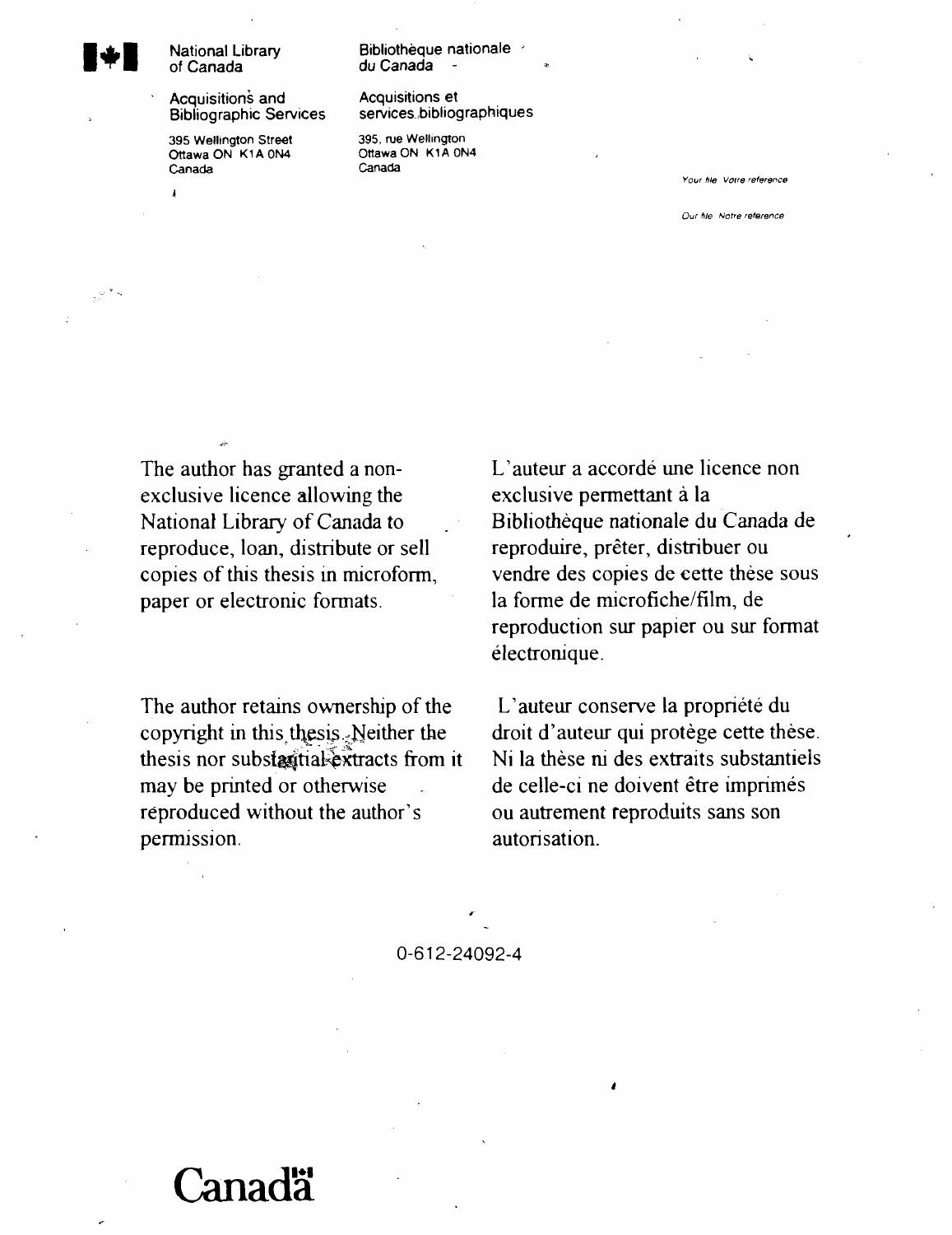National Library of Canada

Acquisitions and Bibliographic Services

395 Wellington Street
Ottawa ON K1A 0N4
Canada

Bibliothèque nationale du Canada

Acquisitions et services bibliographiques

395, rue Wellington
Ottawa ON K1A 0N4
Canada

Your file Votre référence

Our file Notre référence

The author has granted a non-exclusive licence allowing the National Library of Canada to reproduce, loan, distribute or sell copies of this thesis in microform, paper or electronic formats.

The author retains ownership of the copyright in this thesis. Neither the thesis nor substantial extracts from it may be printed or otherwise reproduced without the author's permission.

L'auteur a accordé une licence non exclusive permettant à la Bibliothèque nationale du Canada de reproduire, prêter, distribuer ou vendre des copies de cette thèse sous la forme de microfiche/film, de reproduction sur papier ou sur format électronique.

L'auteur conserve la propriété du droit d'auteur qui protège cette thèse. Ni la thèse ni des extraits substantiels de celle-ci ne doivent être imprimés ou autrement reproduits sans son autorisation.

0-612-24092-4

Canada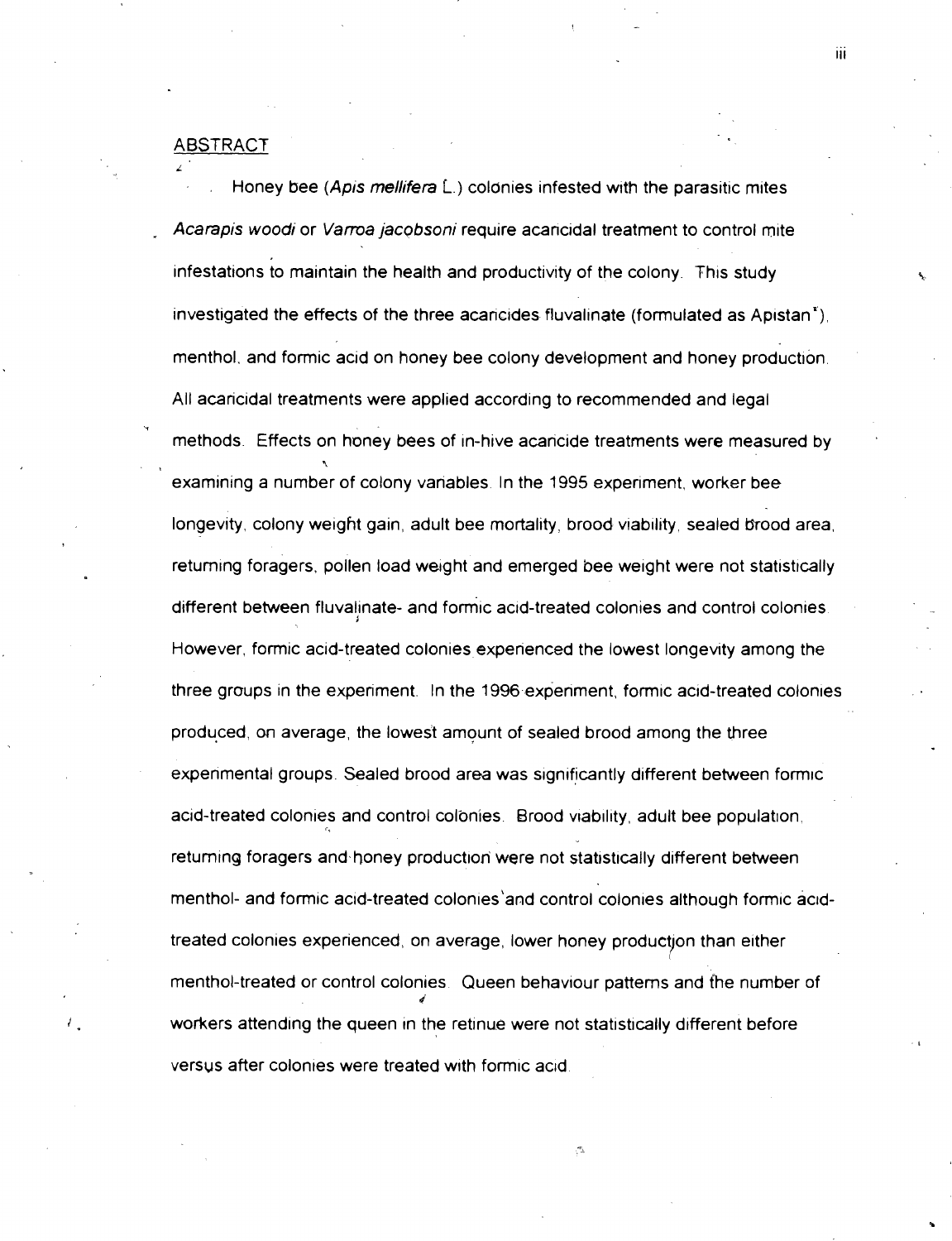## ABSTRACT

Honey bee (*Apis mellifera* L.) colonies infested with the parasitic mites *Acarapis woodi* or *Varroa jacobsoni* require acaricidal treatment to control mite infestations to maintain the health and productivity of the colony. This study investigated the effects of the three acaricides fluvalinate (formulated as Apistan®), menthol, and formic acid on honey bee colony development and honey production. All acaricidal treatments were applied according to recommended and legal methods. Effects on honey bees of in-hive acaricide treatments were measured by examining a number of colony variables. In the 1995 experiment, worker bee longevity, colony weight gain, adult bee mortality, brood viability, sealed brood area, returning foragers, pollen load weight and emerged bee weight were not statistically different between fluvalinate- and formic acid-treated colonies and control colonies. However, formic acid-treated colonies experienced the lowest longevity among the three groups in the experiment. In the 1996 experiment, formic acid-treated colonies produced, on average, the lowest amount of sealed brood among the three experimental groups. Sealed brood area was significantly different between formic acid-treated colonies and control colonies. Brood viability, adult bee population, returning foragers and honey production were not statistically different between menthol- and formic acid-treated colonies and control colonies although formic acid-treated colonies experienced, on average, lower honey production than either menthol-treated or control colonies. Queen behaviour patterns and the number of workers attending the queen in the retinue were not statistically different before versus after colonies were treated with formic acid.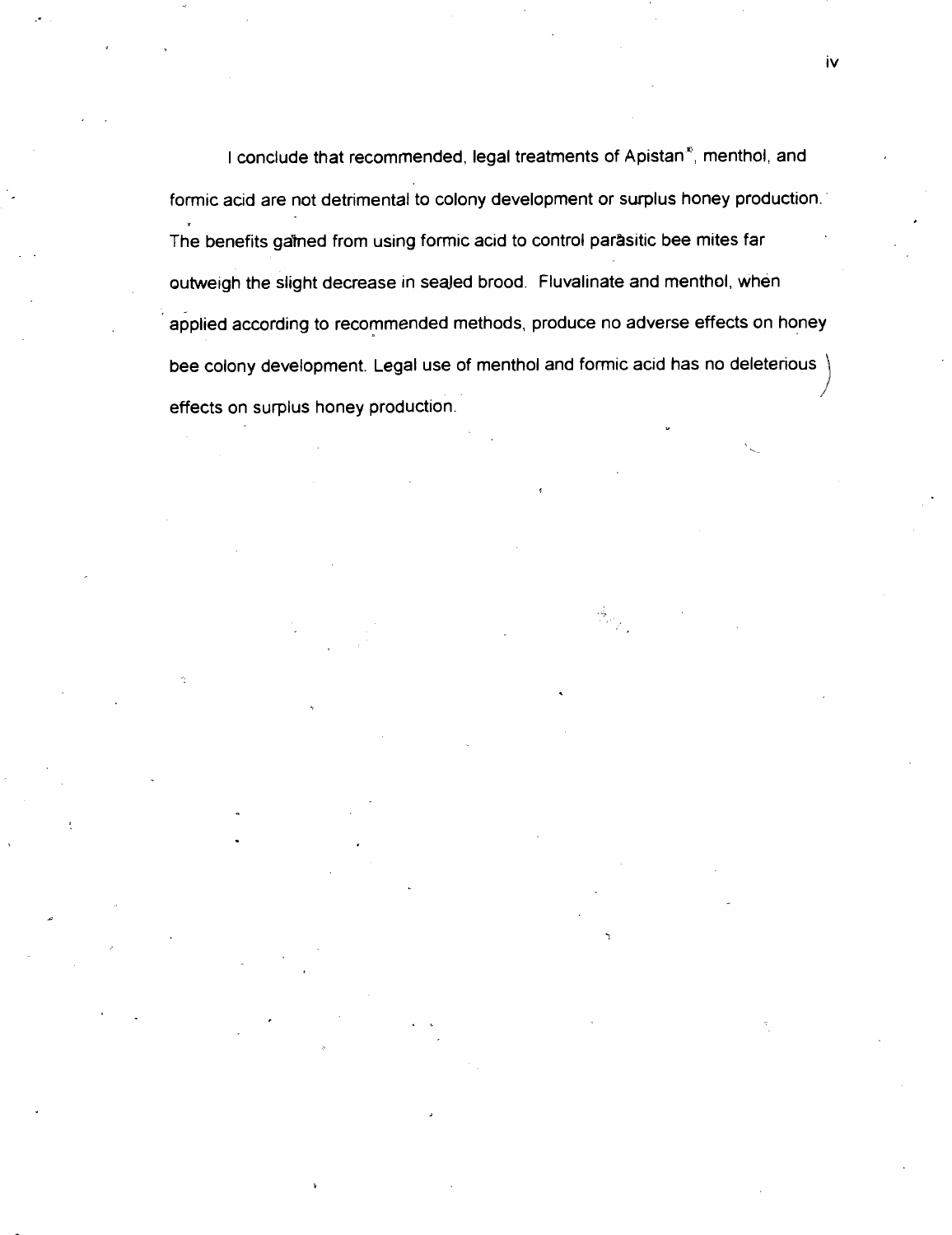I conclude that recommended, legal treatments of Apistan®, menthol, and formic acid are not detrimental to colony development or surplus honey production. The benefits gained from using formic acid to control parasitic bee mites far outweigh the slight decrease in sealed brood. Fluvalinate and menthol, when applied according to recommended methods, produce no adverse effects on honey bee colony development. Legal use of menthol and formic acid has no deleterious effects on surplus honey production.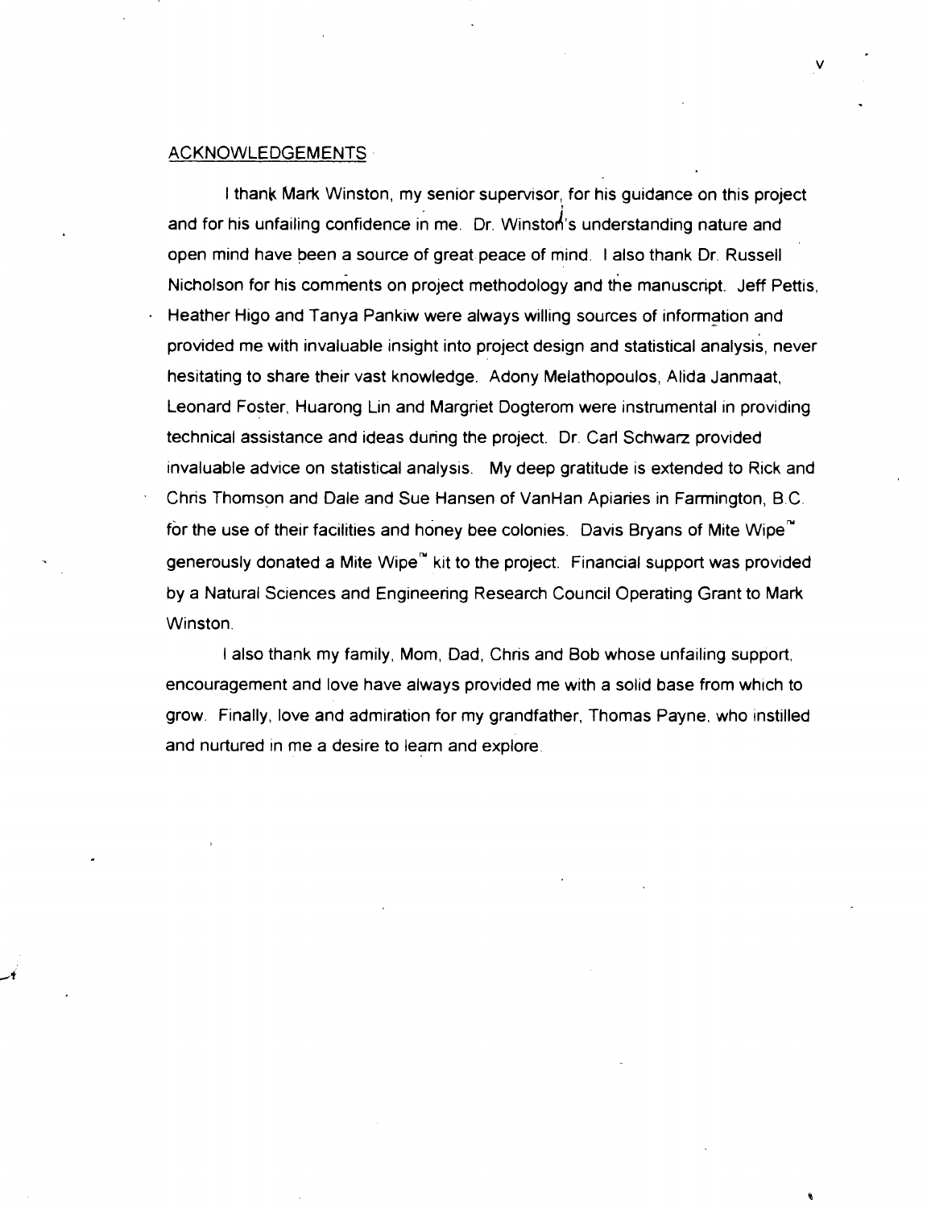## ACKNOWLEDGEMENTS

I thank Mark Winston, my senior supervisor, for his guidance on this project and for his unfailing confidence in me. Dr. Winston's understanding nature and open mind have been a source of great peace of mind. I also thank Dr. Russell Nicholson for his comments on project methodology and the manuscript. Jeff Pettis, Heather Higo and Tanya Pankiw were always willing sources of information and provided me with invaluable insight into project design and statistical analysis, never hesitating to share their vast knowledge. Adony Melathopoulos, Alida Janmaat, Leonard Foster, Huarong Lin and Margriet Dogterom were instrumental in providing technical assistance and ideas during the project. Dr. Carl Schwarz provided invaluable advice on statistical analysis. My deep gratitude is extended to Rick and Chris Thomson and Dale and Sue Hansen of VanHan Apiaries in Farmington, B.C. for the use of their facilities and honey bee colonies. Davis Bryans of Mite Wipe™ generously donated a Mite Wipe™ kit to the project. Financial support was provided by a Natural Sciences and Engineering Research Council Operating Grant to Mark Winston.

I also thank my family, Mom, Dad, Chris and Bob whose unfailing support, encouragement and love have always provided me with a solid base from which to grow. Finally, love and admiration for my grandfather, Thomas Payne, who instilled and nurtured in me a desire to learn and explore.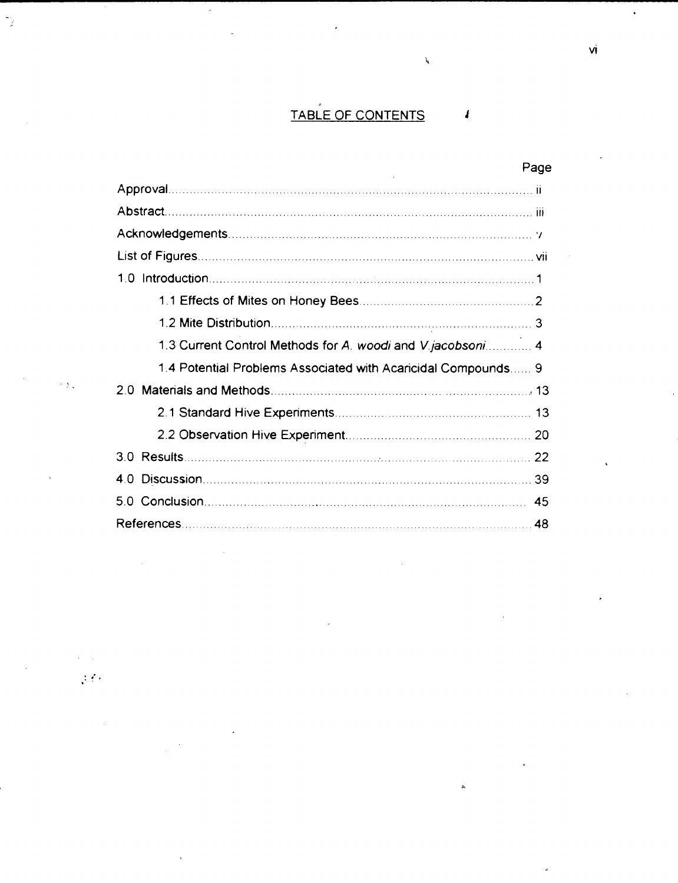# TABLE OF CONTENTS

| | Page |
|---|---|
| Approval | ii |
| Abstract | iii |
| Acknowledgements | v |
| List of Figures | vii |
| 1.0 Introduction | 1 |
| 1.1 Effects of Mites on Honey Bees | 2 |
| 1.2 Mite Distribution | 3 |
| 1.3 Current Control Methods for *A. woodi* and *V.jacobsoni* | 4 |
| 1.4 Potential Problems Associated with Acaricidal Compounds | 9 |
| 2.0 Materials and Methods | 13 |
| 2.1 Standard Hive Experiments | 13 |
| 2.2 Observation Hive Experiment | 20 |
| 3.0 Results | 22 |
| 4.0 Discussion | 39 |
| 5.0 Conclusion | 45 |
| References | 48 |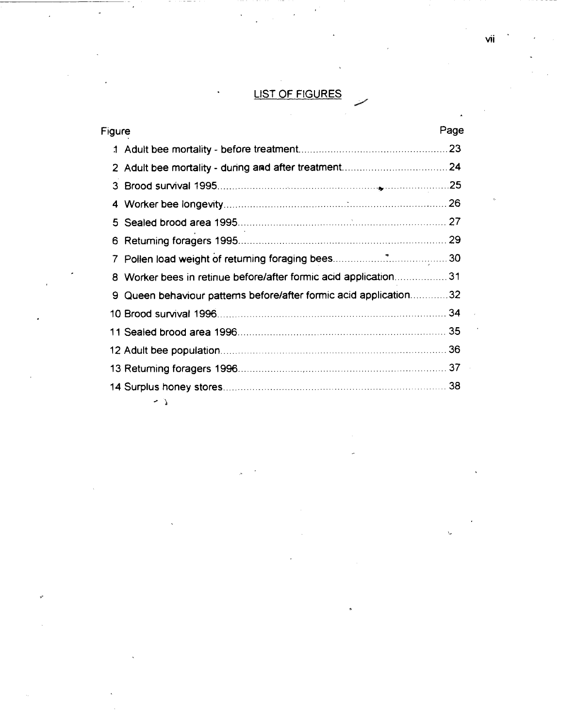# LIST OF FIGURES

| Figure | | Page |
|---|---|---|
| 1 | Adult bee mortality - before treatment | 23 |
| 2 | Adult bee mortality - during and after treatment | 24 |
| 3 | Brood survival 1995 | 25 |
| 4 | Worker bee longevity | 26 |
| 5 | Sealed brood area 1995 | 27 |
| 6 | Returning foragers 1995 | 29 |
| 7 | Pollen load weight of returning foraging bees | 30 |
| 8 | Worker bees in retinue before/after formic acid application | 31 |
| 9 | Queen behaviour patterns before/after formic acid application | 32 |
| 10 | Brood survival 1996 | 34 |
| 11 | Sealed brood area 1996 | 35 |
| 12 | Adult bee population | 36 |
| 13 | Returning foragers 1996 | 37 |
| 14 | Surplus honey stores | 38 |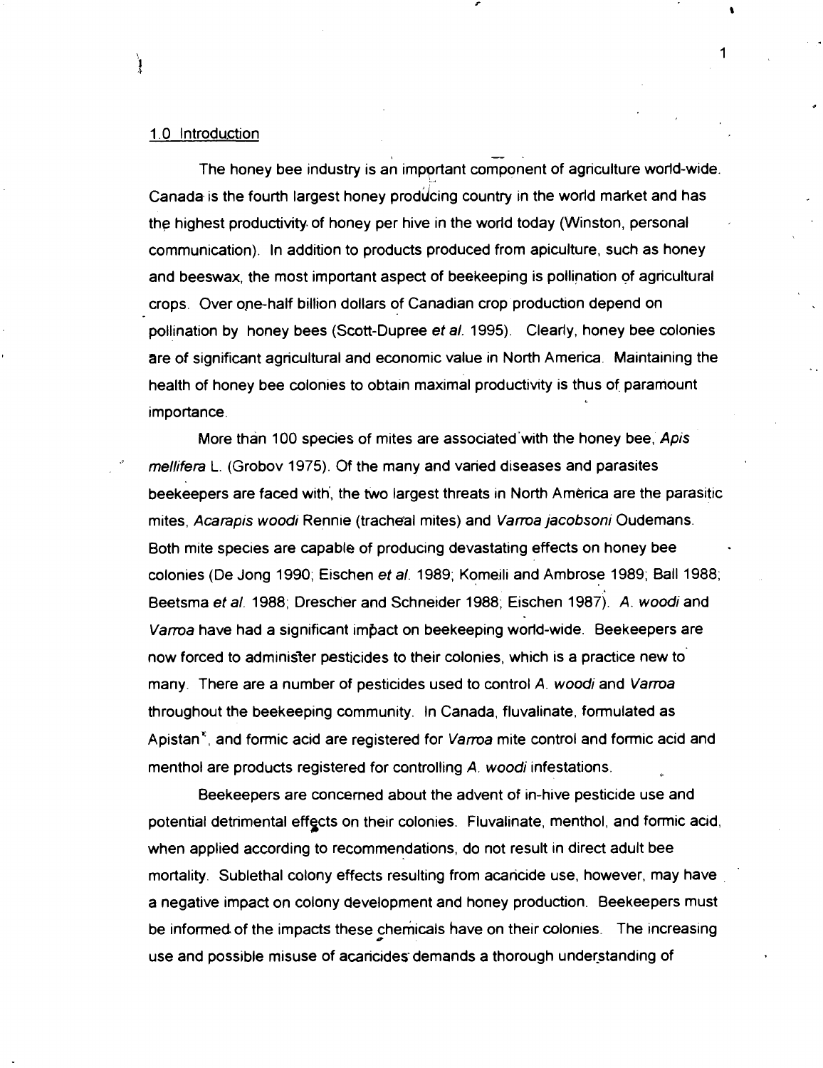## 1.0 Introduction

The honey bee industry is an important component of agriculture world-wide. Canada is the fourth largest honey producing country in the world market and has the highest productivity of honey per hive in the world today (Winston, personal communication). In addition to products produced from apiculture, such as honey and beeswax, the most important aspect of beekeeping is pollination of agricultural crops. Over one-half billion dollars of Canadian crop production depend on pollination by honey bees (Scott-Dupree *et al.* 1995). Clearly, honey bee colonies are of significant agricultural and economic value in North America. Maintaining the health of honey bee colonies to obtain maximal productivity is thus of paramount importance.

More than 100 species of mites are associated with the honey bee, *Apis mellifera* L. (Grobov 1975). Of the many and varied diseases and parasites beekeepers are faced with, the two largest threats in North America are the parasitic mites, *Acarapis woodi* Rennie (tracheal mites) and *Varroa jacobsoni* Oudemans. Both mite species are capable of producing devastating effects on honey bee colonies (De Jong 1990; Eischen *et al.* 1989; Komeili and Ambrose 1989; Ball 1988; Beetsma *et al.* 1988; Drescher and Schneider 1988; Eischen 1987). *A. woodi* and *Varroa* have had a significant impact on beekeeping world-wide. Beekeepers are now forced to administer pesticides to their colonies, which is a practice new to many. There are a number of pesticides used to control *A. woodi* and *Varroa* throughout the beekeeping community. In Canada, fluvalinate, formulated as Apistan®, and formic acid are registered for *Varroa* mite control and formic acid and menthol are products registered for controlling *A. woodi* infestations.

Beekeepers are concerned about the advent of in-hive pesticide use and potential detrimental effects on their colonies. Fluvalinate, menthol, and formic acid, when applied according to recommendations, do not result in direct adult bee mortality. Sublethal colony effects resulting from acaricide use, however, may have a negative impact on colony development and honey production. Beekeepers must be informed of the impacts these chemicals have on their colonies. The increasing use and possible misuse of acaricides demands a thorough understanding of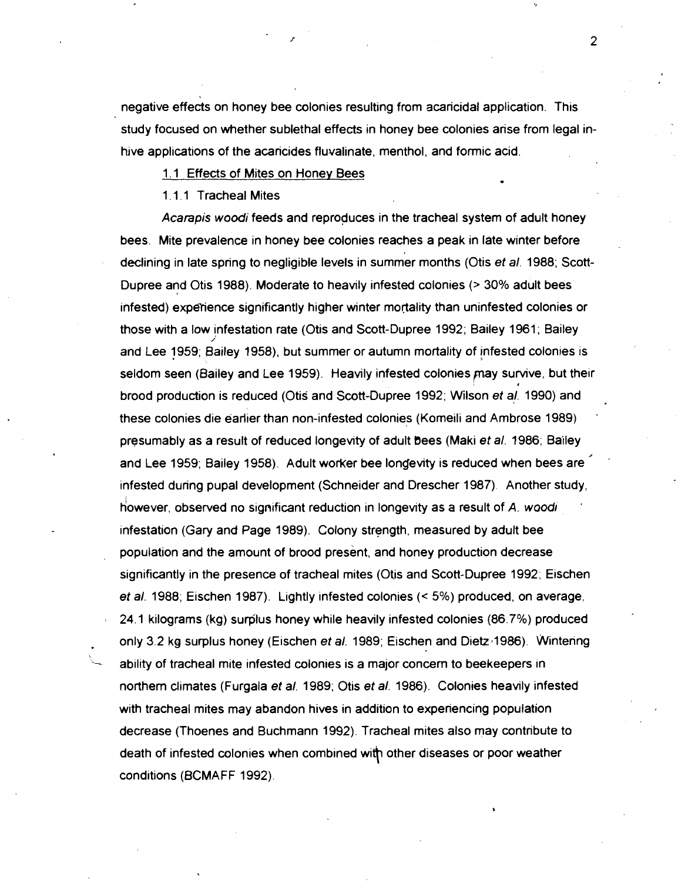negative effects on honey bee colonies resulting from acaricidal application. This study focused on whether sublethal effects in honey bee colonies arise from legal in-hive applications of the acaricides fluvalinate, menthol, and formic acid.

## 1.1 Effects of Mites on Honey Bees

### 1.1.1 Tracheal Mites

*Acarapis woodi* feeds and reproduces in the tracheal system of adult honey bees. Mite prevalence in honey bee colonies reaches a peak in late winter before declining in late spring to negligible levels in summer months (Otis *et al.* 1988; Scott-Dupree and Otis 1988). Moderate to heavily infested colonies (> 30% adult bees infested) experience significantly higher winter mortality than uninfested colonies or those with a low infestation rate (Otis and Scott-Dupree 1992; Bailey 1961; Bailey and Lee 1959; Bailey 1958), but summer or autumn mortality of infested colonies is seldom seen (Bailey and Lee 1959). Heavily infested colonies may survive, but their brood production is reduced (Otis and Scott-Dupree 1992; Wilson *et al.* 1990) and these colonies die earlier than non-infested colonies (Komeili and Ambrose 1989) presumably as a result of reduced longevity of adult bees (Maki *et al.* 1986; Bailey and Lee 1959; Bailey 1958). Adult worker bee longevity is reduced when bees are infested during pupal development (Schneider and Drescher 1987). Another study, however, observed no significant reduction in longevity as a result of *A. woodi* infestation (Gary and Page 1989). Colony strength, measured by adult bee population and the amount of brood present, and honey production decrease significantly in the presence of tracheal mites (Otis and Scott-Dupree 1992; Eischen *et al.* 1988; Eischen 1987). Lightly infested colonies (< 5%) produced, on average, 24.1 kilograms (kg) surplus honey while heavily infested colonies (86.7%) produced only 3.2 kg surplus honey (Eischen *et al.* 1989; Eischen and Dietz 1986). Wintering ability of tracheal mite infested colonies is a major concern to beekeepers in northern climates (Furgala *et al.* 1989; Otis *et al.* 1986). Colonies heavily infested with tracheal mites may abandon hives in addition to experiencing population decrease (Thoenes and Buchmann 1992). Tracheal mites also may contribute to death of infested colonies when combined with other diseases or poor weather conditions (BCMAFF 1992).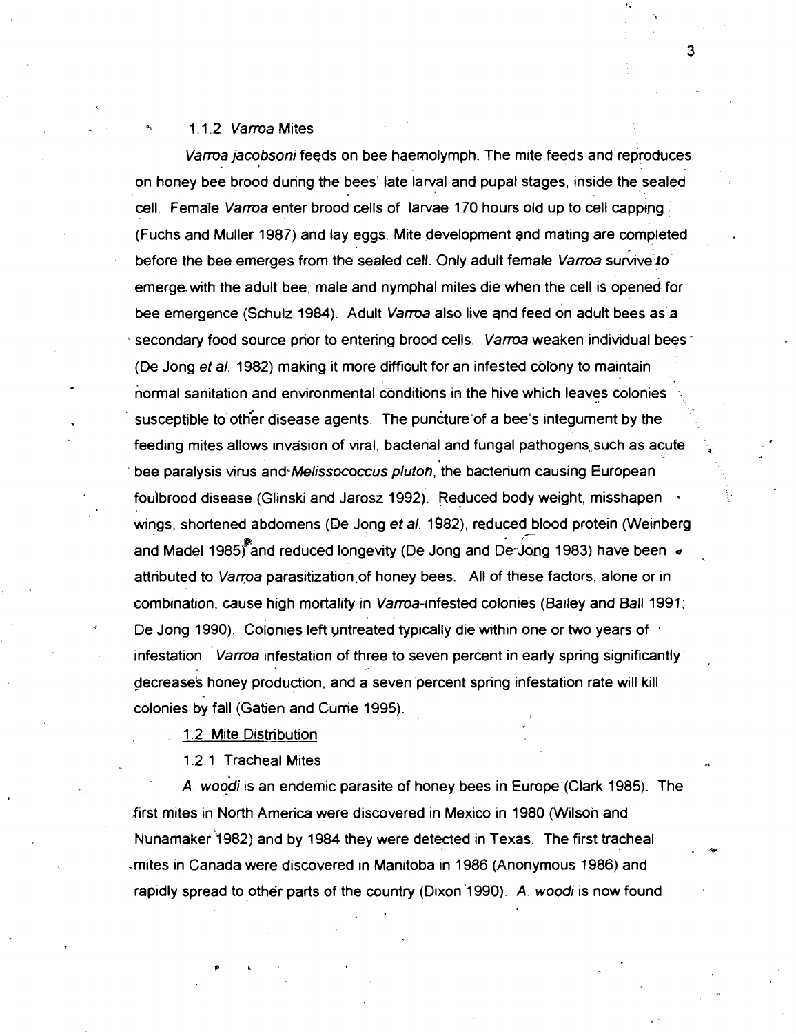### 1.1.2 *Varroa* Mites

*Varroa jacobsoni* feeds on bee haemolymph. The mite feeds and reproduces on honey bee brood during the bees' late larval and pupal stages, inside the sealed cell. Female *Varroa* enter brood cells of larvae 170 hours old up to cell capping (Fuchs and Muller 1987) and lay eggs. Mite development and mating are completed before the bee emerges from the sealed cell. Only adult female *Varroa* survive to emerge with the adult bee; male and nymphal mites die when the cell is opened for bee emergence (Schulz 1984). Adult *Varroa* also live and feed on adult bees as a secondary food source prior to entering brood cells. *Varroa* weaken individual bees (De Jong *et al.* 1982) making it more difficult for an infested colony to maintain normal sanitation and environmental conditions in the hive which leaves colonies susceptible to other disease agents. The puncture of a bee's integument by the feeding mites allows invasion of viral, bacterial and fungal pathogens such as acute bee paralysis virus and *Melissococcus pluton*, the bacterium causing European foulbrood disease (Glinski and Jarosz 1992). Reduced body weight, misshapen wings, shortened abdomens (De Jong *et al.* 1982), reduced blood protein (Weinberg and Madel 1985) and reduced longevity (De Jong and De Jong 1983) have been attributed to *Varroa* parasitization of honey bees. All of these factors, alone or in combination, cause high mortality in *Varroa*-infested colonies (Bailey and Ball 1991; De Jong 1990). Colonies left untreated typically die within one or two years of infestation. *Varroa* infestation of three to seven percent in early spring significantly decreases honey production, and a seven percent spring infestation rate will kill colonies by fall (Gatien and Currie 1995).

## 1.2 Mite Distribution

### 1.2.1 Tracheal Mites

*A. woodi* is an endemic parasite of honey bees in Europe (Clark 1985). The first mites in North America were discovered in Mexico in 1980 (Wilson and Nunamaker 1982) and by 1984 they were detected in Texas. The first tracheal mites in Canada were discovered in Manitoba in 1986 (Anonymous 1986) and rapidly spread to other parts of the country (Dixon 1990). *A. woodi* is now found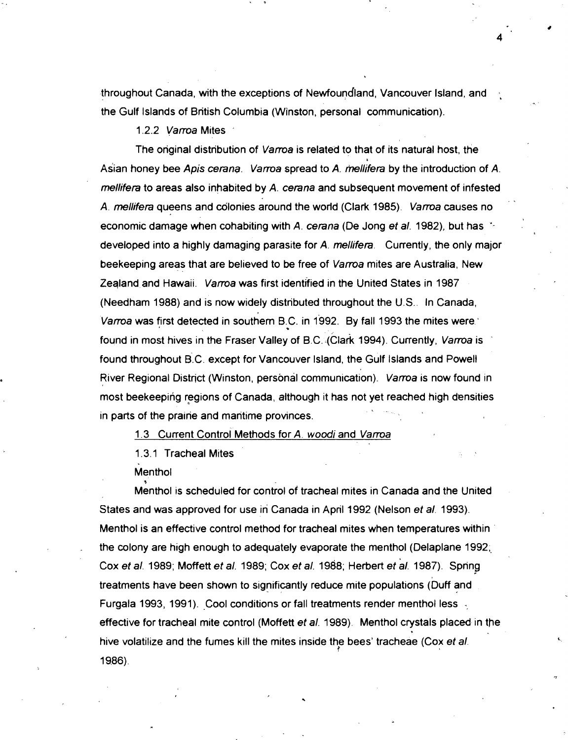throughout Canada, with the exceptions of Newfoundland, Vancouver Island, and the Gulf Islands of British Columbia (Winston, personal communication).

### 1.2.2 *Varroa* Mites

The original distribution of *Varroa* is related to that of its natural host, the Asian honey bee *Apis cerana*. *Varroa* spread to *A. mellifera* by the introduction of *A. mellifera* to areas also inhabited by *A. cerana* and subsequent movement of infested *A. mellifera* queens and colonies around the world (Clark 1985). *Varroa* causes no economic damage when cohabiting with *A. cerana* (De Jong *et al.* 1982), but has developed into a highly damaging parasite for *A. mellifera*. Currently, the only major beekeeping areas that are believed to be free of *Varroa* mites are Australia, New Zealand and Hawaii. *Varroa* was first identified in the United States in 1987 (Needham 1988) and is now widely distributed throughout the U.S.. In Canada, *Varroa* was first detected in southern B.C. in 1992. By fall 1993 the mites were found in most hives in the Fraser Valley of B.C. (Clark 1994). Currently, *Varroa* is found throughout B.C. except for Vancouver Island, the Gulf Islands and Powell River Regional District (Winston, personal communication). *Varroa* is now found in most beekeeping regions of Canada, although it has not yet reached high densities in parts of the prairie and maritime provinces.

## 1.3 Current Control Methods for *A. woodi* and *Varroa*

### 1.3.1 Tracheal Mites

Menthol

Menthol is scheduled for control of tracheal mites in Canada and the United States and was approved for use in Canada in April 1992 (Nelson *et al.* 1993). Menthol is an effective control method for tracheal mites when temperatures within the colony are high enough to adequately evaporate the menthol (Delaplane 1992; Cox *et al.* 1989; Moffett *et al.* 1989; Cox *et al.* 1988; Herbert *et al.* 1987). Spring treatments have been shown to significantly reduce mite populations (Duff and Furgala 1993, 1991). Cool conditions or fall treatments render menthol less effective for tracheal mite control (Moffett *et al.* 1989). Menthol crystals placed in the hive volatilize and the fumes kill the mites inside the bees' tracheae (Cox *et al.* 1986).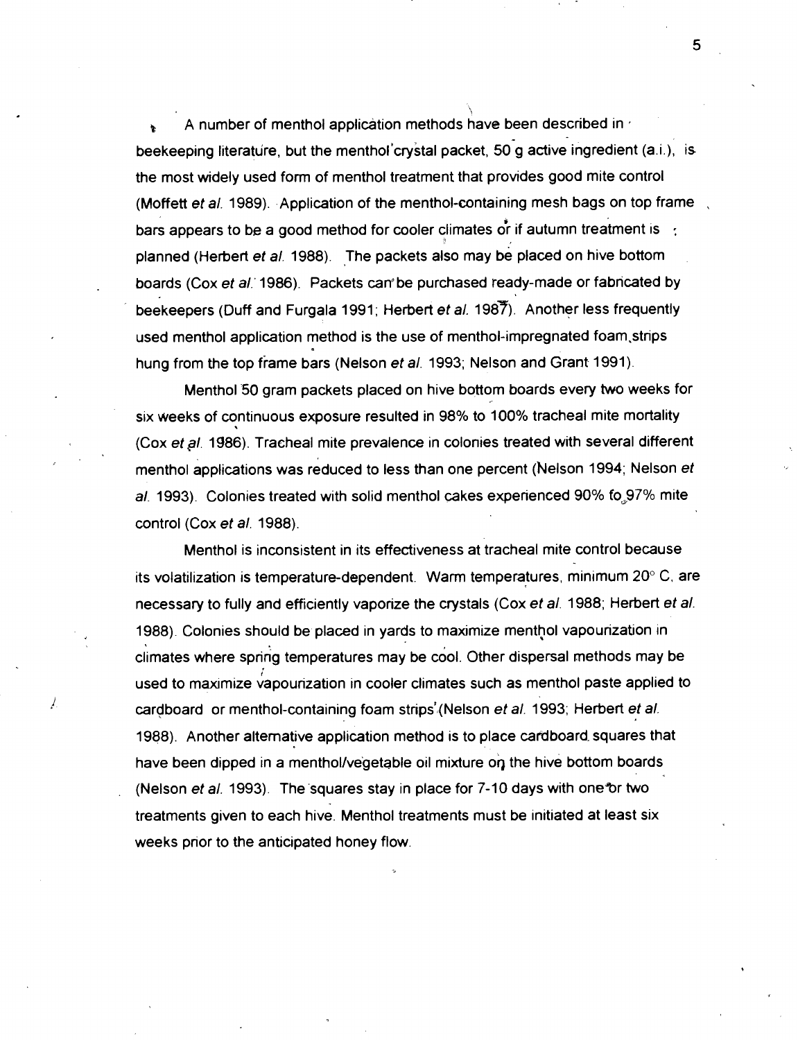A number of menthol application methods have been described in beekeeping literature, but the menthol crystal packet, 50 g active ingredient (a.i.), is the most widely used form of menthol treatment that provides good mite control (Moffett *et al.* 1989). Application of the menthol-containing mesh bags on top frame bars appears to be a good method for cooler climates or if autumn treatment is planned (Herbert *et al.* 1988). The packets also may be placed on hive bottom boards (Cox *et al.* 1986). Packets can be purchased ready-made or fabricated by beekeepers (Duff and Furgala 1991; Herbert *et al.* 1987). Another less frequently used menthol application method is the use of menthol-impregnated foam strips hung from the top frame bars (Nelson *et al.* 1993; Nelson and Grant 1991).

Menthol 50 gram packets placed on hive bottom boards every two weeks for six weeks of continuous exposure resulted in 98% to 100% tracheal mite mortality (Cox *et al.* 1986). Tracheal mite prevalence in colonies treated with several different menthol applications was reduced to less than one percent (Nelson 1994; Nelson *et al.* 1993). Colonies treated with solid menthol cakes experienced 90% to 97% mite control (Cox *et al.* 1988).

Menthol is inconsistent in its effectiveness at tracheal mite control because its volatilization is temperature-dependent. Warm temperatures, minimum 20° C, are necessary to fully and efficiently vaporize the crystals (Cox *et al.* 1988; Herbert *et al.* 1988). Colonies should be placed in yards to maximize menthol vapourization in climates where spring temperatures may be cool. Other dispersal methods may be used to maximize vapourization in cooler climates such as menthol paste applied to cardboard or menthol-containing foam strips (Nelson *et al.* 1993; Herbert *et al.* 1988). Another alternative application method is to place cardboard squares that have been dipped in a menthol/vegetable oil mixture on the hive bottom boards (Nelson *et al.* 1993). The squares stay in place for 7-10 days with one or two treatments given to each hive. Menthol treatments must be initiated at least six weeks prior to the anticipated honey flow.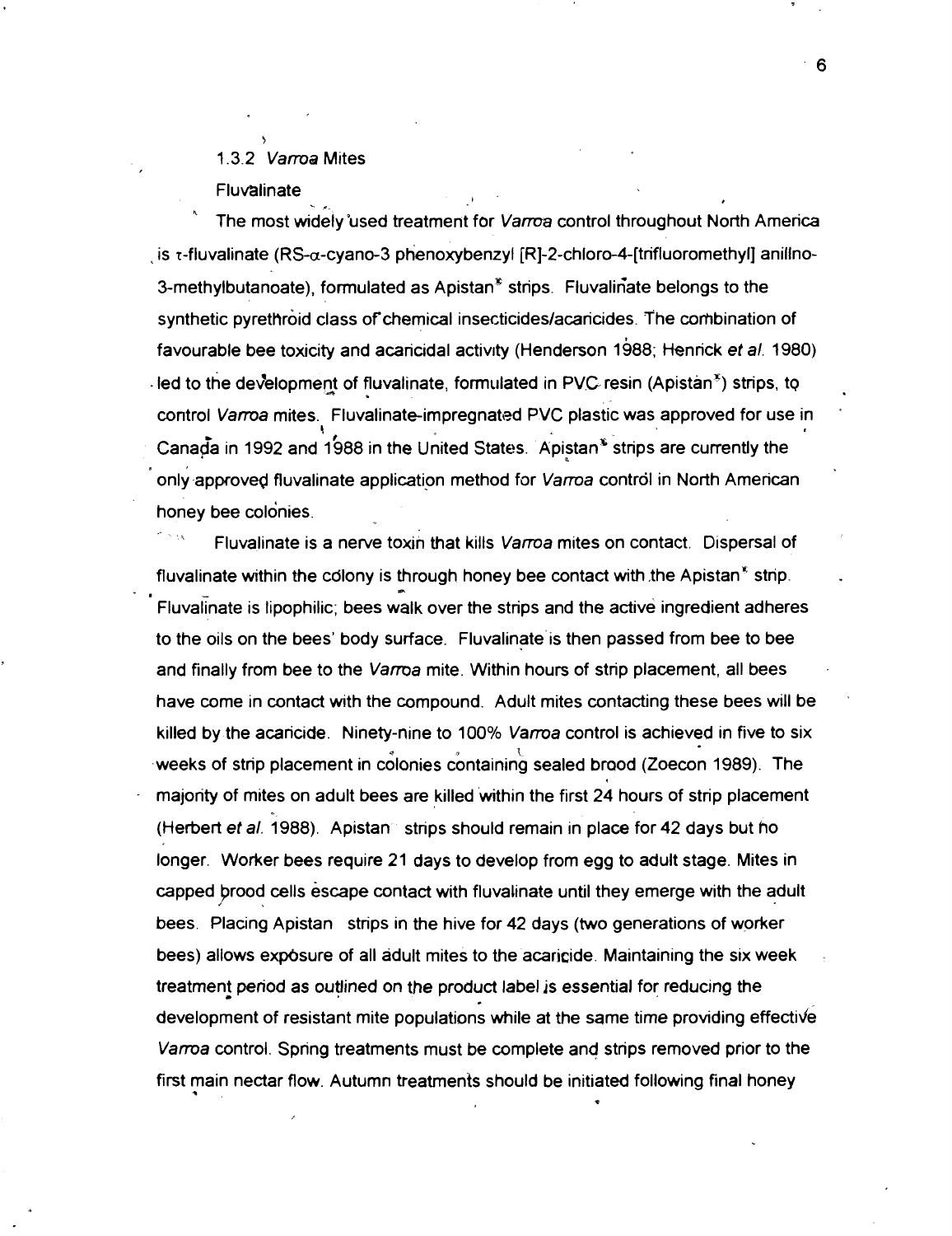### 1.3.2 *Varroa* Mites

#### Fluvalinate

The most widely used treatment for *Varroa* control throughout North America is τ-fluvalinate (RS-α-cyano-3 phenoxybenzyl [R]-2-chloro-4-[trifluoromethyl] anilino-3-methylbutanoate), formulated as Apistan® strips. Fluvalinate belongs to the synthetic pyrethroid class of chemical insecticides/acaricides. The combination of favourable bee toxicity and acaricidal activity (Henderson 1988; Henrick *et al.* 1980) led to the development of fluvalinate, formulated in PVC resin (Apistan®) strips, to control *Varroa* mites. Fluvalinate-impregnated PVC plastic was approved for use in Canada in 1992 and 1988 in the United States. Apistan® strips are currently the only approved fluvalinate application method for *Varroa* control in North American honey bee colonies.

Fluvalinate is a nerve toxin that kills *Varroa* mites on contact. Dispersal of fluvalinate within the colony is through honey bee contact with the Apistan® strip. Fluvalinate is lipophilic; bees walk over the strips and the active ingredient adheres to the oils on the bees' body surface. Fluvalinate is then passed from bee to bee and finally from bee to the *Varroa* mite. Within hours of strip placement, all bees have come in contact with the compound. Adult mites contacting these bees will be killed by the acaricide. Ninety-nine to 100% *Varroa* control is achieved in five to six weeks of strip placement in colonies containing sealed brood (Zoecon 1989). The majority of mites on adult bees are killed within the first 24 hours of strip placement (Herbert *et al.* 1988). Apistan strips should remain in place for 42 days but no longer. Worker bees require 21 days to develop from egg to adult stage. Mites in capped brood cells escape contact with fluvalinate until they emerge with the adult bees. Placing Apistan strips in the hive for 42 days (two generations of worker bees) allows exposure of all adult mites to the acaricide. Maintaining the six week treatment period as outlined on the product label is essential for reducing the development of resistant mite populations while at the same time providing effective *Varroa* control. Spring treatments must be complete and strips removed prior to the first main nectar flow. Autumn treatments should be initiated following final honey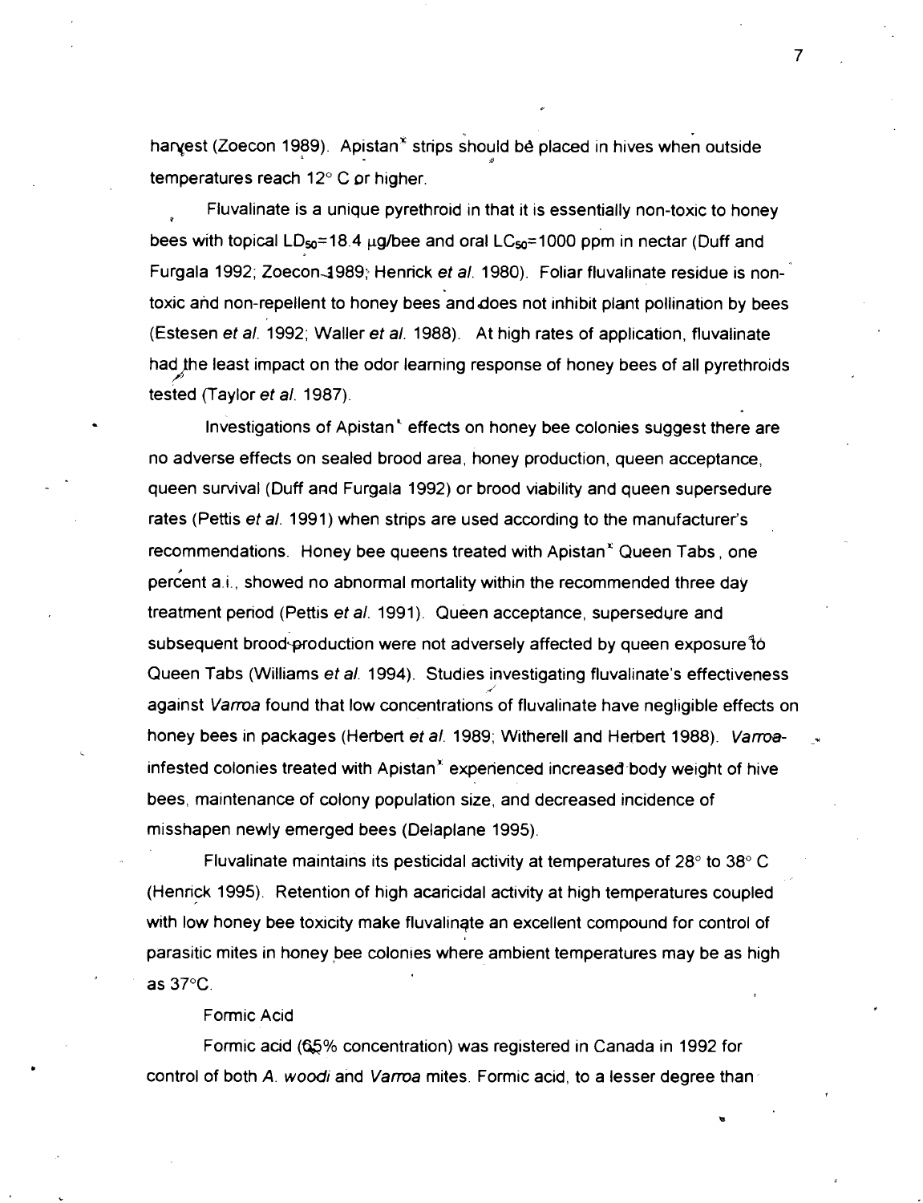harvest (Zoecon 1989). Apistan® strips should be placed in hives when outside temperatures reach 12° C or higher.

Fluvalinate is a unique pyrethroid in that it is essentially non-toxic to honey bees with topical $LD_{50}$=18.4 μg/bee and oral $LC_{50}$=1000 ppm in nectar (Duff and Furgala 1992; Zoecon 1989; Henrick *et al.* 1980). Foliar fluvalinate residue is non-toxic and non-repellent to honey bees and does not inhibit plant pollination by bees (Estesen *et al.* 1992; Waller *et al.* 1988). At high rates of application, fluvalinate had the least impact on the odor learning response of honey bees of all pyrethroids tested (Taylor *et al.* 1987).

Investigations of Apistan® effects on honey bee colonies suggest there are no adverse effects on sealed brood area, honey production, queen acceptance, queen survival (Duff and Furgala 1992) or brood viability and queen supersedure rates (Pettis *et al.* 1991) when strips are used according to the manufacturer's recommendations. Honey bee queens treated with Apistan® Queen Tabs, one percent a.i., showed no abnormal mortality within the recommended three day treatment period (Pettis *et al.* 1991). Queen acceptance, supersedure and subsequent brood production were not adversely affected by queen exposure to Queen Tabs (Williams *et al.* 1994). Studies investigating fluvalinate's effectiveness against *Varroa* found that low concentrations of fluvalinate have negligible effects on honey bees in packages (Herbert *et al.* 1989; Witherell and Herbert 1988). *Varroa*-infested colonies treated with Apistan® experienced increased body weight of hive bees, maintenance of colony population size, and decreased incidence of misshapen newly emerged bees (Delaplane 1995).

Fluvalinate maintains its pesticidal activity at temperatures of 28° to 38° C (Henrick 1995). Retention of high acaricidal activity at high temperatures coupled with low honey bee toxicity make fluvalinate an excellent compound for control of parasitic mites in honey bee colonies where ambient temperatures may be as high as 37°C.

Formic Acid

Formic acid (65% concentration) was registered in Canada in 1992 for control of both *A. woodi* and *Varroa* mites. Formic acid, to a lesser degree than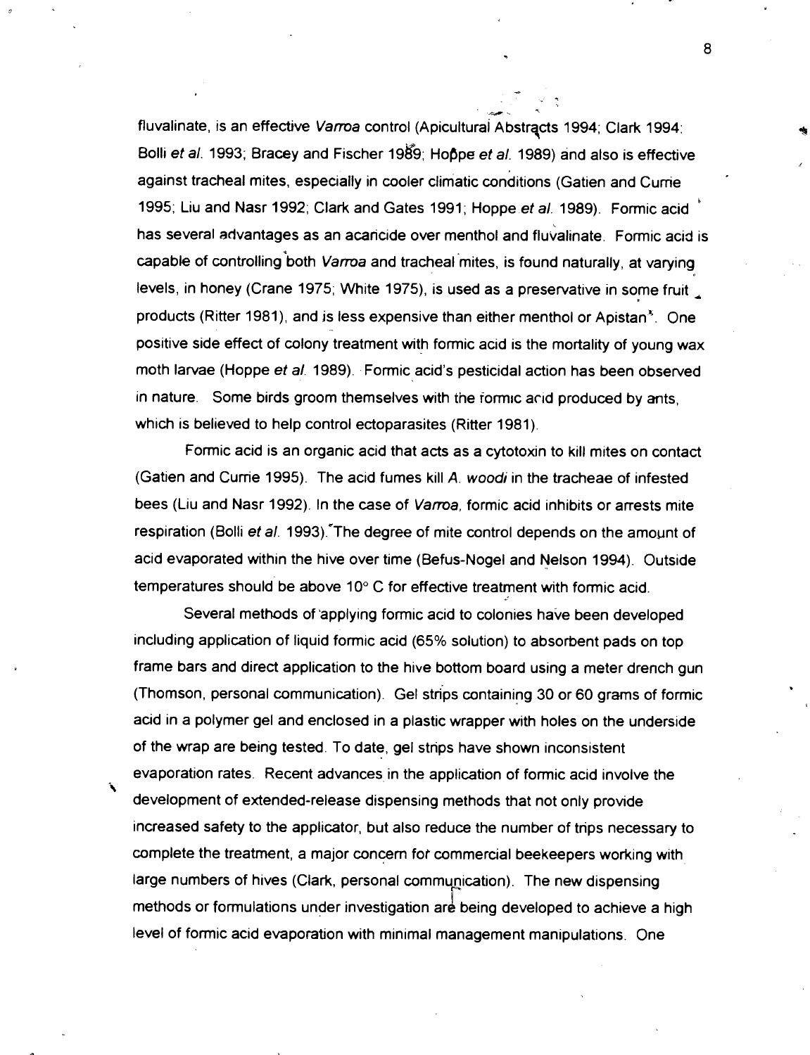fluvalinate, is an effective *Varroa* control (Apicultural Abstracts 1994; Clark 1994; Bolli *et al.* 1993; Bracey and Fischer 1989; Hoppe *et al.* 1989) and also is effective against tracheal mites, especially in cooler climatic conditions (Gatien and Currie 1995; Liu and Nasr 1992; Clark and Gates 1991; Hoppe *et al.* 1989). Formic acid has several advantages as an acaricide over menthol and fluvalinate. Formic acid is capable of controlling both *Varroa* and tracheal mites, is found naturally, at varying levels, in honey (Crane 1975; White 1975), is used as a preservative in some fruit products (Ritter 1981), and is less expensive than either menthol or Apistan®. One positive side effect of colony treatment with formic acid is the mortality of young wax moth larvae (Hoppe *et al.* 1989). Formic acid's pesticidal action has been observed in nature. Some birds groom themselves with the formic acid produced by ants, which is believed to help control ectoparasites (Ritter 1981).

Formic acid is an organic acid that acts as a cytotoxin to kill mites on contact (Gatien and Currie 1995). The acid fumes kill *A. woodi* in the tracheae of infested bees (Liu and Nasr 1992). In the case of *Varroa*, formic acid inhibits or arrests mite respiration (Bolli *et al.* 1993). The degree of mite control depends on the amount of acid evaporated within the hive over time (Befus-Nogel and Nelson 1994). Outside temperatures should be above 10° C for effective treatment with formic acid.

Several methods of applying formic acid to colonies have been developed including application of liquid formic acid (65% solution) to absorbent pads on top frame bars and direct application to the hive bottom board using a meter drench gun (Thomson, personal communication). Gel strips containing 30 or 60 grams of formic acid in a polymer gel and enclosed in a plastic wrapper with holes on the underside of the wrap are being tested. To date, gel strips have shown inconsistent evaporation rates. Recent advances in the application of formic acid involve the development of extended-release dispensing methods that not only provide increased safety to the applicator, but also reduce the number of trips necessary to complete the treatment, a major concern for commercial beekeepers working with large numbers of hives (Clark, personal communication). The new dispensing methods or formulations under investigation are being developed to achieve a high level of formic acid evaporation with minimal management manipulations. One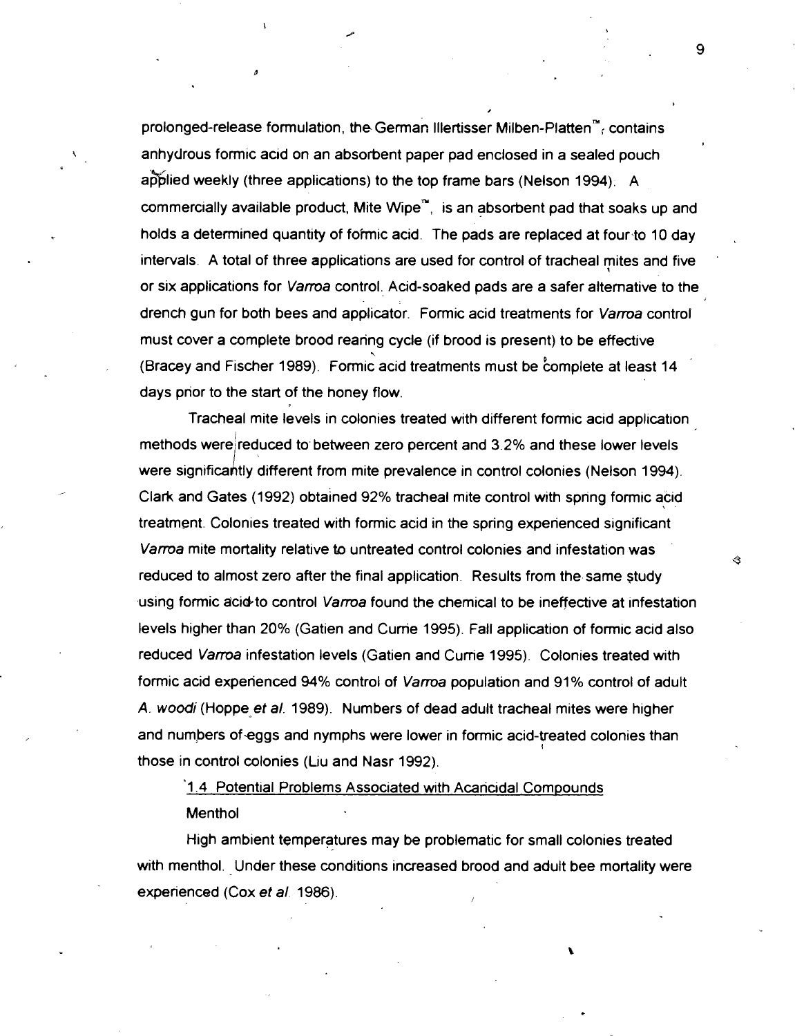prolonged-release formulation, the German Illertisser Milben-Platten™, contains anhydrous formic acid on an absorbent paper pad enclosed in a sealed pouch applied weekly (three applications) to the top frame bars (Nelson 1994). A commercially available product, Mite Wipe™, is an absorbent pad that soaks up and holds a determined quantity of formic acid. The pads are replaced at four to 10 day intervals. A total of three applications are used for control of tracheal mites and five or six applications for *Varroa* control. Acid-soaked pads are a safer alternative to the drench gun for both bees and applicator. Formic acid treatments for *Varroa* control must cover a complete brood rearing cycle (if brood is present) to be effective (Bracey and Fischer 1989). Formic acid treatments must be complete at least 14 days prior to the start of the honey flow.

Tracheal mite levels in colonies treated with different formic acid application methods were reduced to between zero percent and 3.2% and these lower levels were significantly different from mite prevalence in control colonies (Nelson 1994). Clark and Gates (1992) obtained 92% tracheal mite control with spring formic acid treatment. Colonies treated with formic acid in the spring experienced significant *Varroa* mite mortality relative to untreated control colonies and infestation was reduced to almost zero after the final application. Results from the same study using formic acid to control *Varroa* found the chemical to be ineffective at infestation levels higher than 20% (Gatien and Currie 1995). Fall application of formic acid also reduced *Varroa* infestation levels (Gatien and Currie 1995). Colonies treated with formic acid experienced 94% control of *Varroa* population and 91% control of adult *A. woodi* (Hoppe *et al.* 1989). Numbers of dead adult tracheal mites were higher and numbers of eggs and nymphs were lower in formic acid-treated colonies than those in control colonies (Liu and Nasr 1992).

## 1.4 Potential Problems Associated with Acaricidal Compounds

### Menthol

High ambient temperatures may be problematic for small colonies treated with menthol. Under these conditions increased brood and adult bee mortality were experienced (Cox *et al.* 1986).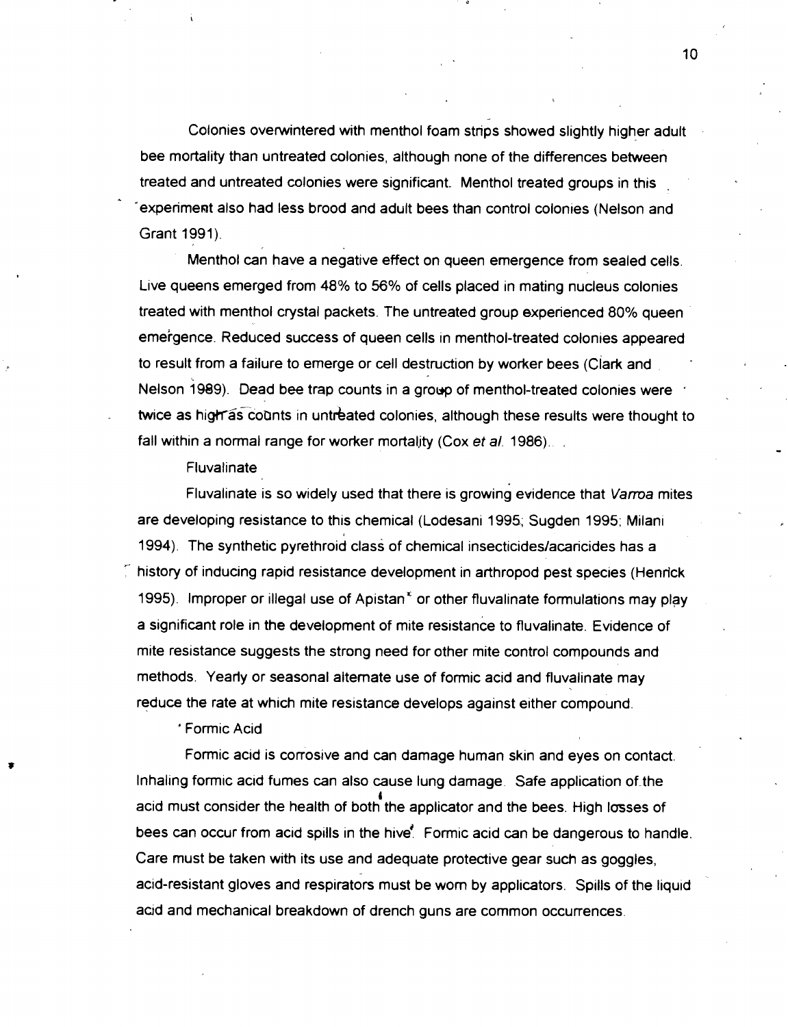Colonies overwintered with menthol foam strips showed slightly higher adult bee mortality than untreated colonies, although none of the differences between treated and untreated colonies were significant. Menthol treated groups in this experiment also had less brood and adult bees than control colonies (Nelson and Grant 1991).

Menthol can have a negative effect on queen emergence from sealed cells. Live queens emerged from 48% to 56% of cells placed in mating nucleus colonies treated with menthol crystal packets. The untreated group experienced 80% queen emergence. Reduced success of queen cells in menthol-treated colonies appeared to result from a failure to emerge or cell destruction by worker bees (Clark and Nelson 1989). Dead bee trap counts in a group of menthol-treated colonies were twice as high as counts in untreated colonies, although these results were thought to fall within a normal range for worker mortality (Cox *et al.* 1986).

Fluvalinate

Fluvalinate is so widely used that there is growing evidence that *Varroa* mites are developing resistance to this chemical (Lodesani 1995; Sugden 1995; Milani 1994). The synthetic pyrethroid class of chemical insecticides/acaricides has a history of inducing rapid resistance development in arthropod pest species (Henrick 1995). Improper or illegal use of Apistan® or other fluvalinate formulations may play a significant role in the development of mite resistance to fluvalinate. Evidence of mite resistance suggests the strong need for other mite control compounds and methods. Yearly or seasonal alternate use of formic acid and fluvalinate may reduce the rate at which mite resistance develops against either compound.

Formic Acid

Formic acid is corrosive and can damage human skin and eyes on contact. Inhaling formic acid fumes can also cause lung damage. Safe application of the acid must consider the health of both the applicator and the bees. High losses of bees can occur from acid spills in the hive. Formic acid can be dangerous to handle. Care must be taken with its use and adequate protective gear such as goggles, acid-resistant gloves and respirators must be worn by applicators. Spills of the liquid acid and mechanical breakdown of drench guns are common occurrences.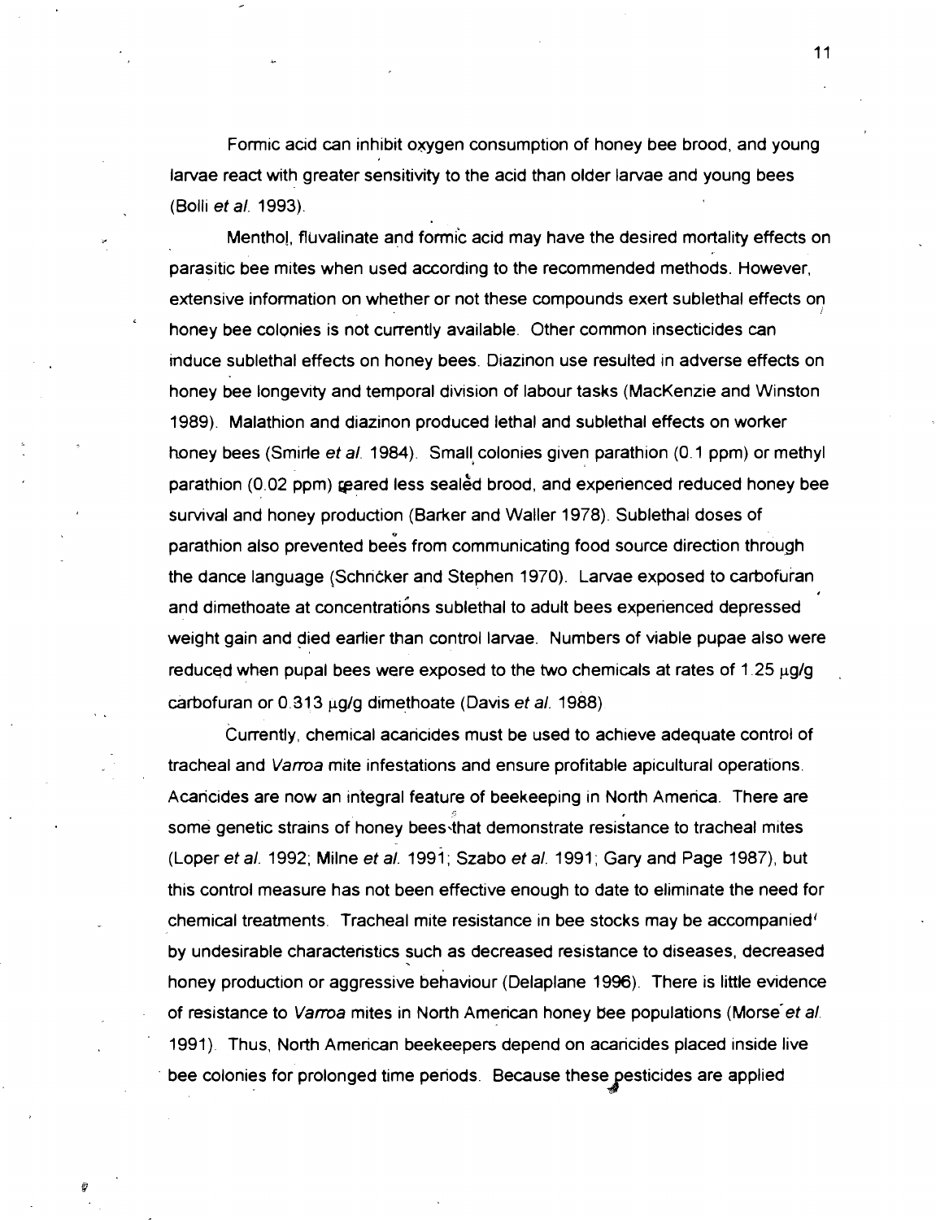Formic acid can inhibit oxygen consumption of honey bee brood, and young larvae react with greater sensitivity to the acid than older larvae and young bees (Bolli *et al.* 1993).

Menthol, fluvalinate and formic acid may have the desired mortality effects on parasitic bee mites when used according to the recommended methods. However, extensive information on whether or not these compounds exert sublethal effects on honey bee colonies is not currently available. Other common insecticides can induce sublethal effects on honey bees. Diazinon use resulted in adverse effects on honey bee longevity and temporal division of labour tasks (MacKenzie and Winston 1989). Malathion and diazinon produced lethal and sublethal effects on worker honey bees (Smirle *et al.* 1984). Small colonies given parathion (0.1 ppm) or methyl parathion (0.02 ppm) reared less sealed brood, and experienced reduced honey bee survival and honey production (Barker and Waller 1978). Sublethal doses of parathion also prevented bees from communicating food source direction through the dance language (Schricker and Stephen 1970). Larvae exposed to carbofuran and dimethoate at concentrations sublethal to adult bees experienced depressed weight gain and died earlier than control larvae. Numbers of viable pupae also were reduced when pupal bees were exposed to the two chemicals at rates of 1.25 μg/g carbofuran or 0.313 μg/g dimethoate (Davis *et al.* 1988).

Currently, chemical acaricides must be used to achieve adequate control of tracheal and *Varroa* mite infestations and ensure profitable apicultural operations. Acaricides are now an integral feature of beekeeping in North America. There are some genetic strains of honey bees that demonstrate resistance to tracheal mites (Loper *et al.* 1992; Milne *et al.* 1991; Szabo *et al.* 1991; Gary and Page 1987), but this control measure has not been effective enough to date to eliminate the need for chemical treatments. Tracheal mite resistance in bee stocks may be accompanied by undesirable characteristics such as decreased resistance to diseases, decreased honey production or aggressive behaviour (Delaplane 1996). There is little evidence of resistance to *Varroa* mites in North American honey bee populations (Morse *et al.* 1991). Thus, North American beekeepers depend on acaricides placed inside live bee colonies for prolonged time periods. Because these pesticides are applied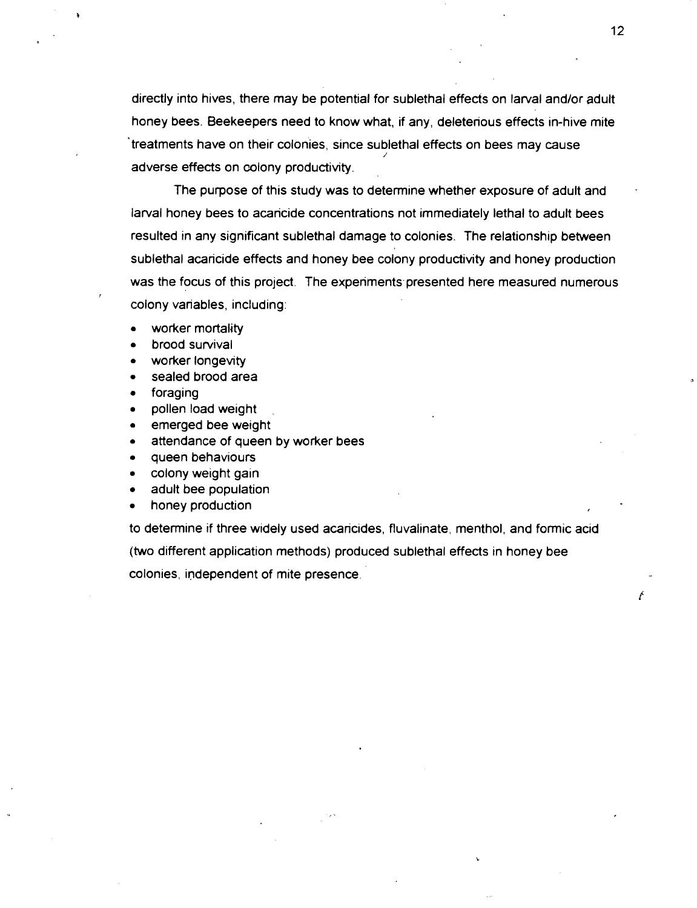directly into hives, there may be potential for sublethal effects on larval and/or adult honey bees. Beekeepers need to know what, if any, deleterious effects in-hive mite treatments have on their colonies, since sublethal effects on bees may cause adverse effects on colony productivity.

The purpose of this study was to determine whether exposure of adult and larval honey bees to acaricide concentrations not immediately lethal to adult bees resulted in any significant sublethal damage to colonies. The relationship between sublethal acaricide effects and honey bee colony productivity and honey production was the focus of this project. The experiments presented here measured numerous colony variables, including:

- worker mortality
- brood survival
- worker longevity
- sealed brood area
- foraging
- pollen load weight
- emerged bee weight
- attendance of queen by worker bees
- queen behaviours
- colony weight gain
- adult bee population
- honey production

to determine if three widely used acaricides, fluvalinate, menthol, and formic acid (two different application methods) produced sublethal effects in honey bee colonies, independent of mite presence.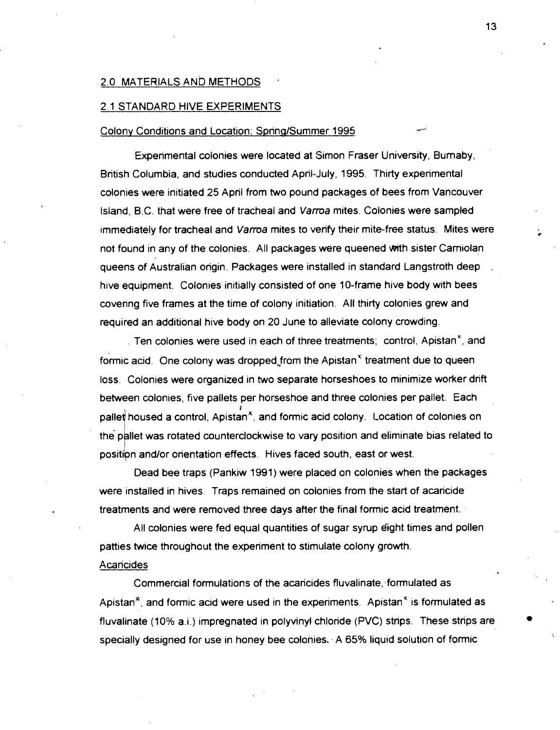## 2.0 MATERIALS AND METHODS

### 2.1 STANDARD HIVE EXPERIMENTS

#### Colony Conditions and Location: Spring/Summer 1995

Experimental colonies were located at Simon Fraser University, Burnaby, British Columbia, and studies conducted April-July, 1995. Thirty experimental colonies were initiated 25 April from two pound packages of bees from Vancouver Island, B.C. that were free of tracheal and *Varroa* mites. Colonies were sampled immediately for tracheal and *Varroa* mites to verify their mite-free status. Mites were not found in any of the colonies. All packages were queened with sister Carniolan queens of Australian origin. Packages were installed in standard Langstroth deep hive equipment. Colonies initially consisted of one 10-frame hive body with bees covering five frames at the time of colony initiation. All thirty colonies grew and required an additional hive body on 20 June to alleviate colony crowding.

Ten colonies were used in each of three treatments; control, Apistan®, and formic acid. One colony was dropped from the Apistan® treatment due to queen loss. Colonies were organized in two separate horseshoes to minimize worker drift between colonies, five pallets per horseshoe and three colonies per pallet. Each pallet housed a control, Apistan®, and formic acid colony. Location of colonies on the pallet was rotated counterclockwise to vary position and eliminate bias related to position and/or orientation effects. Hives faced south, east or west.

Dead bee traps (Pankiw 1991) were placed on colonies when the packages were installed in hives. Traps remained on colonies from the start of acaricide treatments and were removed three days after the final formic acid treatment.

All colonies were fed equal quantities of sugar syrup eight times and pollen patties twice throughout the experiment to stimulate colony growth.

#### Acaricides

Commercial formulations of the acaricides fluvalinate, formulated as Apistan®, and formic acid were used in the experiments. Apistan® is formulated as fluvalinate (10% a.i.) impregnated in polyvinyl chloride (PVC) strips. These strips are specially designed for use in honey bee colonies. A 65% liquid solution of formic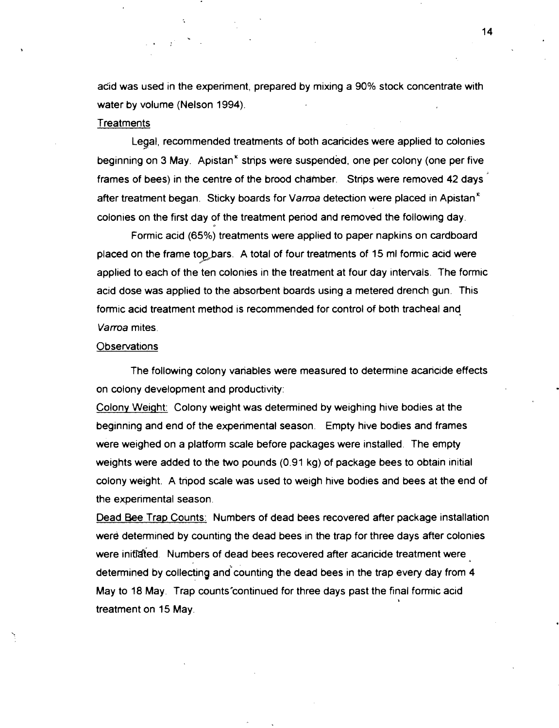acid was used in the experiment, prepared by mixing a 90% stock concentrate with water by volume (Nelson 1994).

Treatments

Legal, recommended treatments of both acaricides were applied to colonies beginning on 3 May. Apistan® strips were suspended, one per colony (one per five frames of bees) in the centre of the brood chamber. Strips were removed 42 days after treatment began. Sticky boards for *Varroa* detection were placed in Apistan® colonies on the first day of the treatment period and removed the following day.

Formic acid (65%) treatments were applied to paper napkins on cardboard placed on the frame top bars. A total of four treatments of 15 ml formic acid were applied to each of the ten colonies in the treatment at four day intervals. The formic acid dose was applied to the absorbent boards using a metered drench gun. This formic acid treatment method is recommended for control of both tracheal and *Varroa* mites.

Observations

The following colony variables were measured to determine acaricide effects on colony development and productivity:

Colony Weight: Colony weight was determined by weighing hive bodies at the beginning and end of the experimental season. Empty hive bodies and frames were weighed on a platform scale before packages were installed. The empty weights were added to the two pounds (0.91 kg) of package bees to obtain initial colony weight. A tripod scale was used to weigh hive bodies and bees at the end of the experimental season.

Dead Bee Trap Counts: Numbers of dead bees recovered after package installation were determined by counting the dead bees in the trap for three days after colonies were initiated. Numbers of dead bees recovered after acaricide treatment were determined by collecting and counting the dead bees in the trap every day from 4 May to 18 May. Trap counts continued for three days past the final formic acid treatment on 15 May.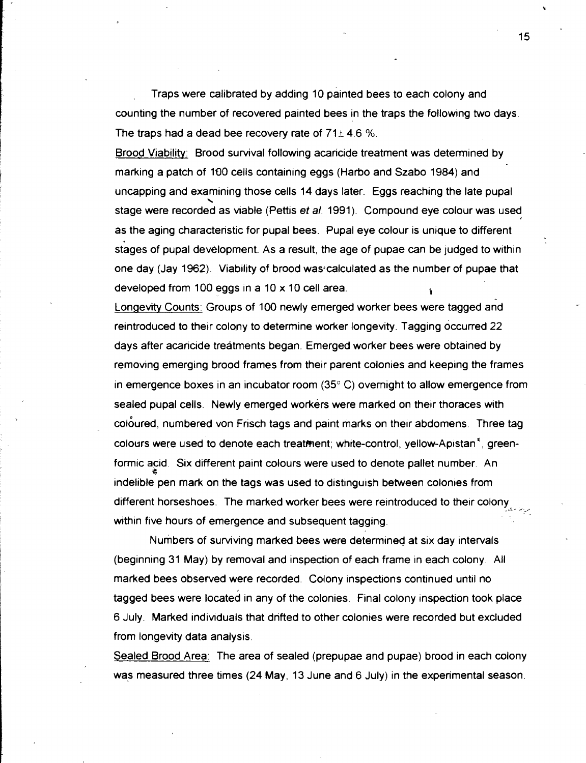Traps were calibrated by adding 10 painted bees to each colony and counting the number of recovered painted bees in the traps the following two days. The traps had a dead bee recovery rate of $71 \pm 4.6$ %.

Brood Viability: Brood survival following acaricide treatment was determined by marking a patch of 100 cells containing eggs (Harbo and Szabo 1984) and uncapping and examining those cells 14 days later. Eggs reaching the late pupal stage were recorded as viable (Pettis *et al.* 1991). Compound eye colour was used as the aging characteristic for pupal bees. Pupal eye colour is unique to different stages of pupal development. As a result, the age of pupae can be judged to within one day (Jay 1962). Viability of brood was calculated as the number of pupae that developed from 100 eggs in a 10 x 10 cell area.

Longevity Counts: Groups of 100 newly emerged worker bees were tagged and reintroduced to their colony to determine worker longevity. Tagging occurred 22 days after acaricide treatments began. Emerged worker bees were obtained by removing emerging brood frames from their parent colonies and keeping the frames in emergence boxes in an incubator room (35° C) overnight to allow emergence from sealed pupal cells. Newly emerged workers were marked on their thoraces with coloured, numbered von Frisch tags and paint marks on their abdomens. Three tag colours were used to denote each treatment; white-control, yellow-Apistan®, green-formic acid. Six different paint colours were used to denote pallet number. An indelible pen mark on the tags was used to distinguish between colonies from different horseshoes. The marked worker bees were reintroduced to their colony within five hours of emergence and subsequent tagging.

Numbers of surviving marked bees were determined at six day intervals (beginning 31 May) by removal and inspection of each frame in each colony. All marked bees observed were recorded. Colony inspections continued until no tagged bees were located in any of the colonies. Final colony inspection took place 6 July. Marked individuals that drifted to other colonies were recorded but excluded from longevity data analysis.

Sealed Brood Area: The area of sealed (prepupae and pupae) brood in each colony was measured three times (24 May, 13 June and 6 July) in the experimental season.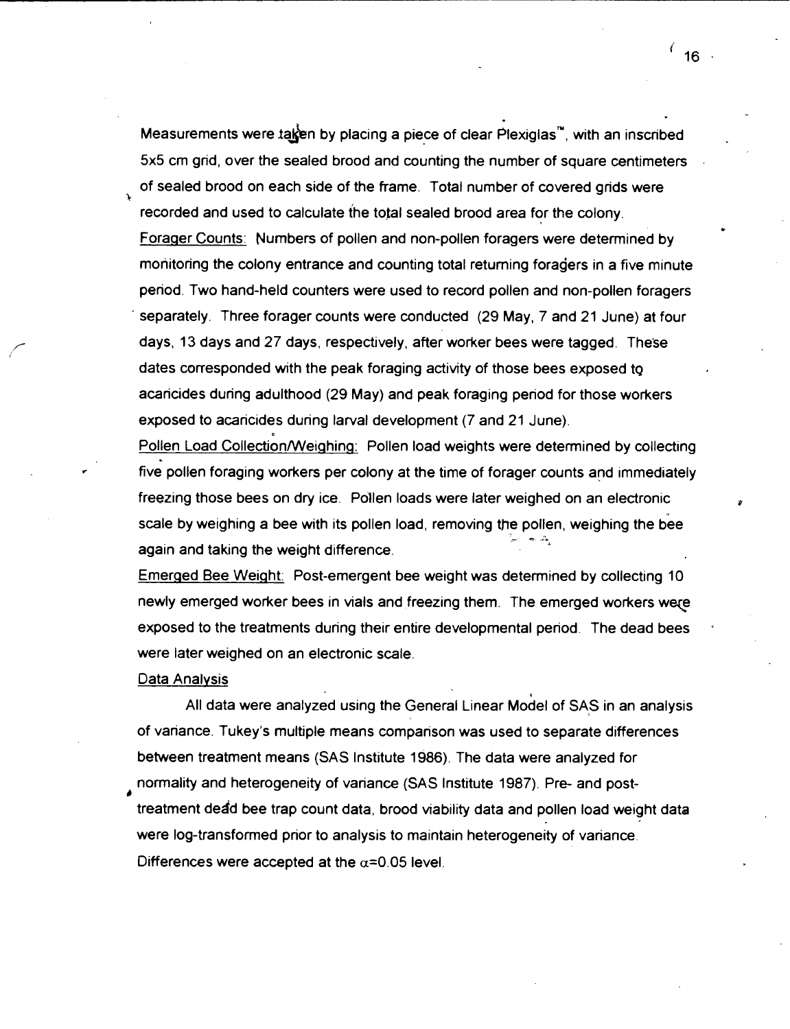Measurements were taken by placing a piece of clear Plexiglas™, with an inscribed 5x5 cm grid, over the sealed brood and counting the number of square centimeters of sealed brood on each side of the frame. Total number of covered grids were recorded and used to calculate the total sealed brood area for the colony.

Forager Counts: Numbers of pollen and non-pollen foragers were determined by monitoring the colony entrance and counting total returning foragers in a five minute period. Two hand-held counters were used to record pollen and non-pollen foragers separately. Three forager counts were conducted (29 May, 7 and 21 June) at four days, 13 days and 27 days, respectively, after worker bees were tagged. These dates corresponded with the peak foraging activity of those bees exposed to acaricides during adulthood (29 May) and peak foraging period for those workers exposed to acaricides during larval development (7 and 21 June).

Pollen Load Collection/Weighing: Pollen load weights were determined by collecting five pollen foraging workers per colony at the time of forager counts and immediately freezing those bees on dry ice. Pollen loads were later weighed on an electronic scale by weighing a bee with its pollen load, removing the pollen, weighing the bee again and taking the weight difference.

Emerged Bee Weight: Post-emergent bee weight was determined by collecting 10 newly emerged worker bees in vials and freezing them. The emerged workers were exposed to the treatments during their entire developmental period. The dead bees were later weighed on an electronic scale.

Data Analysis

All data were analyzed using the General Linear Model of SAS in an analysis of variance. Tukey's multiple means comparison was used to separate differences between treatment means (SAS Institute 1986). The data were analyzed for normality and heterogeneity of variance (SAS Institute 1987). Pre- and post-treatment dead bee trap count data, brood viability data and pollen load weight data were log-transformed prior to analysis to maintain heterogeneity of variance. Differences were accepted at the $\alpha$=0.05 level.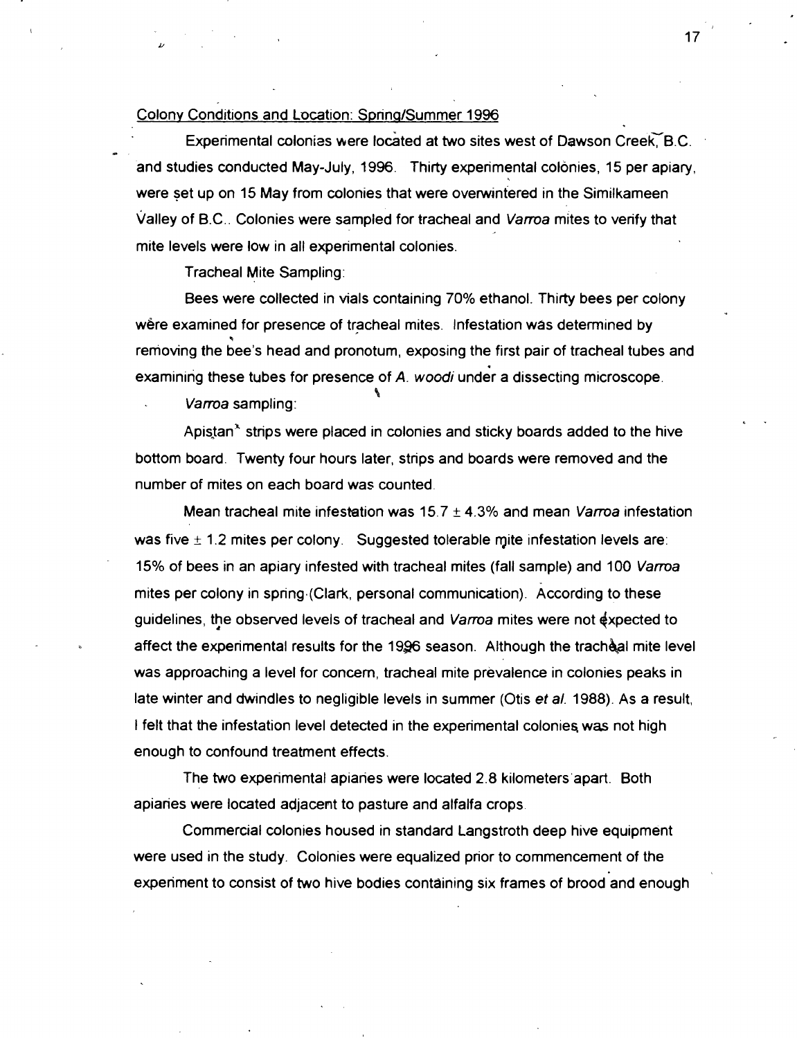Colony Conditions and Location: Spring/Summer 1996

Experimental colonies were located at two sites west of Dawson Creek, B.C. and studies conducted May-July, 1996. Thirty experimental colonies, 15 per apiary, were set up on 15 May from colonies that were overwintered in the Similkameen Valley of B.C.. Colonies were sampled for tracheal and *Varroa* mites to verify that mite levels were low in all experimental colonies.

Tracheal Mite Sampling:

Bees were collected in vials containing 70% ethanol. Thirty bees per colony were examined for presence of tracheal mites. Infestation was determined by removing the bee's head and pronotum, exposing the first pair of tracheal tubes and examining these tubes for presence of *A. woodi* under a dissecting microscope.

*Varroa* sampling:

Apistan* strips were placed in colonies and sticky boards added to the hive bottom board. Twenty four hours later, strips and boards were removed and the number of mites on each board was counted.

Mean tracheal mite infestation was 15.7 ± 4.3% and mean *Varroa* infestation was five ± 1.2 mites per colony. Suggested tolerable mite infestation levels are: 15% of bees in an apiary infested with tracheal mites (fall sample) and 100 *Varroa* mites per colony in spring (Clark, personal communication). According to these guidelines, the observed levels of tracheal and *Varroa* mites were not expected to affect the experimental results for the 1996 season. Although the tracheal mite level was approaching a level for concern, tracheal mite prevalence in colonies peaks in late winter and dwindles to negligible levels in summer (Otis *et al.* 1988). As a result, I felt that the infestation level detected in the experimental colonies was not high enough to confound treatment effects.

The two experimental apiaries were located 2.8 kilometers apart. Both apiaries were located adjacent to pasture and alfalfa crops.

Commercial colonies housed in standard Langstroth deep hive equipment were used in the study. Colonies were equalized prior to commencement of the experiment to consist of two hive bodies containing six frames of brood and enough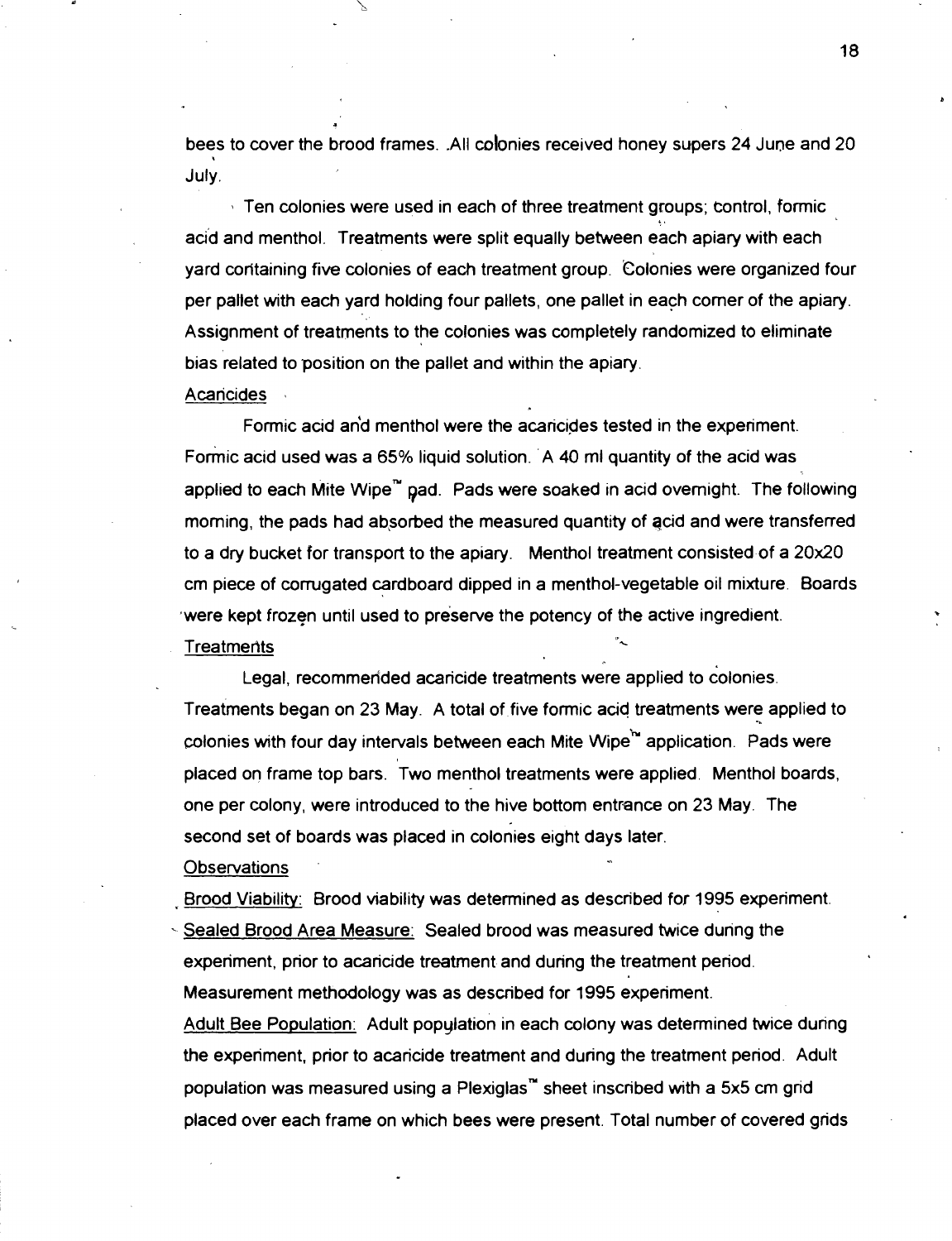bees to cover the brood frames. All colonies received honey supers 24 June and 20 July.

Ten colonies were used in each of three treatment groups; control, formic acid and menthol. Treatments were split equally between each apiary with each yard containing five colonies of each treatment group. Colonies were organized four per pallet with each yard holding four pallets, one pallet in each corner of the apiary. Assignment of treatments to the colonies was completely randomized to eliminate bias related to position on the pallet and within the apiary.

Acaricides

Formic acid and menthol were the acaricides tested in the experiment. Formic acid used was a 65% liquid solution. A 40 ml quantity of the acid was applied to each Mite Wipe™ pad. Pads were soaked in acid overnight. The following morning, the pads had absorbed the measured quantity of acid and were transferred to a dry bucket for transport to the apiary. Menthol treatment consisted of a 20x20 cm piece of corrugated cardboard dipped in a menthol-vegetable oil mixture. Boards were kept frozen until used to preserve the potency of the active ingredient.

Treatments

Legal, recommended acaricide treatments were applied to colonies. Treatments began on 23 May. A total of five formic acid treatments were applied to colonies with four day intervals between each Mite Wipe™ application. Pads were placed on frame top bars. Two menthol treatments were applied. Menthol boards, one per colony, were introduced to the hive bottom entrance on 23 May. The second set of boards was placed in colonies eight days later.

Observations

Brood Viability: Brood viability was determined as described for 1995 experiment.

Sealed Brood Area Measure: Sealed brood was measured twice during the experiment, prior to acaricide treatment and during the treatment period. Measurement methodology was as described for 1995 experiment.

Adult Bee Population: Adult population in each colony was determined twice during the experiment, prior to acaricide treatment and during the treatment period. Adult population was measured using a Plexiglas™ sheet inscribed with a 5x5 cm grid placed over each frame on which bees were present. Total number of covered grids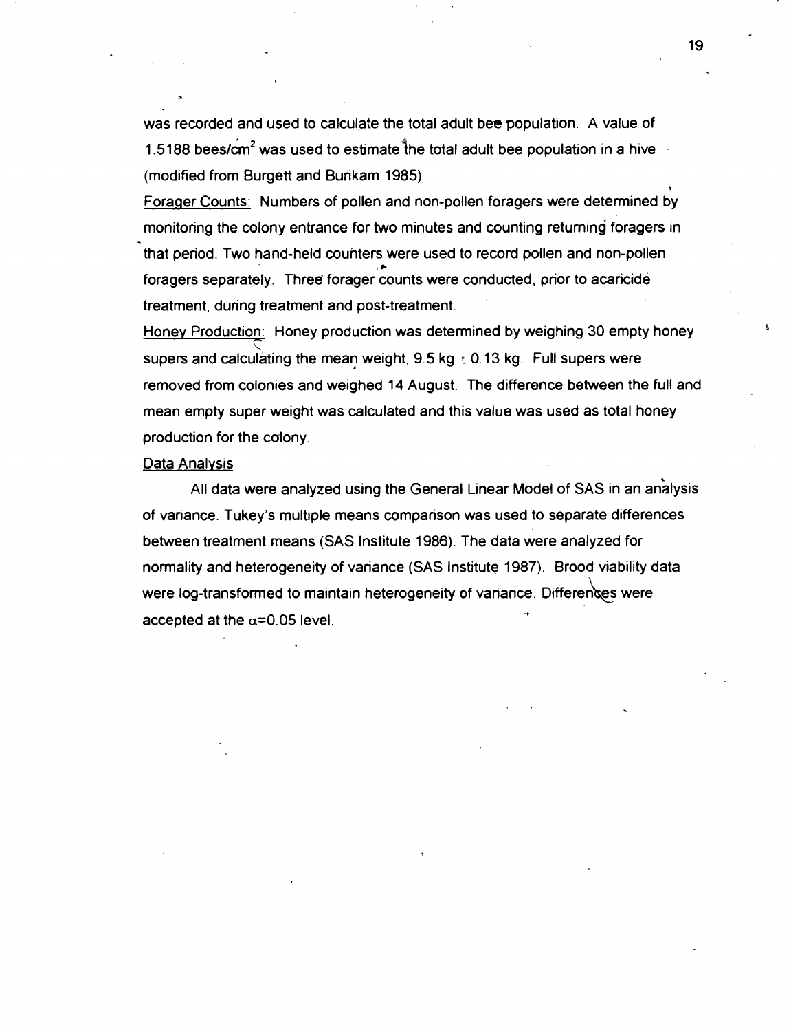was recorded and used to calculate the total adult bee population. A value of 1.5188 bees/$cm^2$ was used to estimate the total adult bee population in a hive (modified from Burgett and Burikam 1985).

Forager Counts: Numbers of pollen and non-pollen foragers were determined by monitoring the colony entrance for two minutes and counting returning foragers in that period. Two hand-held counters were used to record pollen and non-pollen foragers separately. Three forager counts were conducted, prior to acaricide treatment, during treatment and post-treatment.

Honey Production: Honey production was determined by weighing 30 empty honey supers and calculating the mean weight, 9.5 kg $\pm$ 0.13 kg. Full supers were removed from colonies and weighed 14 August. The difference between the full and mean empty super weight was calculated and this value was used as total honey production for the colony.

Data Analysis

All data were analyzed using the General Linear Model of SAS in an analysis of variance. Tukey's multiple means comparison was used to separate differences between treatment means (SAS Institute 1986). The data were analyzed for normality and heterogeneity of variance (SAS Institute 1987). Brood viability data were log-transformed to maintain heterogeneity of variance. Differences were accepted at the $\alpha$=0.05 level.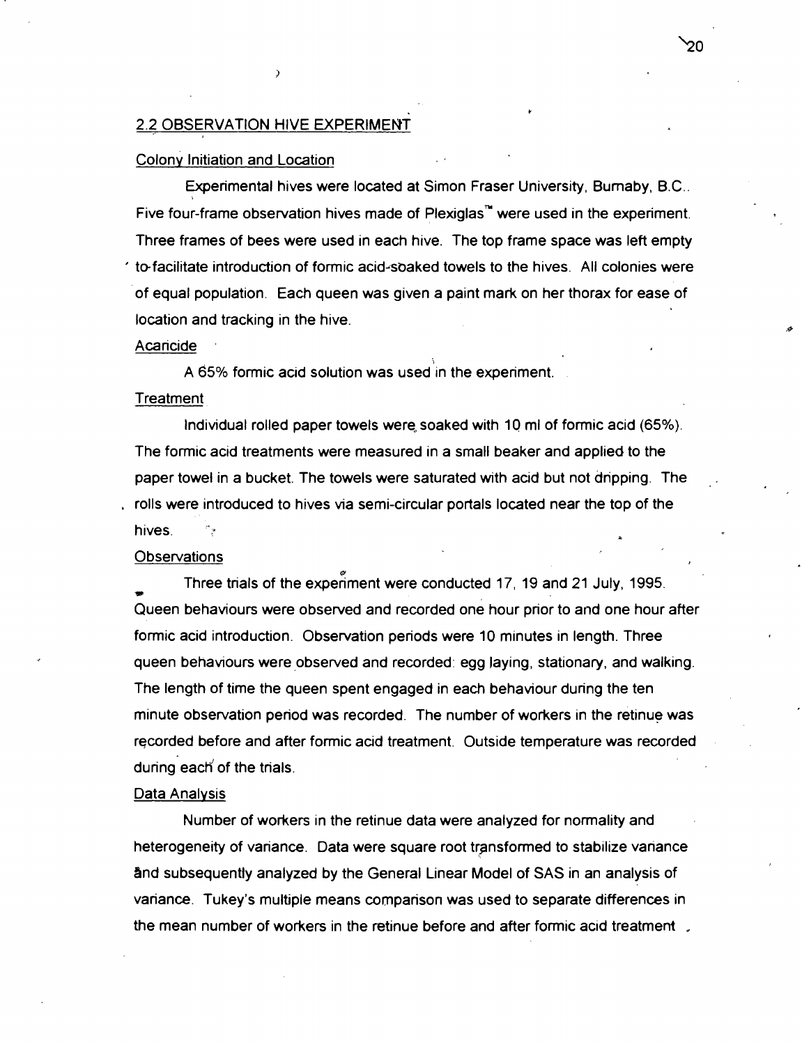## 2.2 OBSERVATION HIVE EXPERIMENT

Colony Initiation and Location

Experimental hives were located at Simon Fraser University, Burnaby, B.C.. Five four-frame observation hives made of Plexiglas™ were used in the experiment. Three frames of bees were used in each hive. The top frame space was left empty to facilitate introduction of formic acid-soaked towels to the hives. All colonies were of equal population. Each queen was given a paint mark on her thorax for ease of location and tracking in the hive.

Acaricide

A 65% formic acid solution was used in the experiment.

Treatment

Individual rolled paper towels were soaked with 10 ml of formic acid (65%). The formic acid treatments were measured in a small beaker and applied to the paper towel in a bucket. The towels were saturated with acid but not dripping. The rolls were introduced to hives via semi-circular portals located near the top of the hives.

Observations

Three trials of the experiment were conducted 17, 19 and 21 July, 1995. Queen behaviours were observed and recorded one hour prior to and one hour after formic acid introduction. Observation periods were 10 minutes in length. Three queen behaviours were observed and recorded: egg laying, stationary, and walking. The length of time the queen spent engaged in each behaviour during the ten minute observation period was recorded. The number of workers in the retinue was recorded before and after formic acid treatment. Outside temperature was recorded during each of the trials.

Data Analysis

Number of workers in the retinue data were analyzed for normality and heterogeneity of variance. Data were square root transformed to stabilize variance and subsequently analyzed by the General Linear Model of SAS in an analysis of variance. Tukey's multiple means comparison was used to separate differences in the mean number of workers in the retinue before and after formic acid treatment.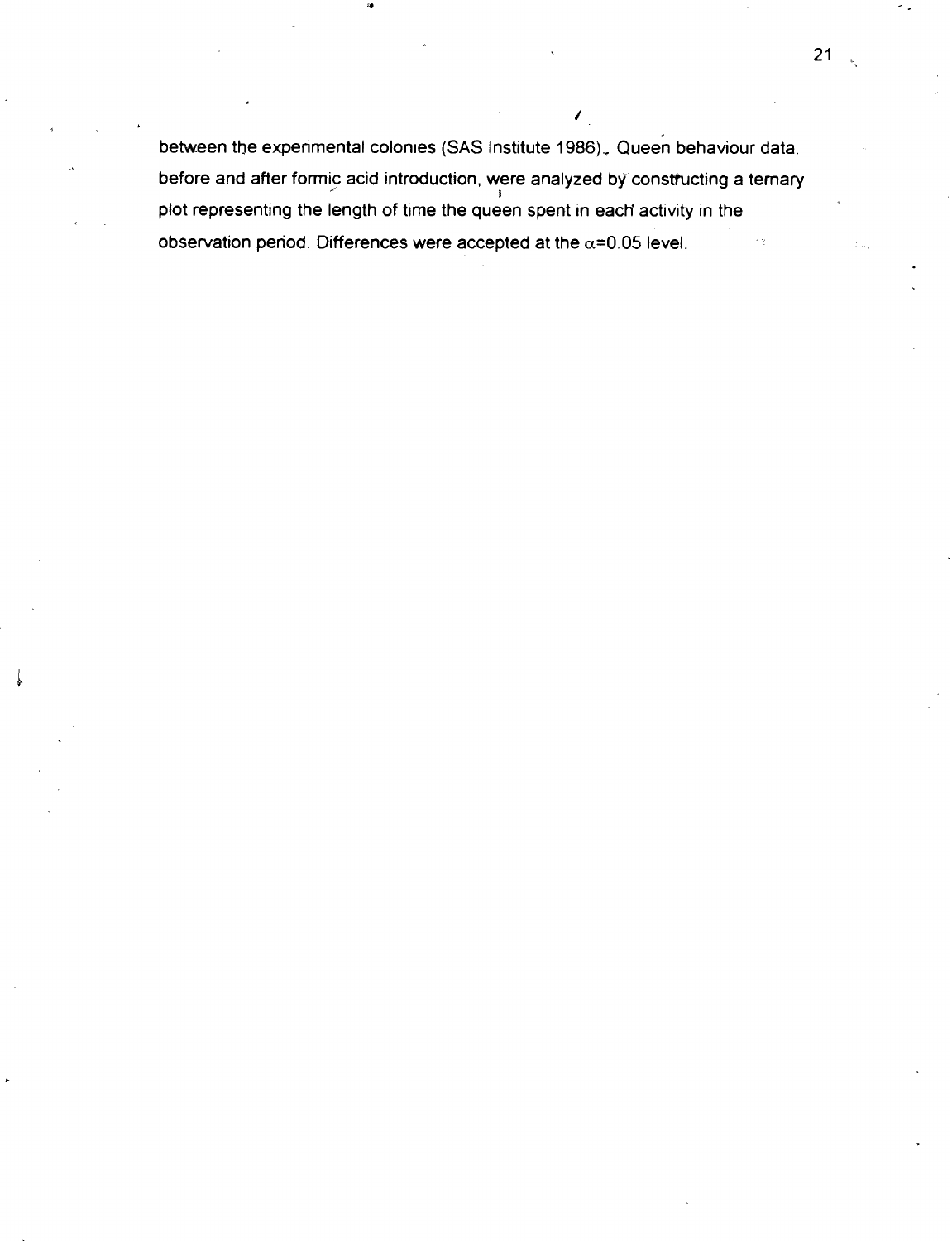between the experimental colonies (SAS Institute 1986). Queen behaviour data before and after formic acid introduction, were analyzed by constructing a ternary plot representing the length of time the queen spent in each activity in the observation period. Differences were accepted at the $\alpha$=0.05 level.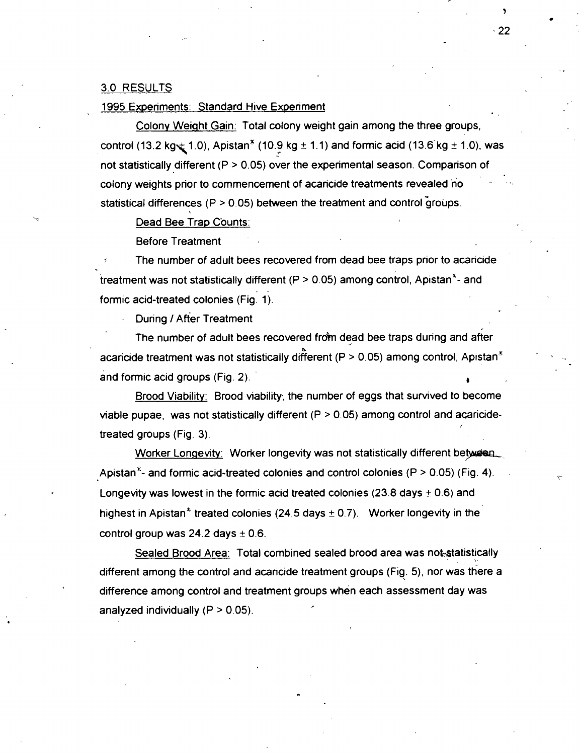## 3.0 RESULTS

### 1995 Experiments: Standard Hive Experiment

Colony Weight Gain: Total colony weight gain among the three groups, control (13.2 kg ± 1.0), Apistan® (10.9 kg ± 1.1) and formic acid (13.6 kg ± 1.0), was not statistically different ($P > 0.05$) over the experimental season. Comparison of colony weights prior to commencement of acaricide treatments revealed no statistical differences ($P > 0.05$) between the treatment and control groups.

Dead Bee Trap Counts:

Before Treatment

The number of adult bees recovered from dead bee traps prior to acaricide treatment was not statistically different ($P > 0.05$) among control, Apistan®- and formic acid-treated colonies (Fig. 1).

During / After Treatment

The number of adult bees recovered from dead bee traps during and after acaricide treatment was not statistically different ($P > 0.05$) among control, Apistan® and formic acid groups (Fig. 2).

Brood Viability: Brood viability, the number of eggs that survived to become viable pupae, was not statistically different ($P > 0.05$) among control and acaricide-treated groups (Fig. 3).

Worker Longevity: Worker longevity was not statistically different between Apistan®- and formic acid-treated colonies and control colonies ($P > 0.05$) (Fig. 4). Longevity was lowest in the formic acid treated colonies (23.8 days ± 0.6) and highest in Apistan® treated colonies (24.5 days ± 0.7). Worker longevity in the control group was 24.2 days ± 0.6.

Sealed Brood Area: Total combined sealed brood area was not statistically different among the control and acaricide treatment groups (Fig. 5), nor was there a difference among control and treatment groups when each assessment day was analyzed individually ($P > 0.05$).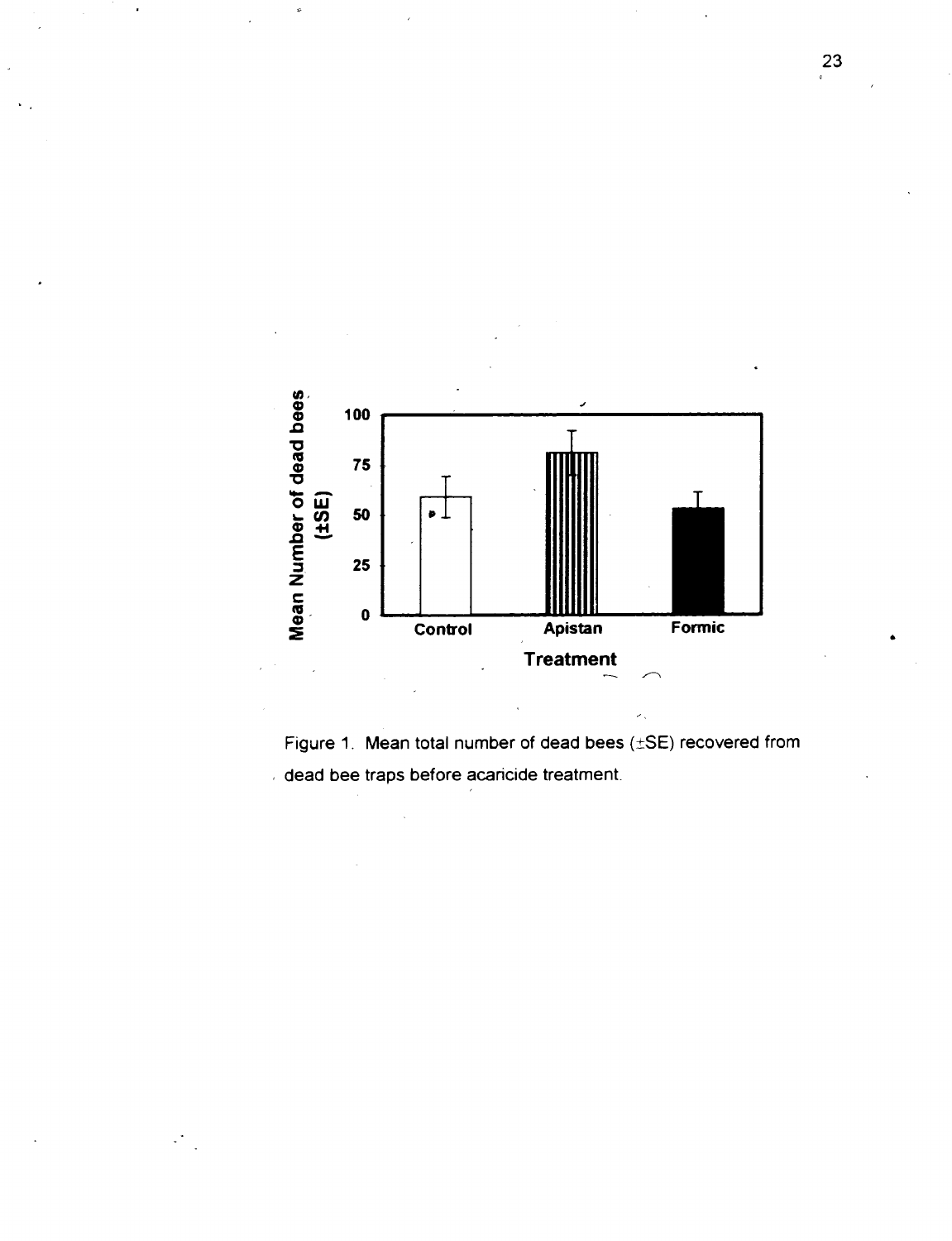Figure 1. Mean total number of dead bees (±SE) recovered from dead bee traps before acaricide treatment.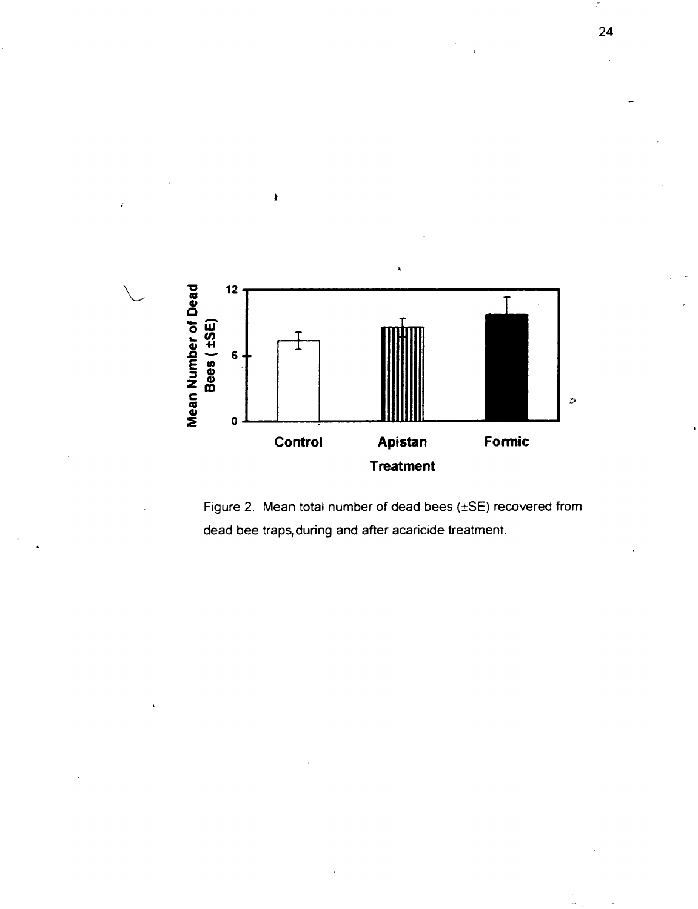Figure 2. Mean total number of dead bees (±SE) recovered from dead bee traps, during and after acaricide treatment.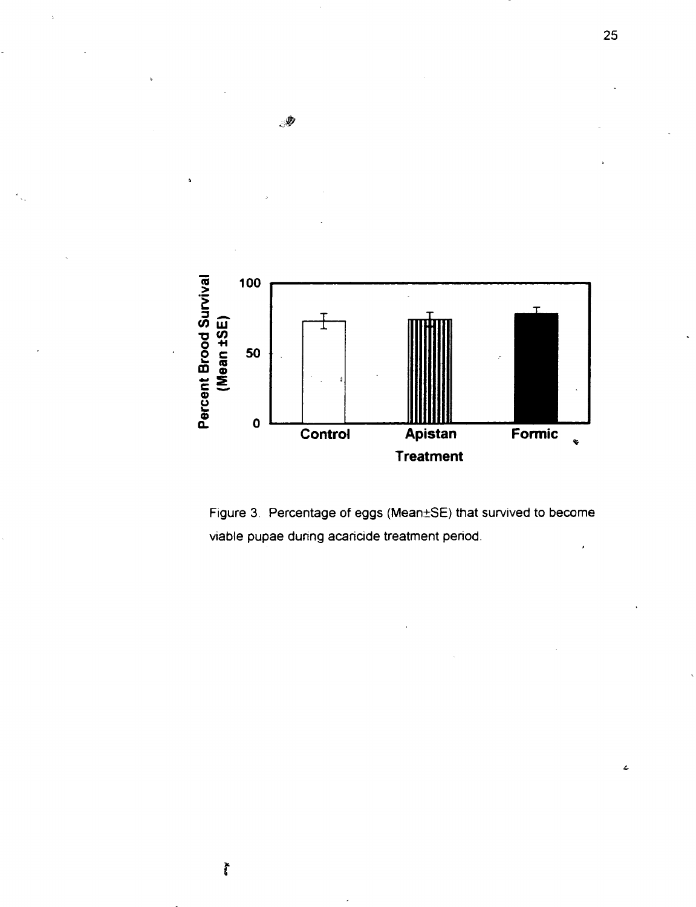Figure 3. Percentage of eggs (Mean±SE) that survived to become viable pupae during acaricide treatment period.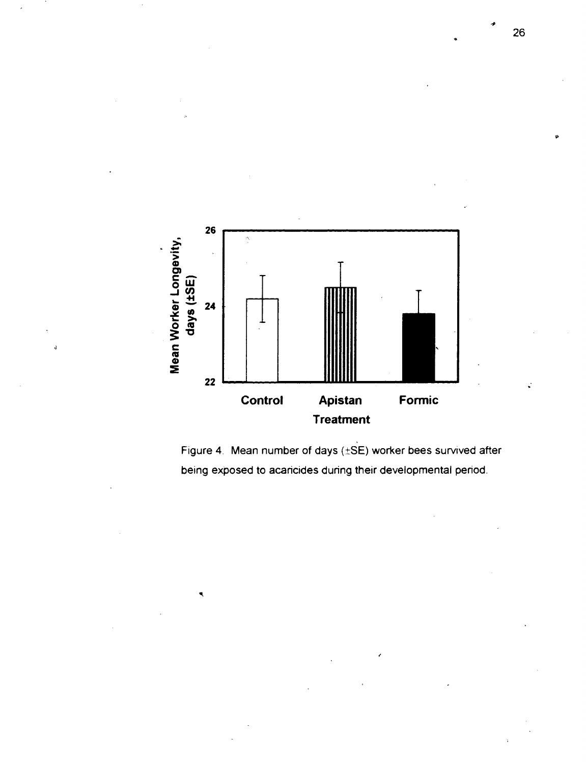Figure 4. Mean number of days (±SE) worker bees survived after being exposed to acaricides during their developmental period.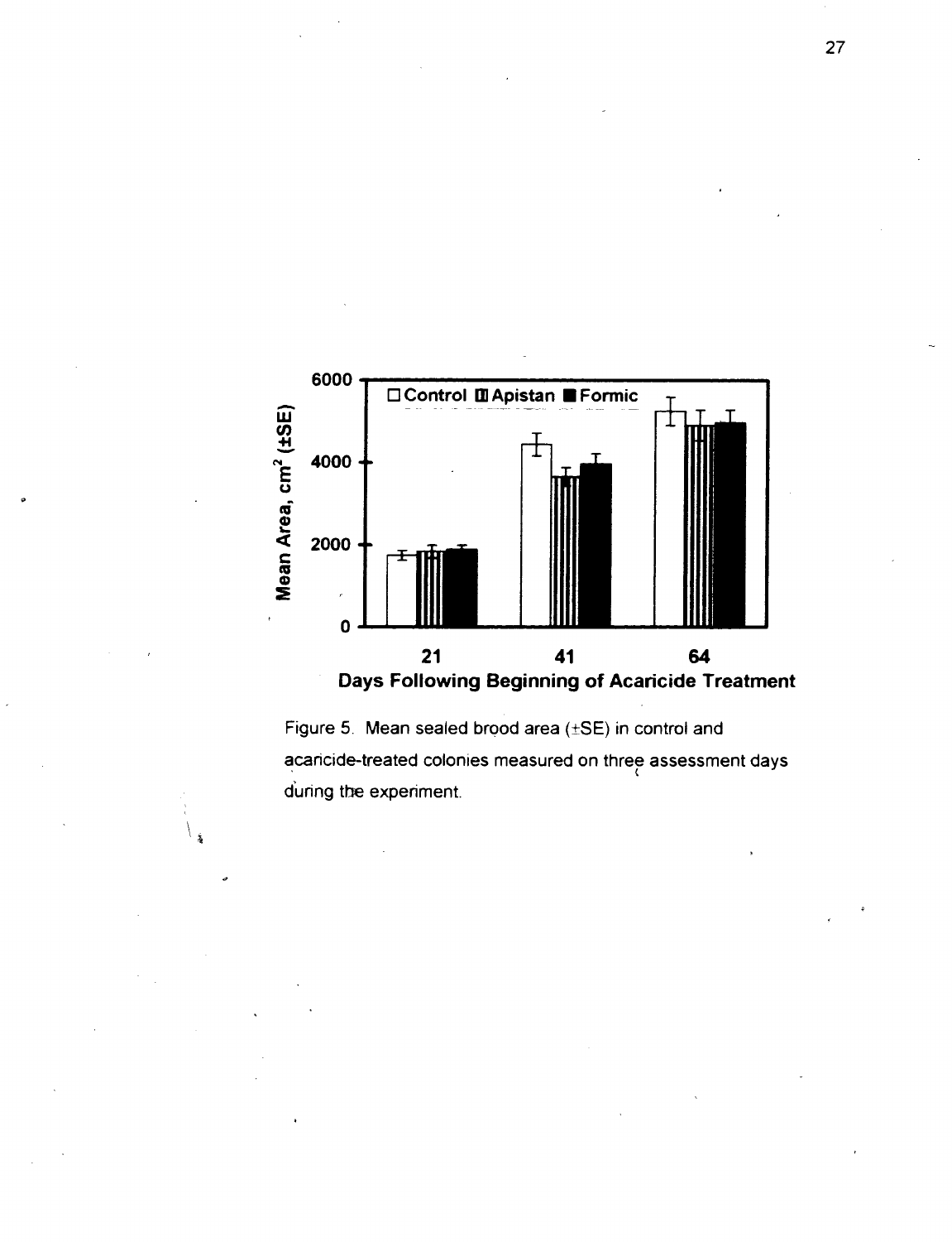Figure 5. Mean sealed brood area (±SE) in control and acaricide-treated colonies measured on three assessment days during the experiment.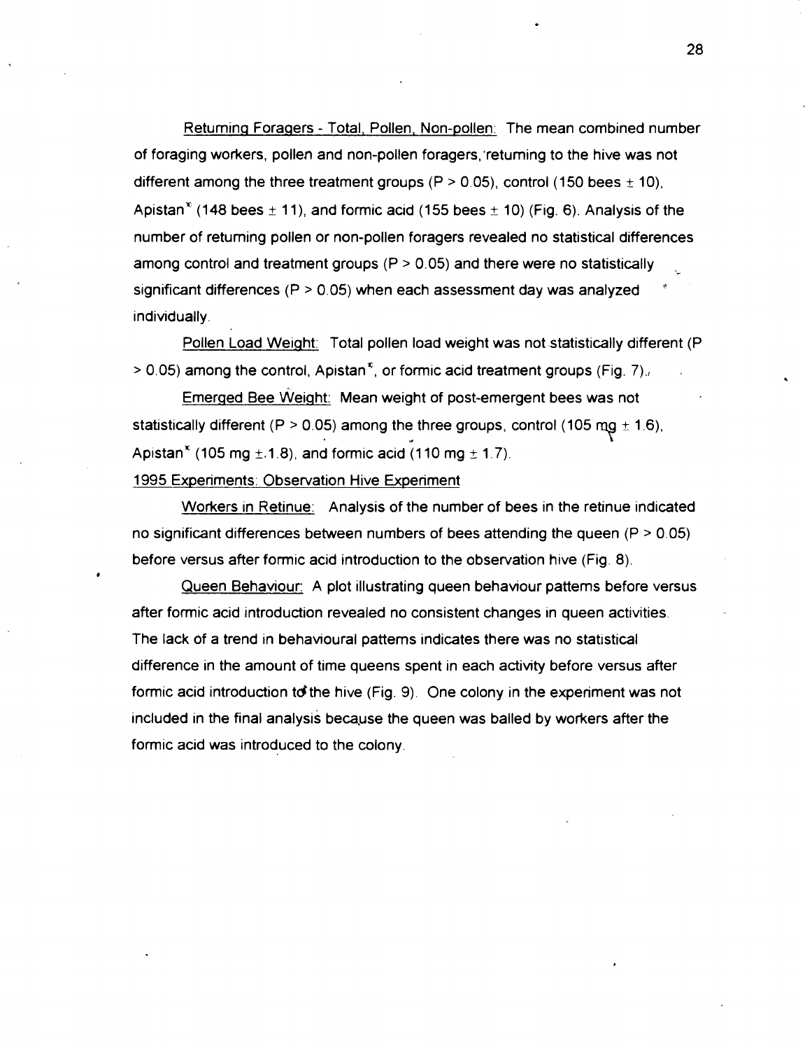Returning Foragers - Total, Pollen, Non-pollen: The mean combined number of foraging workers, pollen and non-pollen foragers, returning to the hive was not different among the three treatment groups ($P > 0.05$), control (150 bees ± 10), Apistan® (148 bees ± 11), and formic acid (155 bees ± 10) (Fig. 6). Analysis of the number of returning pollen or non-pollen foragers revealed no statistical differences among control and treatment groups ($P > 0.05$) and there were no statistically significant differences ($P > 0.05$) when each assessment day was analyzed individually.

Pollen Load Weight: Total pollen load weight was not statistically different ($P > 0.05$) among the control, Apistan®, or formic acid treatment groups (Fig. 7).

Emerged Bee Weight: Mean weight of post-emergent bees was not statistically different ($P > 0.05$) among the three groups, control (105 mg ± 1.6), Apistan® (105 mg ± 1.8), and formic acid (110 mg ± 1.7).

1995 Experiments: Observation Hive Experiment

Workers in Retinue: Analysis of the number of bees in the retinue indicated no significant differences between numbers of bees attending the queen ($P > 0.05$) before versus after formic acid introduction to the observation hive (Fig. 8).

Queen Behaviour: A plot illustrating queen behaviour patterns before versus after formic acid introduction revealed no consistent changes in queen activities. The lack of a trend in behavioural patterns indicates there was no statistical difference in the amount of time queens spent in each activity before versus after formic acid introduction to the hive (Fig. 9). One colony in the experiment was not included in the final analysis because the queen was balled by workers after the formic acid was introduced to the colony.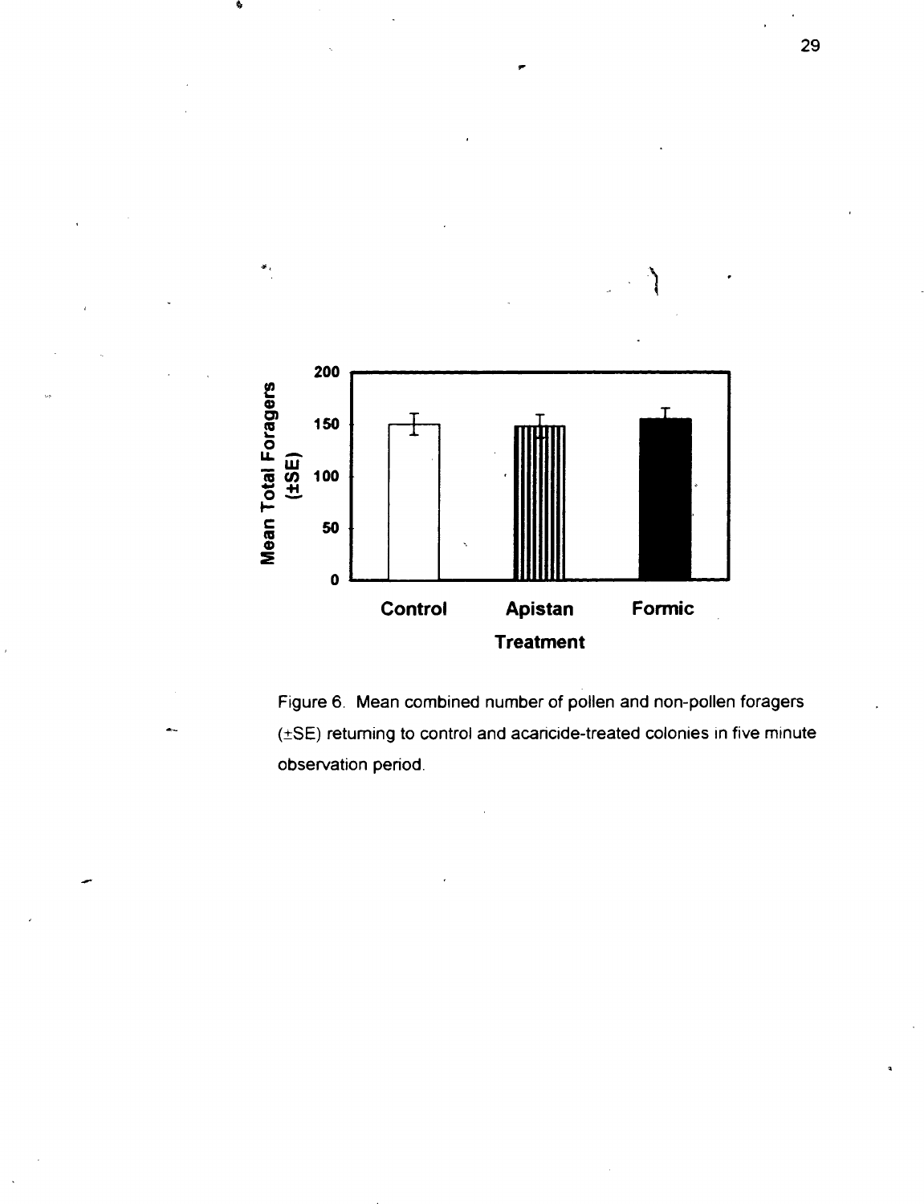Figure 6. Mean combined number of pollen and non-pollen foragers (±SE) returning to control and acaricide-treated colonies in five minute observation period.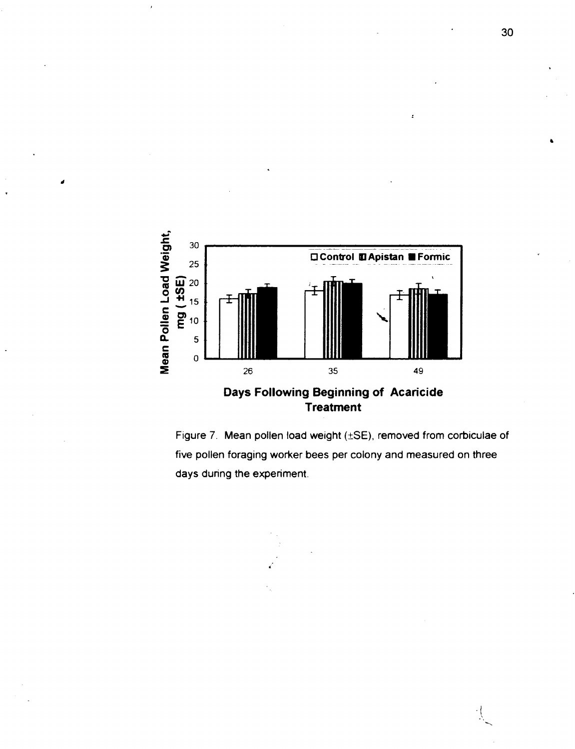Figure 7. Mean pollen load weight (±SE), removed from corbiculae of five pollen foraging worker bees per colony and measured on three days during the experiment.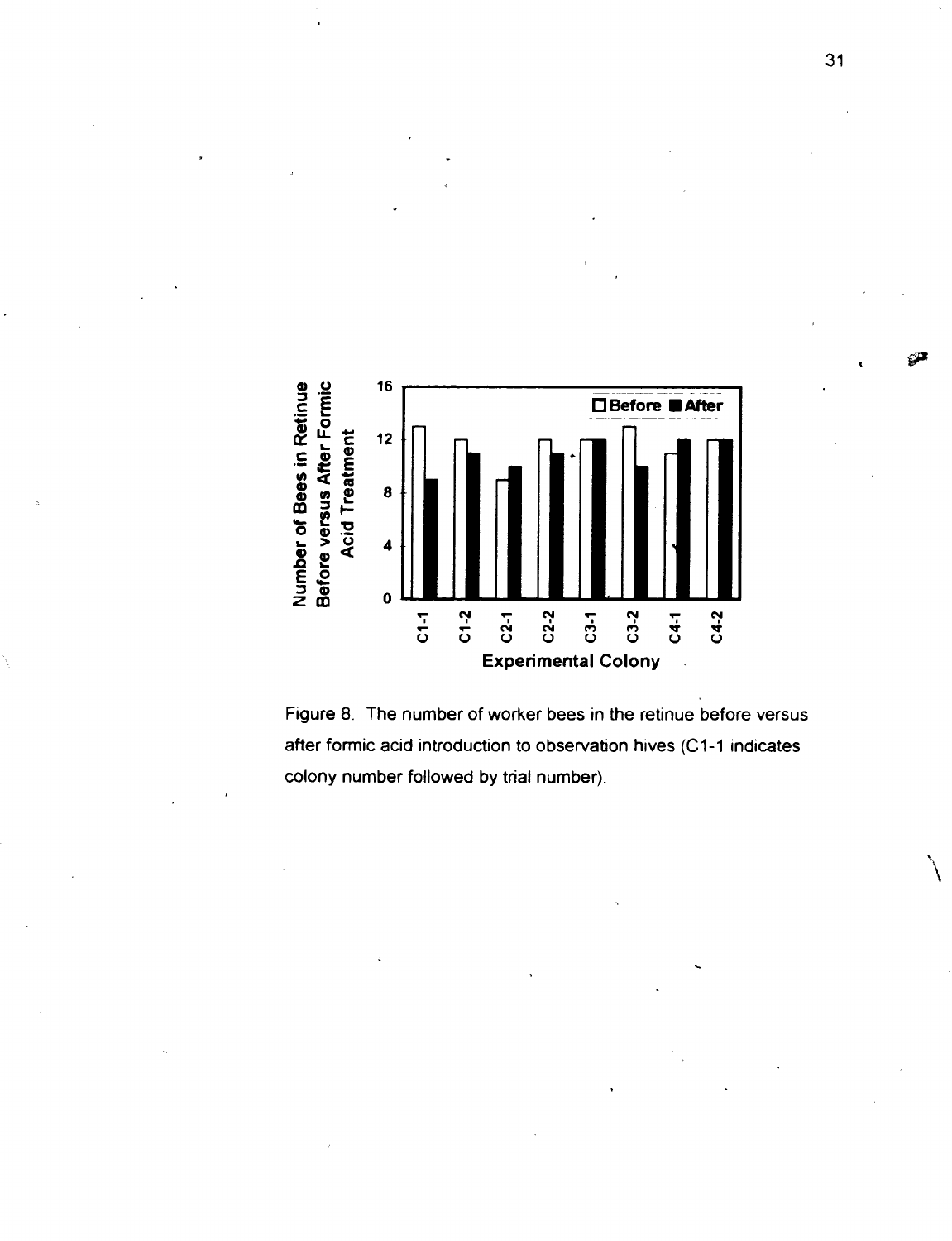Figure 8. The number of worker bees in the retinue before versus after formic acid introduction to observation hives (C1-1 indicates colony number followed by trial number).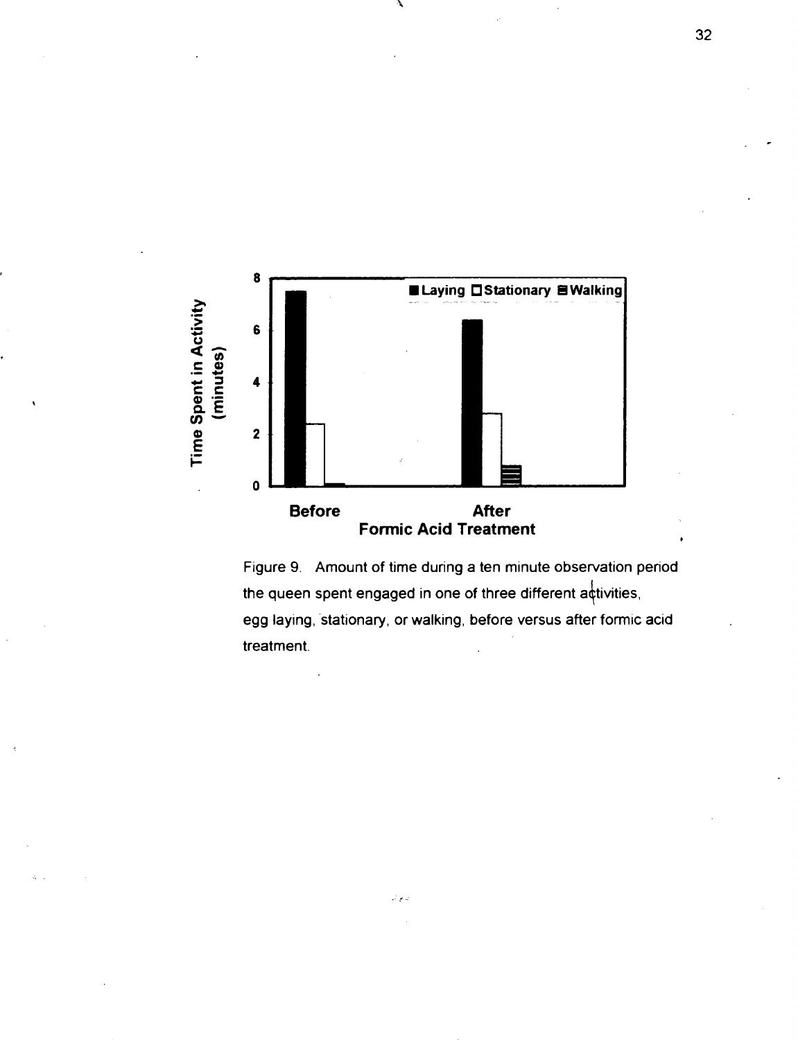Figure 9. Amount of time during a ten minute observation period the queen spent engaged in one of three different activities, egg laying, stationary, or walking, before versus after formic acid treatment.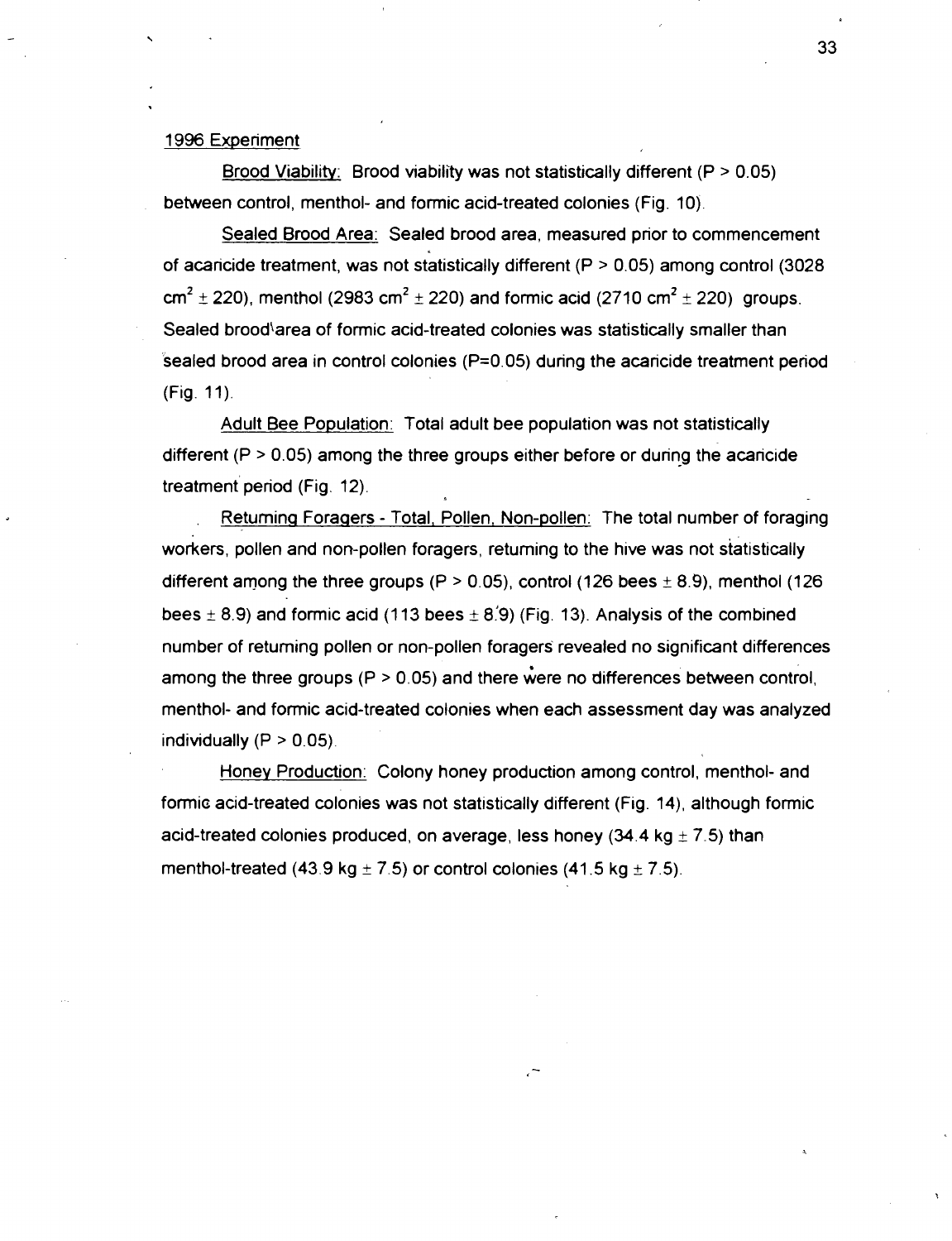## 1996 Experiment

Brood Viability: Brood viability was not statistically different ($P > 0.05$) between control, menthol- and formic acid-treated colonies (Fig. 10).

Sealed Brood Area: Sealed brood area, measured prior to commencement of acaricide treatment, was not statistically different ($P > 0.05$) among control (3028 $cm^2 \pm 220$), menthol (2983 $cm^2 \pm 220$) and formic acid (2710 $cm^2 \pm 220$) groups. Sealed brood area of formic acid-treated colonies was statistically smaller than sealed brood area in control colonies ($P=0.05$) during the acaricide treatment period (Fig. 11).

Adult Bee Population: Total adult bee population was not statistically different ($P > 0.05$) among the three groups either before or during the acaricide treatment period (Fig. 12).

Returning Foragers - Total, Pollen, Non-pollen: The total number of foraging workers, pollen and non-pollen foragers, returning to the hive was not statistically different among the three groups ($P > 0.05$), control (126 bees $\pm$ 8.9), menthol (126 bees $\pm$ 8.9) and formic acid (113 bees $\pm$ 8.9) (Fig. 13). Analysis of the combined number of returning pollen or non-pollen foragers revealed no significant differences among the three groups ($P > 0.05$) and there were no differences between control, menthol- and formic acid-treated colonies when each assessment day was analyzed individually ($P > 0.05$).

Honey Production: Colony honey production among control, menthol- and formic acid-treated colonies was not statistically different (Fig. 14), although formic acid-treated colonies produced, on average, less honey (34.4 kg $\pm$ 7.5) than menthol-treated (43.9 kg $\pm$ 7.5) or control colonies (41.5 kg $\pm$ 7.5).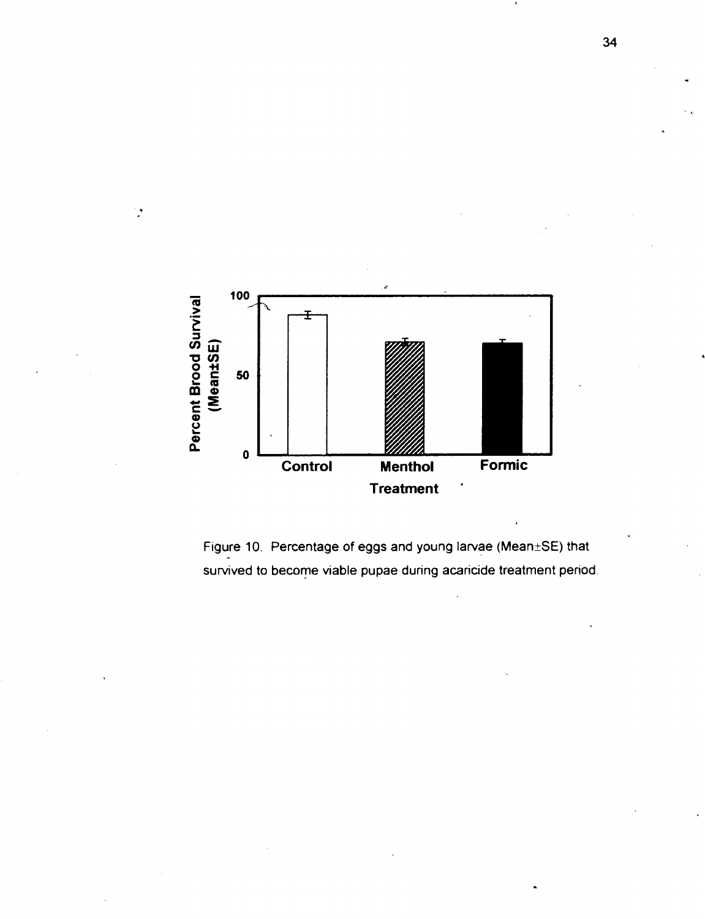Figure 10. Percentage of eggs and young larvae (Mean±SE) that survived to become viable pupae during acaricide treatment period.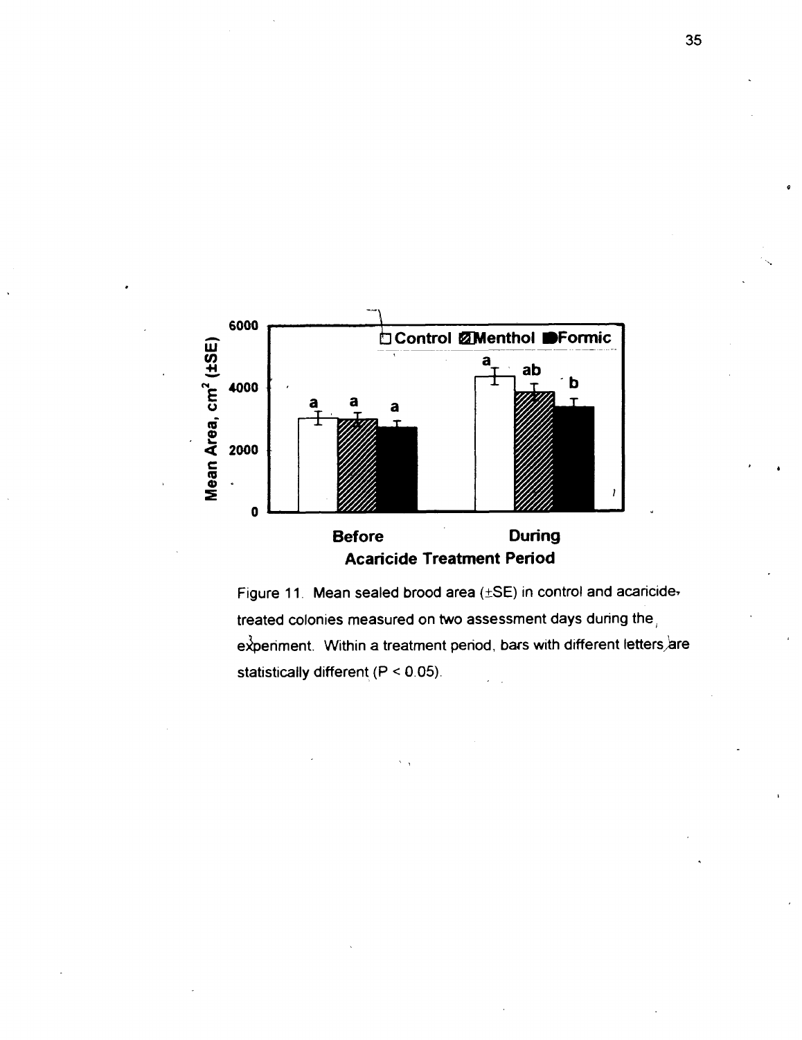Figure 11. Mean sealed brood area (±SE) in control and acaricide-treated colonies measured on two assessment days during the experiment. Within a treatment period, bars with different letters are statistically different ($P < 0.05$).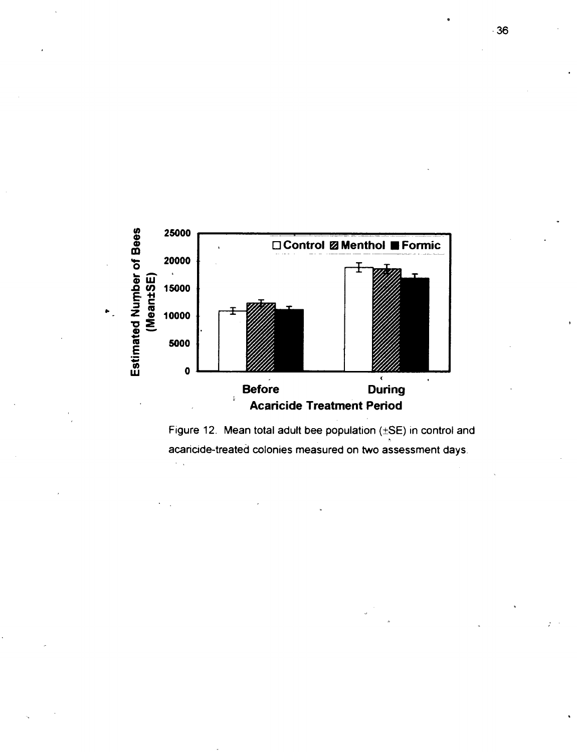Figure 12. Mean total adult bee population (±SE) in control and acaricide-treated colonies measured on two assessment days.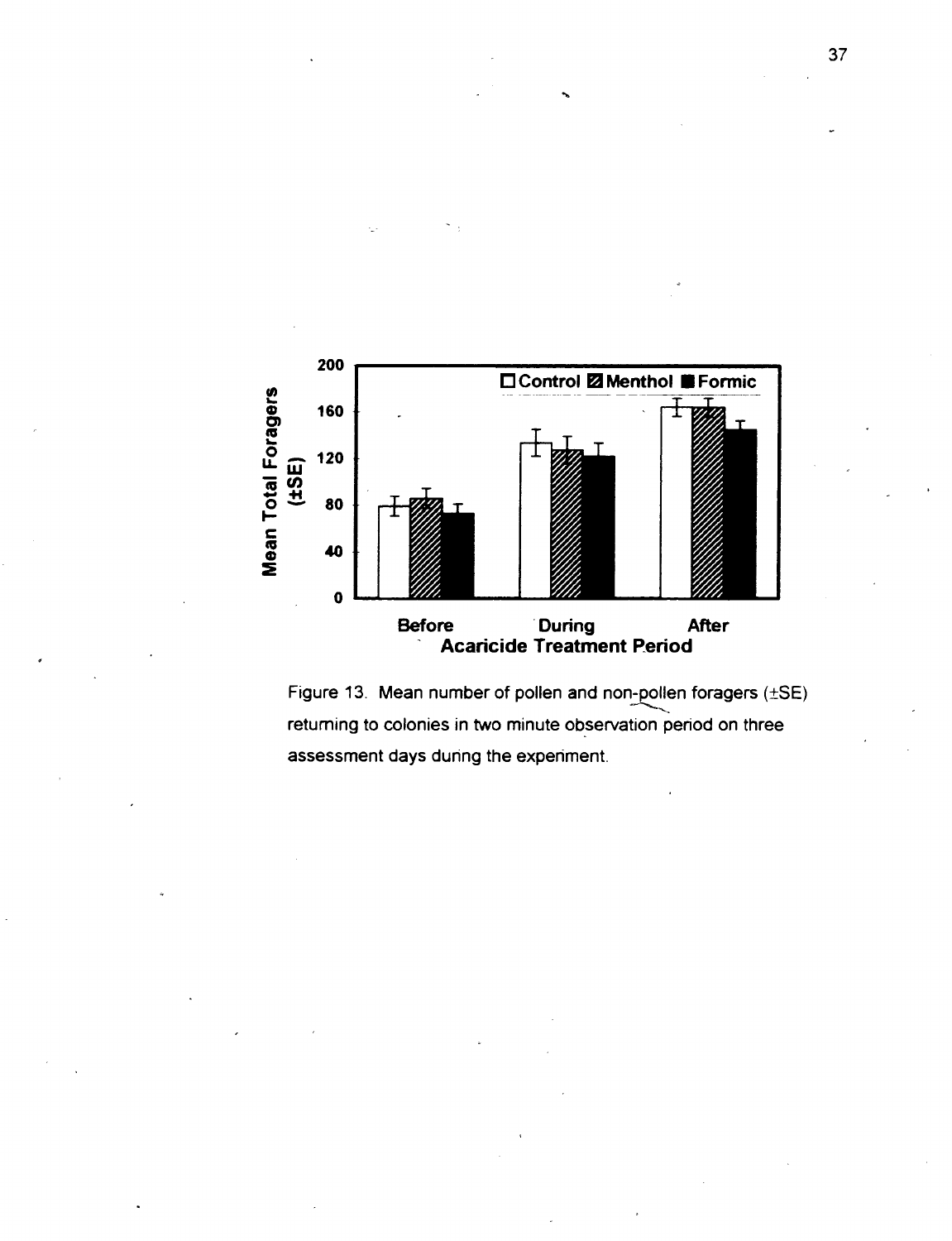Figure 13. Mean number of pollen and non-pollen foragers (±SE) returning to colonies in two minute observation period on three assessment days during the experiment.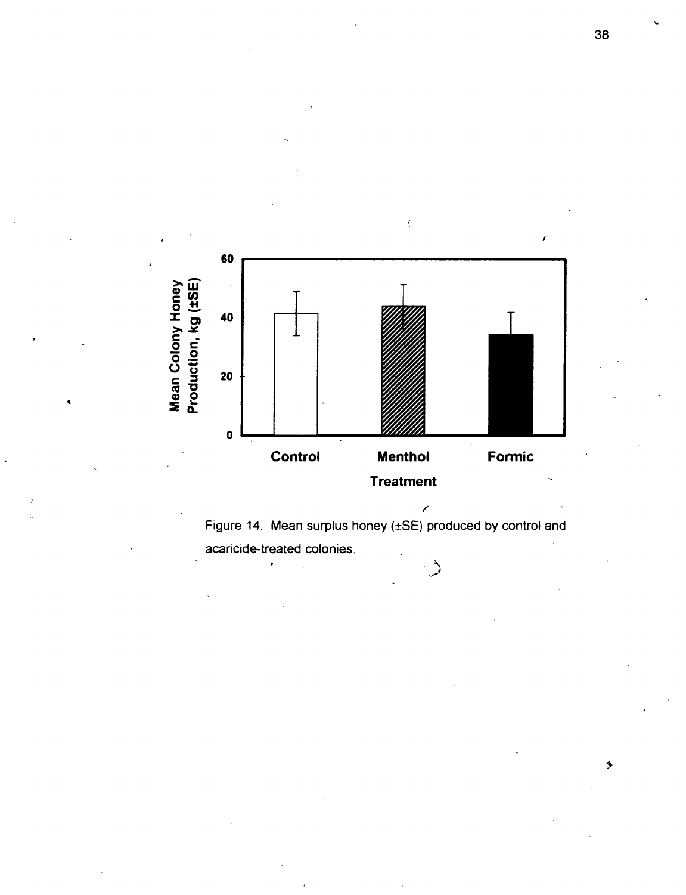Figure 14. Mean surplus honey (±SE) produced by control and acaricide-treated colonies.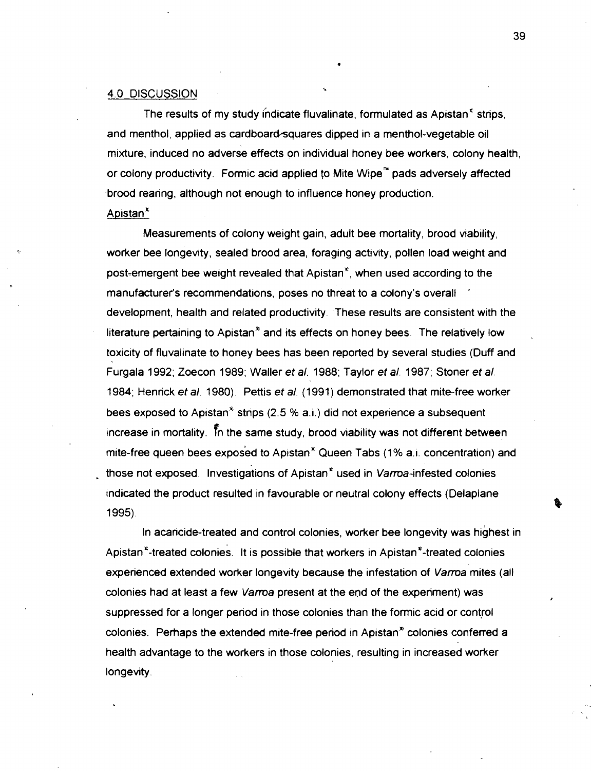## 4.0 DISCUSSION

The results of my study indicate fluvalinate, formulated as Apistan® strips, and menthol, applied as cardboard-squares dipped in a menthol-vegetable oil mixture, induced no adverse effects on individual honey bee workers, colony health, or colony productivity. Formic acid applied to Mite Wipe™ pads adversely affected brood rearing, although not enough to influence honey production.

### Apistan®

Measurements of colony weight gain, adult bee mortality, brood viability, worker bee longevity, sealed brood area, foraging activity, pollen load weight and post-emergent bee weight revealed that Apistan®, when used according to the manufacturer's recommendations, poses no threat to a colony's overall development, health and related productivity. These results are consistent with the literature pertaining to Apistan® and its effects on honey bees. The relatively low toxicity of fluvalinate to honey bees has been reported by several studies (Duff and Furgala 1992; Zoecon 1989; Waller *et al.* 1988; Taylor *et al.* 1987; Stoner *et al.* 1984; Henrick *et al.* 1980). Pettis *et al.* (1991) demonstrated that mite-free worker bees exposed to Apistan® strips (2.5 % a.i.) did not experience a subsequent increase in mortality. In the same study, brood viability was not different between mite-free queen bees exposed to Apistan® Queen Tabs (1% a.i. concentration) and those not exposed. Investigations of Apistan® used in *Varroa*-infested colonies indicated the product resulted in favourable or neutral colony effects (Delaplane 1995).

In acaricide-treated and control colonies, worker bee longevity was highest in Apistan®-treated colonies. It is possible that workers in Apistan®-treated colonies experienced extended worker longevity because the infestation of *Varroa* mites (all colonies had at least a few *Varroa* present at the end of the experiment) was suppressed for a longer period in those colonies than the formic acid or control colonies. Perhaps the extended mite-free period in Apistan® colonies conferred a health advantage to the workers in those colonies, resulting in increased worker longevity.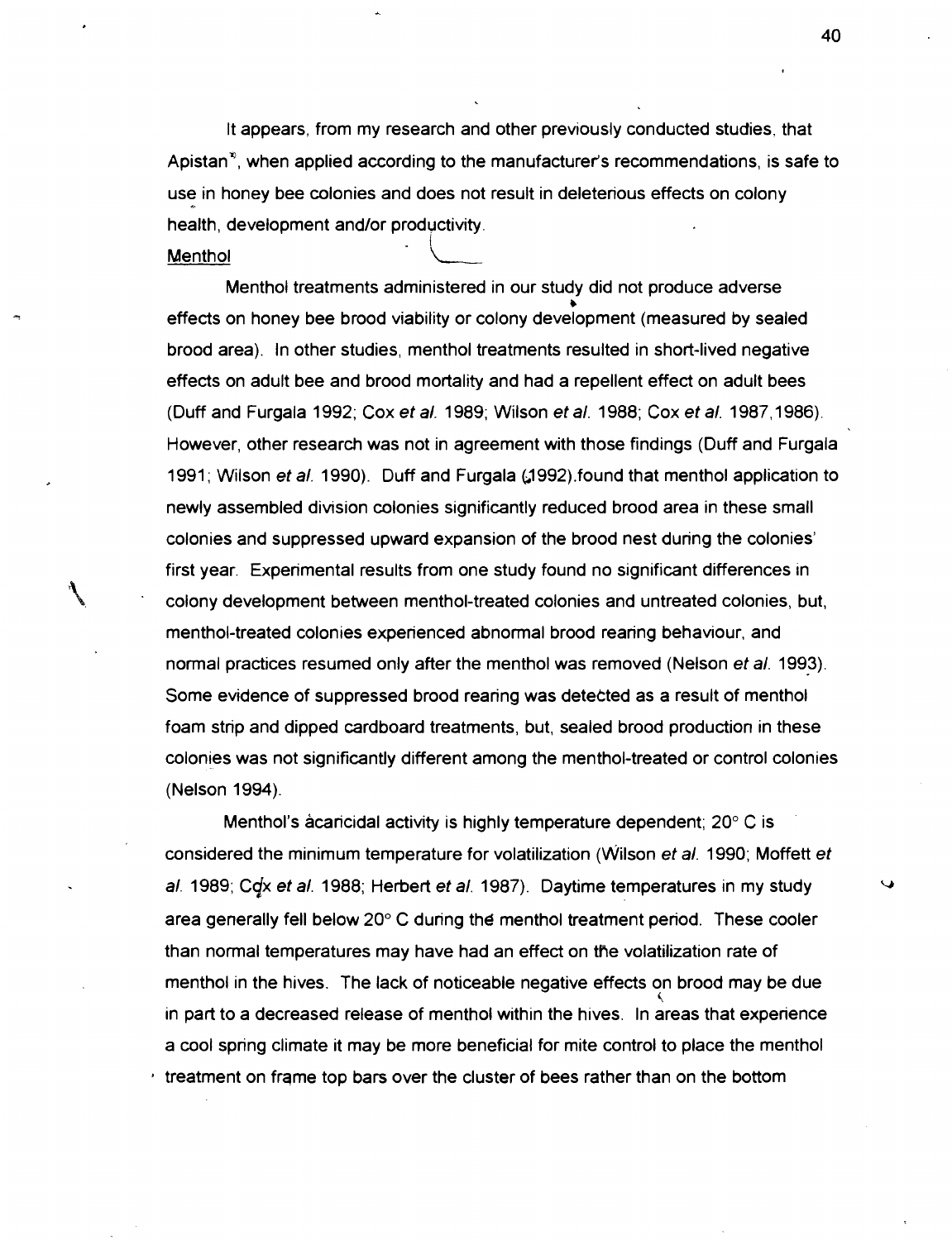It appears, from my research and other previously conducted studies, that Apistan®, when applied according to the manufacturer's recommendations, is safe to use in honey bee colonies and does not result in deleterious effects on colony health, development and/or productivity.

## Menthol

Menthol treatments administered in our study did not produce adverse effects on honey bee brood viability or colony development (measured by sealed brood area). In other studies, menthol treatments resulted in short-lived negative effects on adult bee and brood mortality and had a repellent effect on adult bees (Duff and Furgala 1992; Cox *et al.* 1989; Wilson *et al.* 1988; Cox *et al.* 1987,1986). However, other research was not in agreement with those findings (Duff and Furgala 1991; Wilson *et al.* 1990). Duff and Furgala (1992) found that menthol application to newly assembled division colonies significantly reduced brood area in these small colonies and suppressed upward expansion of the brood nest during the colonies' first year. Experimental results from one study found no significant differences in colony development between menthol-treated colonies and untreated colonies, but, menthol-treated colonies experienced abnormal brood rearing behaviour, and normal practices resumed only after the menthol was removed (Nelson *et al.* 1993). Some evidence of suppressed brood rearing was detected as a result of menthol foam strip and dipped cardboard treatments, but, sealed brood production in these colonies was not significantly different among the menthol-treated or control colonies (Nelson 1994).

Menthol's acaricidal activity is highly temperature dependent; 20° C is considered the minimum temperature for volatilization (Wilson *et al.* 1990; Moffett *et al.* 1989; Cox *et al.* 1988; Herbert *et al.* 1987). Daytime temperatures in my study area generally fell below 20° C during the menthol treatment period. These cooler than normal temperatures may have had an effect on the volatilization rate of menthol in the hives. The lack of noticeable negative effects on brood may be due in part to a decreased release of menthol within the hives. In areas that experience a cool spring climate it may be more beneficial for mite control to place the menthol treatment on frame top bars over the cluster of bees rather than on the bottom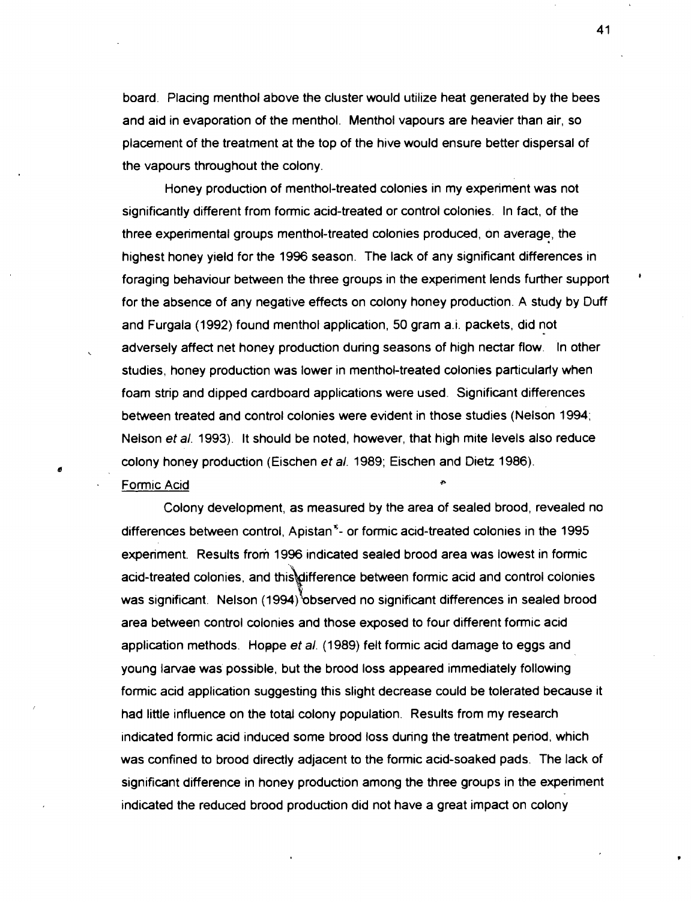board. Placing menthol above the cluster would utilize heat generated by the bees and aid in evaporation of the menthol. Menthol vapours are heavier than air, so placement of the treatment at the top of the hive would ensure better dispersal of the vapours throughout the colony.

Honey production of menthol-treated colonies in my experiment was not significantly different from formic acid-treated or control colonies. In fact, of the three experimental groups menthol-treated colonies produced, on average, the highest honey yield for the 1996 season. The lack of any significant differences in foraging behaviour between the three groups in the experiment lends further support for the absence of any negative effects on colony honey production. A study by Duff and Furgala (1992) found menthol application, 50 gram a.i. packets, did not adversely affect net honey production during seasons of high nectar flow. In other studies, honey production was lower in menthol-treated colonies particularly when foam strip and dipped cardboard applications were used. Significant differences between treated and control colonies were evident in those studies (Nelson 1994; Nelson *et al.* 1993). It should be noted, however, that high mite levels also reduce colony honey production (Eischen *et al.* 1989; Eischen and Dietz 1986).

### Formic Acid

Colony development, as measured by the area of sealed brood, revealed no differences between control, Apistan®- or formic acid-treated colonies in the 1995 experiment. Results from 1996 indicated sealed brood area was lowest in formic acid-treated colonies, and this difference between formic acid and control colonies was significant. Nelson (1994) observed no significant differences in sealed brood area between control colonies and those exposed to four different formic acid application methods. Hoppe *et al.* (1989) felt formic acid damage to eggs and young larvae was possible, but the brood loss appeared immediately following formic acid application suggesting this slight decrease could be tolerated because it had little influence on the total colony population. Results from my research indicated formic acid induced some brood loss during the treatment period, which was confined to brood directly adjacent to the formic acid-soaked pads. The lack of significant difference in honey production among the three groups in the experiment indicated the reduced brood production did not have a great impact on colony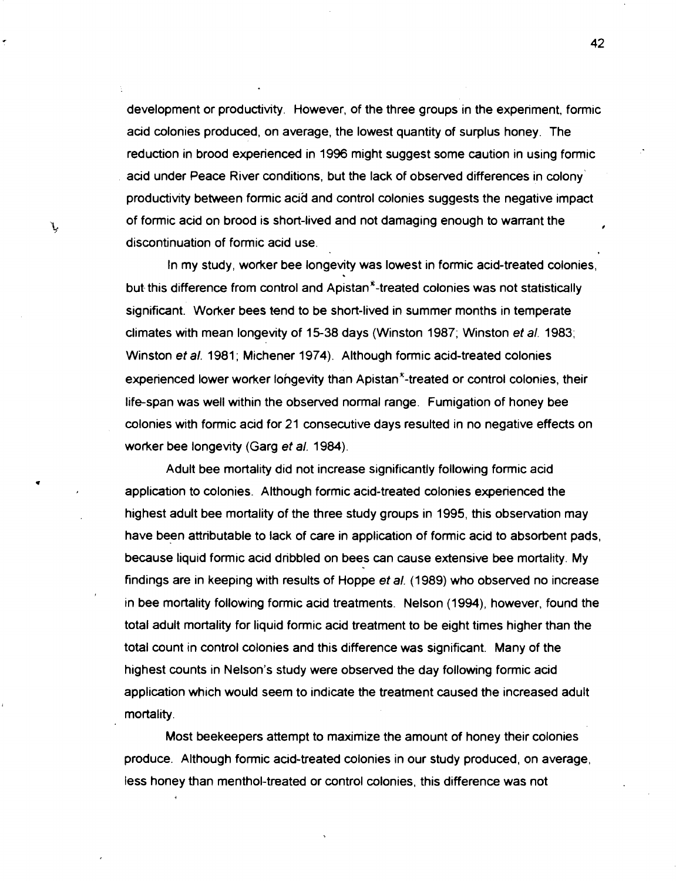development or productivity. However, of the three groups in the experiment, formic acid colonies produced, on average, the lowest quantity of surplus honey. The reduction in brood experienced in 1996 might suggest some caution in using formic acid under Peace River conditions, but the lack of observed differences in colony productivity between formic acid and control colonies suggests the negative impact of formic acid on brood is short-lived and not damaging enough to warrant the discontinuation of formic acid use.

In my study, worker bee longevity was lowest in formic acid-treated colonies, but this difference from control and Apistan®-treated colonies was not statistically significant. Worker bees tend to be short-lived in summer months in temperate climates with mean longevity of 15-38 days (Winston 1987; Winston *et al.* 1983; Winston *et al.* 1981; Michener 1974). Although formic acid-treated colonies experienced lower worker longevity than Apistan®-treated or control colonies, their life-span was well within the observed normal range. Fumigation of honey bee colonies with formic acid for 21 consecutive days resulted in no negative effects on worker bee longevity (Garg *et al.* 1984).

Adult bee mortality did not increase significantly following formic acid application to colonies. Although formic acid-treated colonies experienced the highest adult bee mortality of the three study groups in 1995, this observation may have been attributable to lack of care in application of formic acid to absorbent pads, because liquid formic acid dribbled on bees can cause extensive bee mortality. My findings are in keeping with results of Hoppe *et al.* (1989) who observed no increase in bee mortality following formic acid treatments. Nelson (1994), however, found the total adult mortality for liquid formic acid treatment to be eight times higher than the total count in control colonies and this difference was significant. Many of the highest counts in Nelson's study were observed the day following formic acid application which would seem to indicate the treatment caused the increased adult mortality.

Most beekeepers attempt to maximize the amount of honey their colonies produce. Although formic acid-treated colonies in our study produced, on average, less honey than menthol-treated or control colonies, this difference was not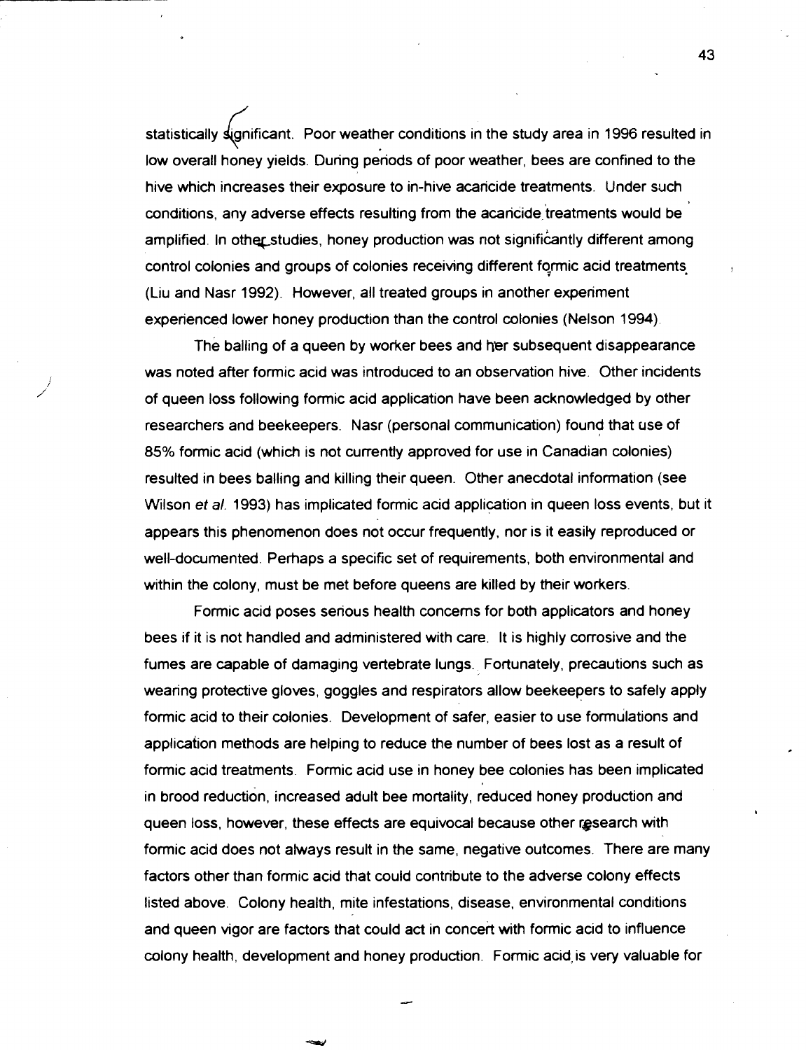statistically significant. Poor weather conditions in the study area in 1996 resulted in low overall honey yields. During periods of poor weather, bees are confined to the hive which increases their exposure to in-hive acaricide treatments. Under such conditions, any adverse effects resulting from the acaricide treatments would be amplified. In other studies, honey production was not significantly different among control colonies and groups of colonies receiving different formic acid treatments (Liu and Nasr 1992). However, all treated groups in another experiment experienced lower honey production than the control colonies (Nelson 1994).

The balling of a queen by worker bees and her subsequent disappearance was noted after formic acid was introduced to an observation hive. Other incidents of queen loss following formic acid application have been acknowledged by other researchers and beekeepers. Nasr (personal communication) found that use of 85% formic acid (which is not currently approved for use in Canadian colonies) resulted in bees balling and killing their queen. Other anecdotal information (see Wilson *et al.* 1993) has implicated formic acid application in queen loss events, but it appears this phenomenon does not occur frequently, nor is it easily reproduced or well-documented. Perhaps a specific set of requirements, both environmental and within the colony, must be met before queens are killed by their workers.

Formic acid poses serious health concerns for both applicators and honey bees if it is not handled and administered with care. It is highly corrosive and the fumes are capable of damaging vertebrate lungs. Fortunately, precautions such as wearing protective gloves, goggles and respirators allow beekeepers to safely apply formic acid to their colonies. Development of safer, easier to use formulations and application methods are helping to reduce the number of bees lost as a result of formic acid treatments. Formic acid use in honey bee colonies has been implicated in brood reduction, increased adult bee mortality, reduced honey production and queen loss, however, these effects are equivocal because other research with formic acid does not always result in the same, negative outcomes. There are many factors other than formic acid that could contribute to the adverse colony effects listed above. Colony health, mite infestations, disease, environmental conditions and queen vigor are factors that could act in concert with formic acid to influence colony health, development and honey production. Formic acid is very valuable for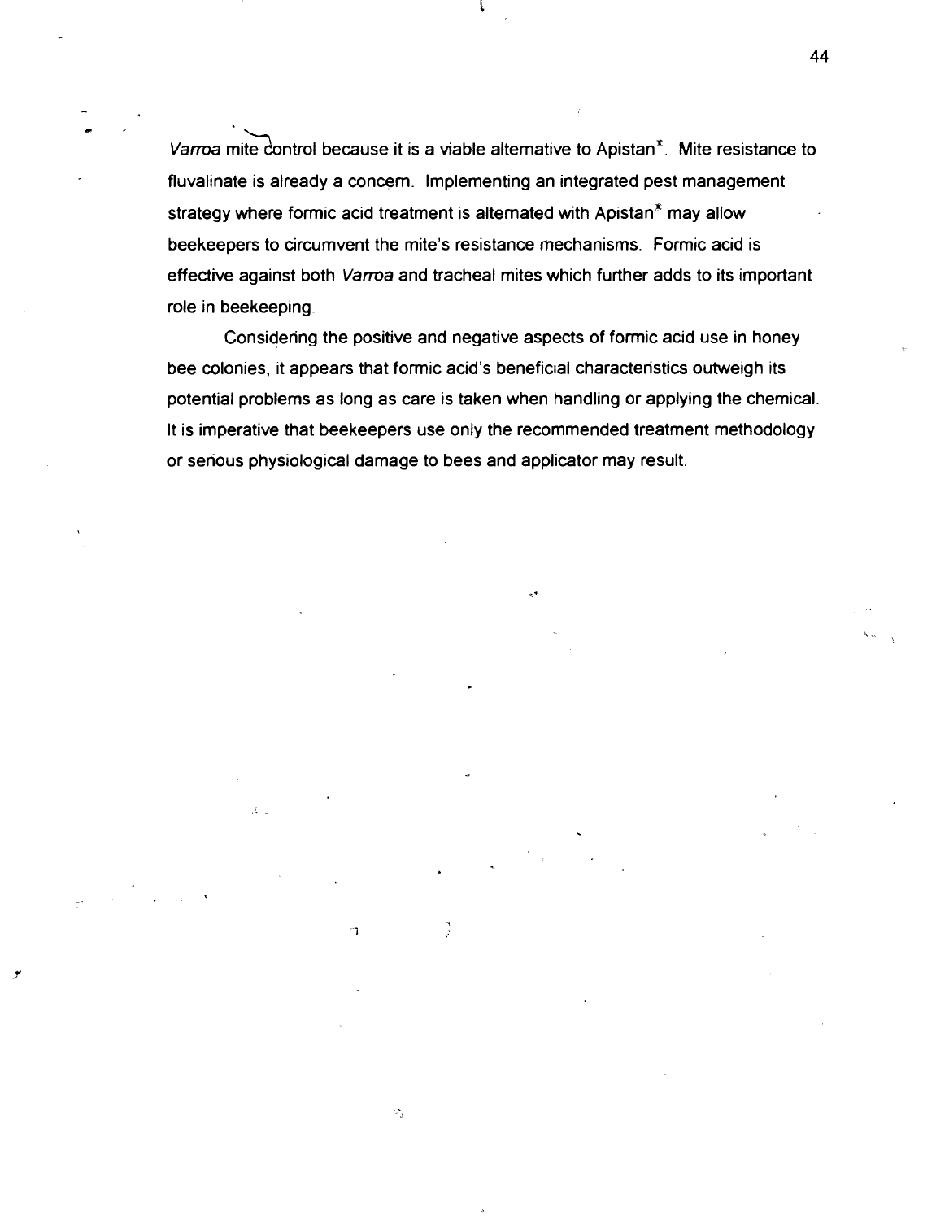*Varroa* mite control because it is a viable alternative to Apistan®. Mite resistance to fluvalinate is already a concern. Implementing an integrated pest management strategy where formic acid treatment is alternated with Apistan® may allow beekeepers to circumvent the mite's resistance mechanisms. Formic acid is effective against both *Varroa* and tracheal mites which further adds to its important role in beekeeping.

Considering the positive and negative aspects of formic acid use in honey bee colonies, it appears that formic acid's beneficial characteristics outweigh its potential problems as long as care is taken when handling or applying the chemical. It is imperative that beekeepers use only the recommended treatment methodology or serious physiological damage to bees and applicator may result.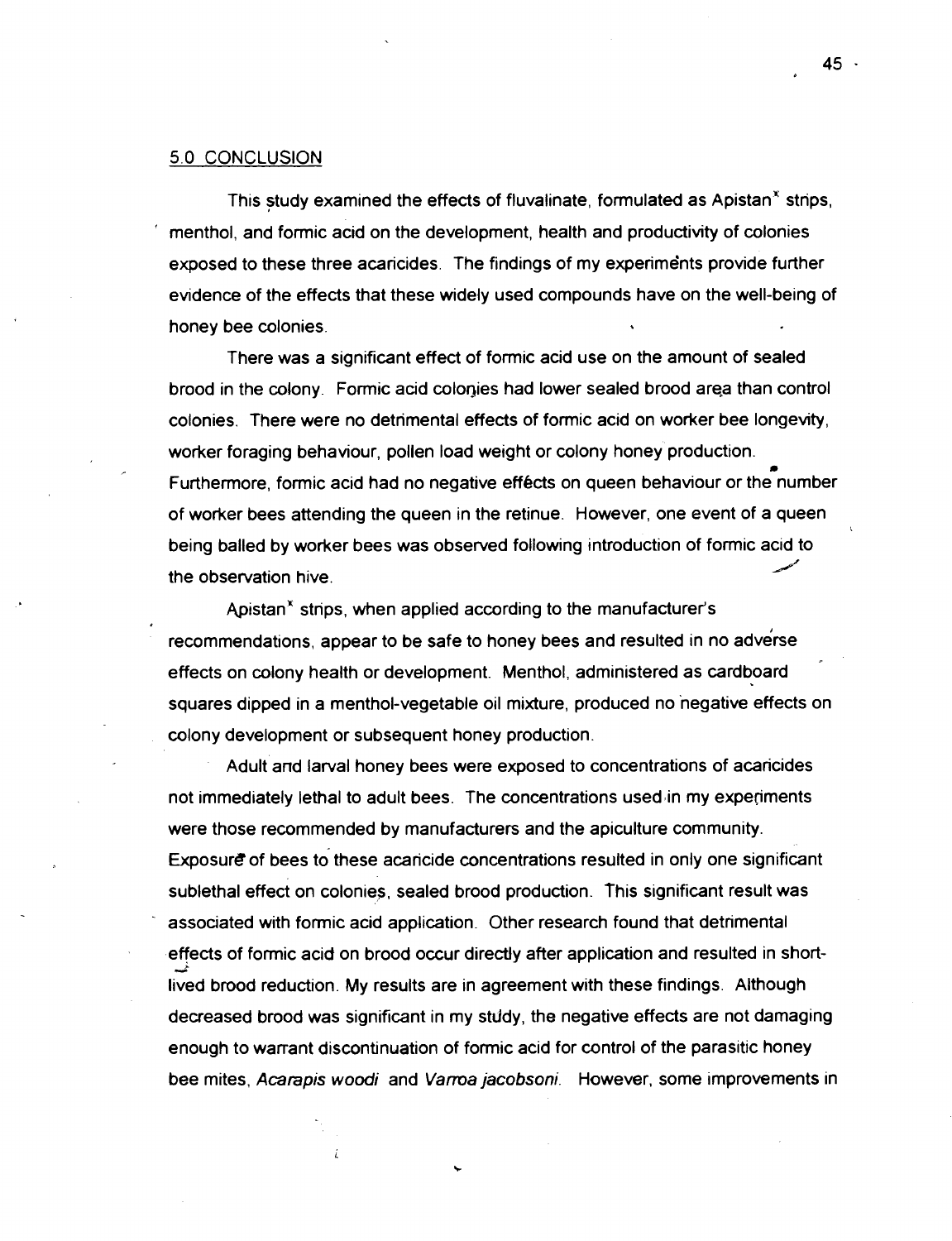## 5.0 CONCLUSION

This study examined the effects of fluvalinate, formulated as Apistan[x] strips, menthol, and formic acid on the development, health and productivity of colonies exposed to these three acaricides. The findings of my experiments provide further evidence of the effects that these widely used compounds have on the well-being of honey bee colonies.

There was a significant effect of formic acid use on the amount of sealed brood in the colony. Formic acid colonies had lower sealed brood area than control colonies. There were no detrimental effects of formic acid on worker bee longevity, worker foraging behaviour, pollen load weight or colony honey production. Furthermore, formic acid had no negative effects on queen behaviour or the number of worker bees attending the queen in the retinue. However, one event of a queen being balled by worker bees was observed following introduction of formic acid to the observation hive.

Apistan[x] strips, when applied according to the manufacturer's recommendations, appear to be safe to honey bees and resulted in no adverse effects on colony health or development. Menthol, administered as cardboard squares dipped in a menthol-vegetable oil mixture, produced no negative effects on colony development or subsequent honey production.

Adult and larval honey bees were exposed to concentrations of acaricides not immediately lethal to adult bees. The concentrations used in my experiments were those recommended by manufacturers and the apiculture community. Exposure of bees to these acaricide concentrations resulted in only one significant sublethal effect on colonies, sealed brood production. This significant result was associated with formic acid application. Other research found that detrimental effects of formic acid on brood occur directly after application and resulted in short-lived brood reduction. My results are in agreement with these findings. Although decreased brood was significant in my study, the negative effects are not damaging enough to warrant discontinuation of formic acid for control of the parasitic honey bee mites, *Acarapis woodi* and *Varroa jacobsoni*. However, some improvements in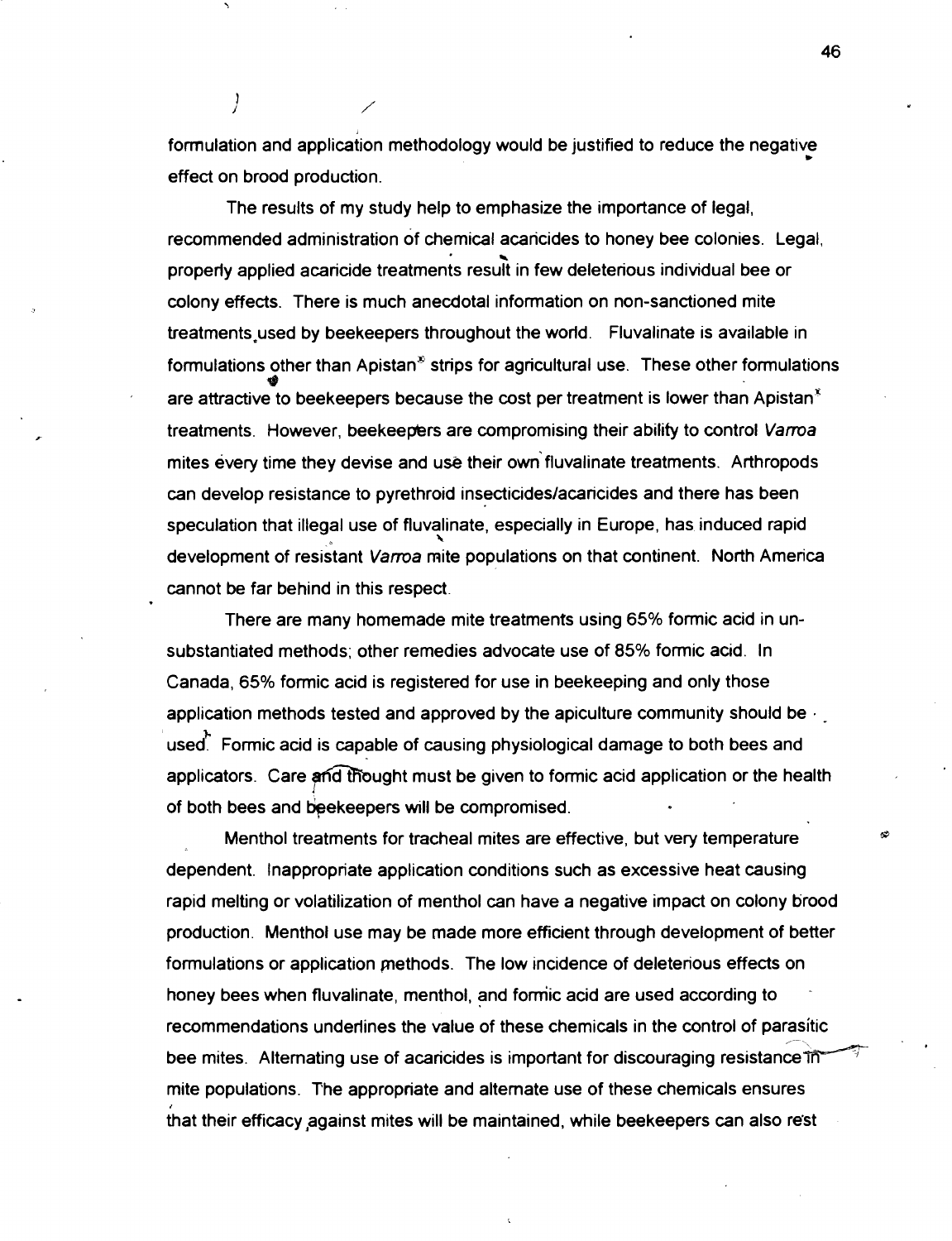formulation and application methodology would be justified to reduce the negative effect on brood production.

The results of my study help to emphasize the importance of legal, recommended administration of chemical acaricides to honey bee colonies. Legal, properly applied acaricide treatments result in few deleterious individual bee or colony effects. There is much anecdotal information on non-sanctioned mite treatments used by beekeepers throughout the world. Fluvalinate is available in formulations other than Apistan® strips for agricultural use. These other formulations are attractive to beekeepers because the cost per treatment is lower than Apistan® treatments. However, beekeepers are compromising their ability to control *Varroa* mites every time they devise and use their own fluvalinate treatments. Arthropods can develop resistance to pyrethroid insecticides/acaricides and there has been speculation that illegal use of fluvalinate, especially in Europe, has induced rapid development of resistant *Varroa* mite populations on that continent. North America cannot be far behind in this respect.

There are many homemade mite treatments using 65% formic acid in un-substantiated methods; other remedies advocate use of 85% formic acid. In Canada, 65% formic acid is registered for use in beekeeping and only those application methods tested and approved by the apiculture community should be used. Formic acid is capable of causing physiological damage to both bees and applicators. Care and thought must be given to formic acid application or the health of both bees and beekeepers will be compromised.

Menthol treatments for tracheal mites are effective, but very temperature dependent. Inappropriate application conditions such as excessive heat causing rapid melting or volatilization of menthol can have a negative impact on colony brood production. Menthol use may be made more efficient through development of better formulations or application methods. The low incidence of deleterious effects on honey bees when fluvalinate, menthol, and formic acid are used according to recommendations underlines the value of these chemicals in the control of parasitic bee mites. Alternating use of acaricides is important for discouraging resistance in mite populations. The appropriate and alternate use of these chemicals ensures that their efficacy against mites will be maintained, while beekeepers can also rest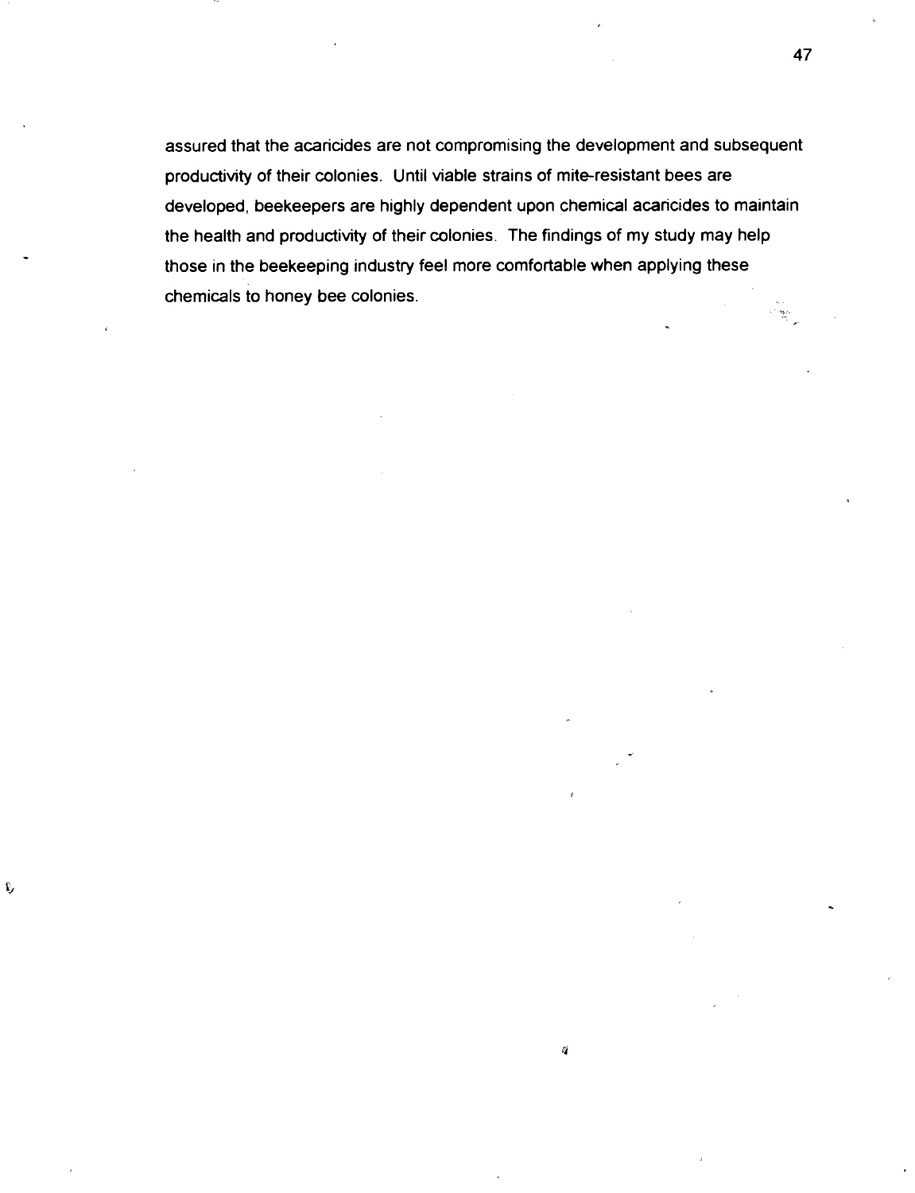assured that the acaricides are not compromising the development and subsequent productivity of their colonies. Until viable strains of mite-resistant bees are developed, beekeepers are highly dependent upon chemical acaricides to maintain the health and productivity of their colonies. The findings of my study may help those in the beekeeping industry feel more comfortable when applying these chemicals to honey bee colonies.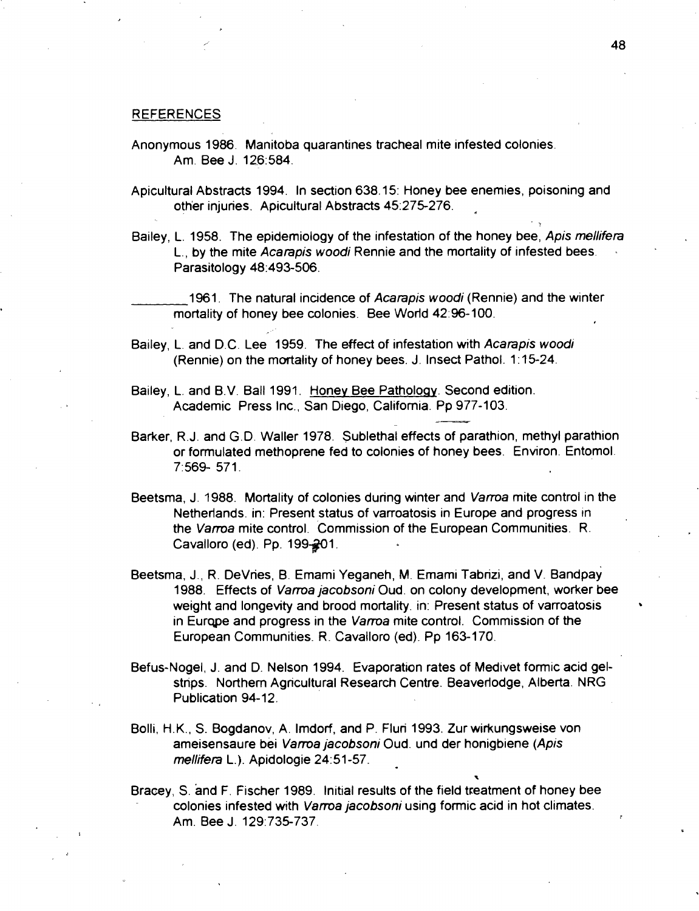## REFERENCES

Anonymous 1986. Manitoba quarantines tracheal mite infested colonies. Am. Bee J. 126:584.

Apicultural Abstracts 1994. In section 638.15: Honey bee enemies, poisoning and other injuries. Apicultural Abstracts 45:275-276.

Bailey, L. 1958. The epidemiology of the infestation of the honey bee, *Apis mellifera* L., by the mite *Acarapis woodi* Rennie and the mortality of infested bees. Parasitology 48:493-506.

________ 1961. The natural incidence of *Acarapis woodi* (Rennie) and the winter mortality of honey bee colonies. Bee World 42:96-100.

Bailey, L. and D.C. Lee 1959. The effect of infestation with *Acarapis woodi* (Rennie) on the mortality of honey bees. J. Insect Pathol. 1:15-24.

Bailey, L. and B.V. Ball 1991. Honey Bee Pathology. Second edition. Academic Press Inc., San Diego, California. Pp 977-103.

Barker, R.J. and G.D. Waller 1978. Sublethal effects of parathion, methyl parathion or formulated methoprene fed to colonies of honey bees. Environ. Entomol. 7:569- 571.

Beetsma, J. 1988. Mortality of colonies during winter and *Varroa* mite control in the Netherlands. in: Present status of varroatosis in Europe and progress in the *Varroa* mite control. Commission of the European Communities. R. Cavalloro (ed). Pp. 199-201.

Beetsma, J., R. DeVries, B. Emami Yeganeh, M. Emami Tabrizi, and V. Bandpay 1988. Effects of *Varroa jacobsoni* Oud. on colony development, worker bee weight and longevity and brood mortality. in: Present status of varroatosis in Europe and progress in the *Varroa* mite control. Commission of the European Communities. R. Cavalloro (ed). Pp 163-170.

Befus-Nogel, J. and D. Nelson 1994. Evaporation rates of Medivet formic acid gel-strips. Northern Agricultural Research Centre. Beaverlodge, Alberta. NRG Publication 94-12.

Bolli, H.K., S. Bogdanov, A. Imdorf, and P. Fluri 1993. Zur wirkungsweise von ameisensaure bei *Varroa jacobsoni* Oud. und der honigbiene (*Apis mellifera* L.). Apidologie 24:51-57.

Bracey, S. and F. Fischer 1989. Initial results of the field treatment of honey bee colonies infested with *Varroa jacobsoni* using formic acid in hot climates. Am. Bee J. 129:735-737.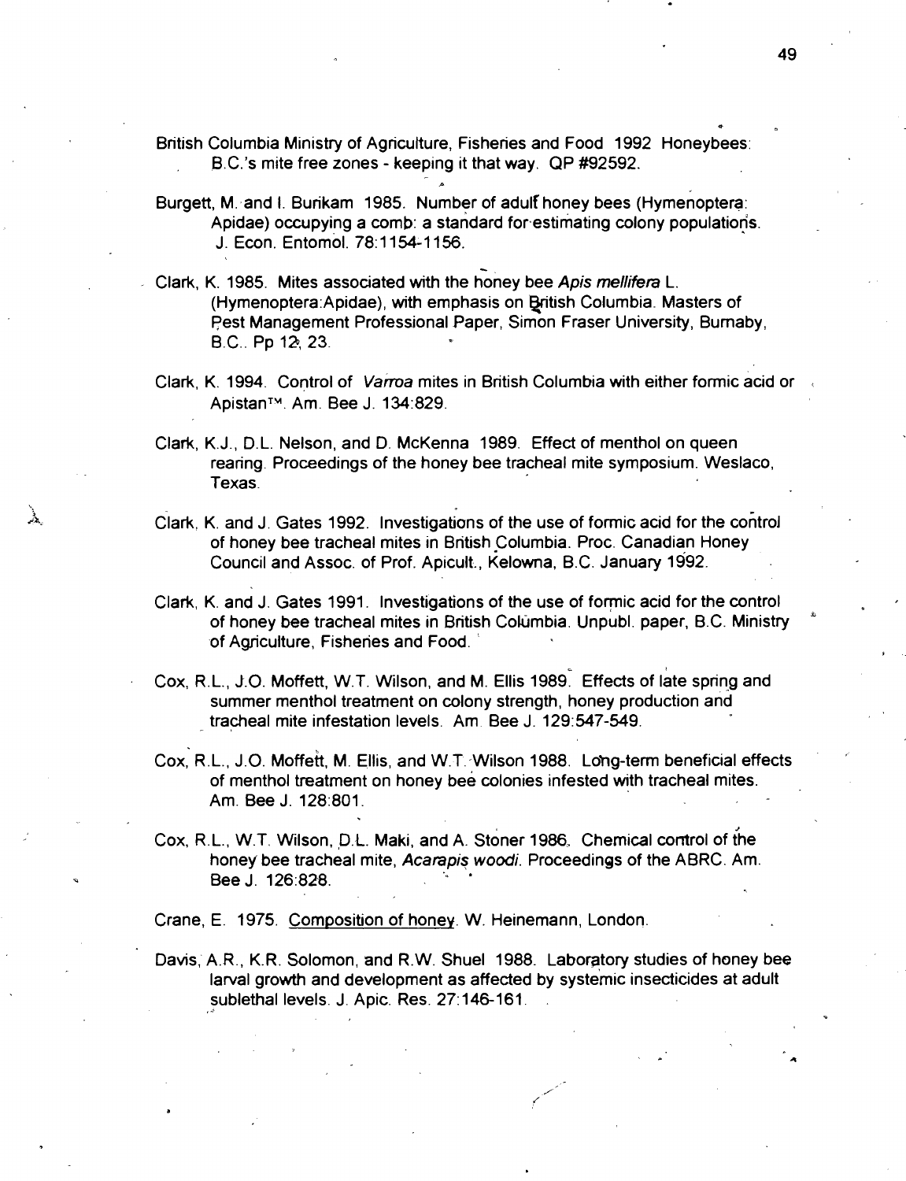British Columbia Ministry of Agriculture, Fisheries and Food 1992 Honeybees: B.C.'s mite free zones - keeping it that way. QP #92592.

Burgett, M. and I. Burikam 1985. Number of adult honey bees (Hymenoptera: Apidae) occupying a comb: a standard for estimating colony populations. J. Econ. Entomol. 78:1154-1156.

Clark, K. 1985. Mites associated with the honey bee *Apis mellifera* L. (Hymenoptera:Apidae), with emphasis on British Columbia. Masters of Pest Management Professional Paper, Simon Fraser University, Burnaby, B.C.. Pp 12, 23.

Clark, K. 1994. Control of *Varroa* mites in British Columbia with either formic acid or Apistan™. Am. Bee J. 134:829.

Clark, K.J., D.L. Nelson, and D. McKenna 1989. Effect of menthol on queen rearing. Proceedings of the honey bee tracheal mite symposium. Weslaco, Texas.

Clark, K. and J. Gates 1992. Investigations of the use of formic acid for the control of honey bee tracheal mites in British Columbia. Proc. Canadian Honey Council and Assoc. of Prof. Apicult., Kelowna, B.C. January 1992.

Clark, K. and J. Gates 1991. Investigations of the use of formic acid for the control of honey bee tracheal mites in British Columbia. Unpubl. paper, B.C. Ministry of Agriculture, Fisheries and Food.

Cox, R.L., J.O. Moffett, W.T. Wilson, and M. Ellis 1989. Effects of late spring and summer menthol treatment on colony strength, honey production and tracheal mite infestation levels. Am. Bee J. 129:547-549.

Cox, R.L., J.O. Moffett, M. Ellis, and W.T. Wilson 1988. Long-term beneficial effects of menthol treatment on honey bee colonies infested with tracheal mites. Am. Bee J. 128:801.

Cox, R.L., W.T. Wilson, D.L. Maki, and A. Stoner 1986. Chemical control of the honey bee tracheal mite, *Acarapis woodi*. Proceedings of the ABRC. Am. Bee J. 126:828.

Crane, E. 1975. Composition of honey. W. Heinemann, London.

Davis, A.R., K.R. Solomon, and R.W. Shuel 1988. Laboratory studies of honey bee larval growth and development as affected by systemic insecticides at adult sublethal levels. J. Apic. Res. 27:146-161.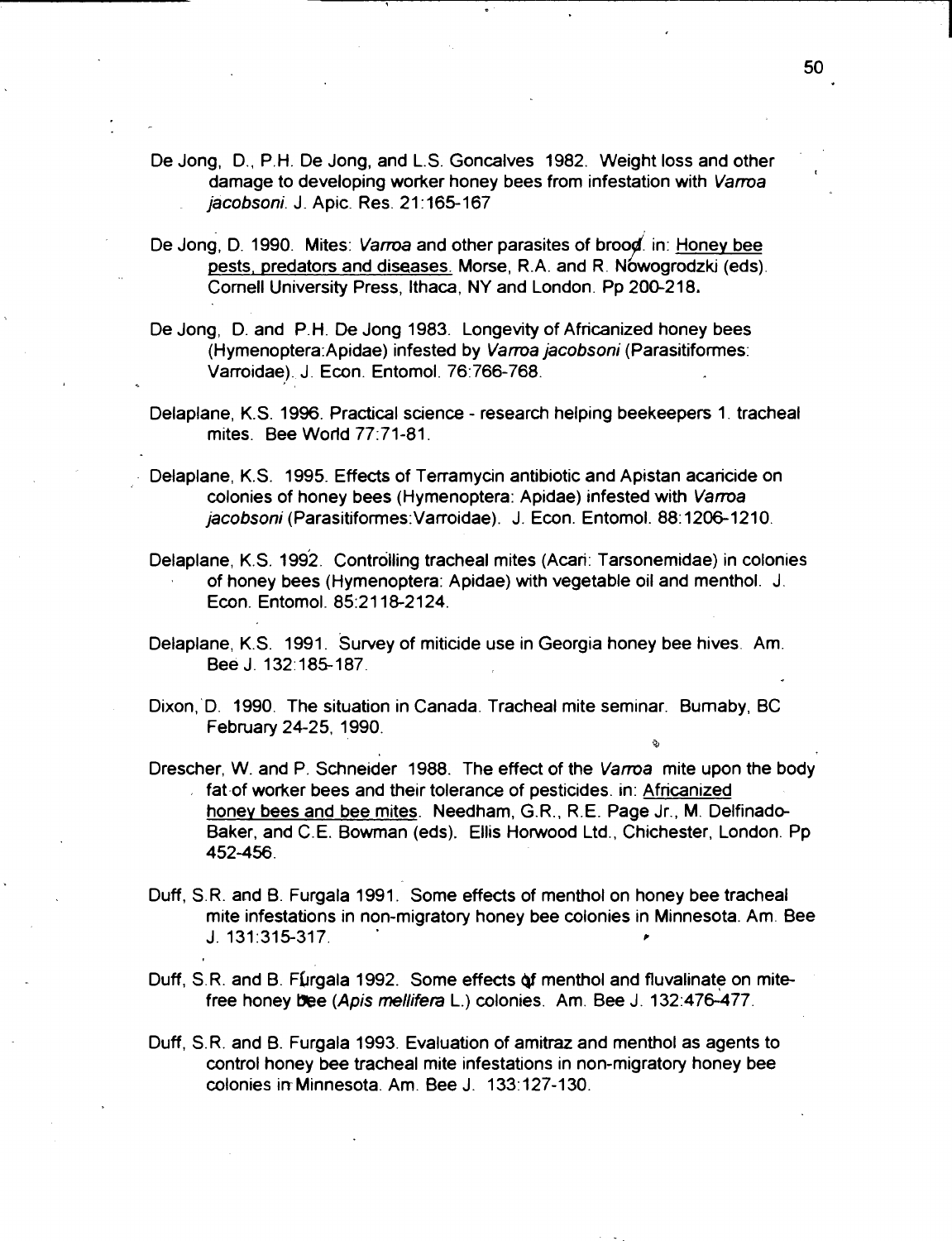De Jong, D., P.H. De Jong, and L.S. Goncalves 1982. Weight loss and other damage to developing worker honey bees from infestation with *Varroa jacobsoni*. J. Apic. Res. 21:165-167

De Jong, D. 1990. Mites: *Varroa* and other parasites of brood. in: Honey bee pests, predators and diseases. Morse, R.A. and R. Nowogrodzki (eds). Cornell University Press, Ithaca, NY and London. Pp 200-218.

De Jong, D. and P.H. De Jong 1983. Longevity of Africanized honey bees (Hymenoptera:Apidae) infested by *Varroa jacobsoni* (Parasitiformes: Varroidae). J. Econ. Entomol. 76:766-768.

Delaplane, K.S. 1996. Practical science - research helping beekeepers 1. tracheal mites. Bee World 77:71-81.

Delaplane, K.S. 1995. Effects of Terramycin antibiotic and Apistan acaricide on colonies of honey bees (Hymenoptera: Apidae) infested with *Varroa jacobsoni* (Parasitiformes:Varroidae). J. Econ. Entomol. 88:1206-1210.

Delaplane, K.S. 1992. Controlling tracheal mites (Acari: Tarsonemidae) in colonies of honey bees (Hymenoptera: Apidae) with vegetable oil and menthol. J. Econ. Entomol. 85:2118-2124.

Delaplane, K.S. 1991. Survey of miticide use in Georgia honey bee hives. Am. Bee J. 132:185-187.

Dixon, D. 1990. The situation in Canada. Tracheal mite seminar. Burnaby, BC February 24-25, 1990.

Drescher, W. and P. Schneider 1988. The effect of the *Varroa* mite upon the body fat of worker bees and their tolerance of pesticides. in: Africanized honey bees and bee mites. Needham, G.R., R.E. Page Jr., M. Delfinado-Baker, and C.E. Bowman (eds). Ellis Horwood Ltd., Chichester, London. Pp 452-456.

Duff, S.R. and B. Furgala 1991. Some effects of menthol on honey bee tracheal mite infestations in non-migratory honey bee colonies in Minnesota. Am. Bee J. 131:315-317.

Duff, S.R. and B. Furgala 1992. Some effects of menthol and fluvalinate on mite-free honey bee (*Apis mellifera* L.) colonies. Am. Bee J. 132:476-477.

Duff, S.R. and B. Furgala 1993. Evaluation of amitraz and menthol as agents to control honey bee tracheal mite infestations in non-migratory honey bee colonies in Minnesota. Am. Bee J. 133:127-130.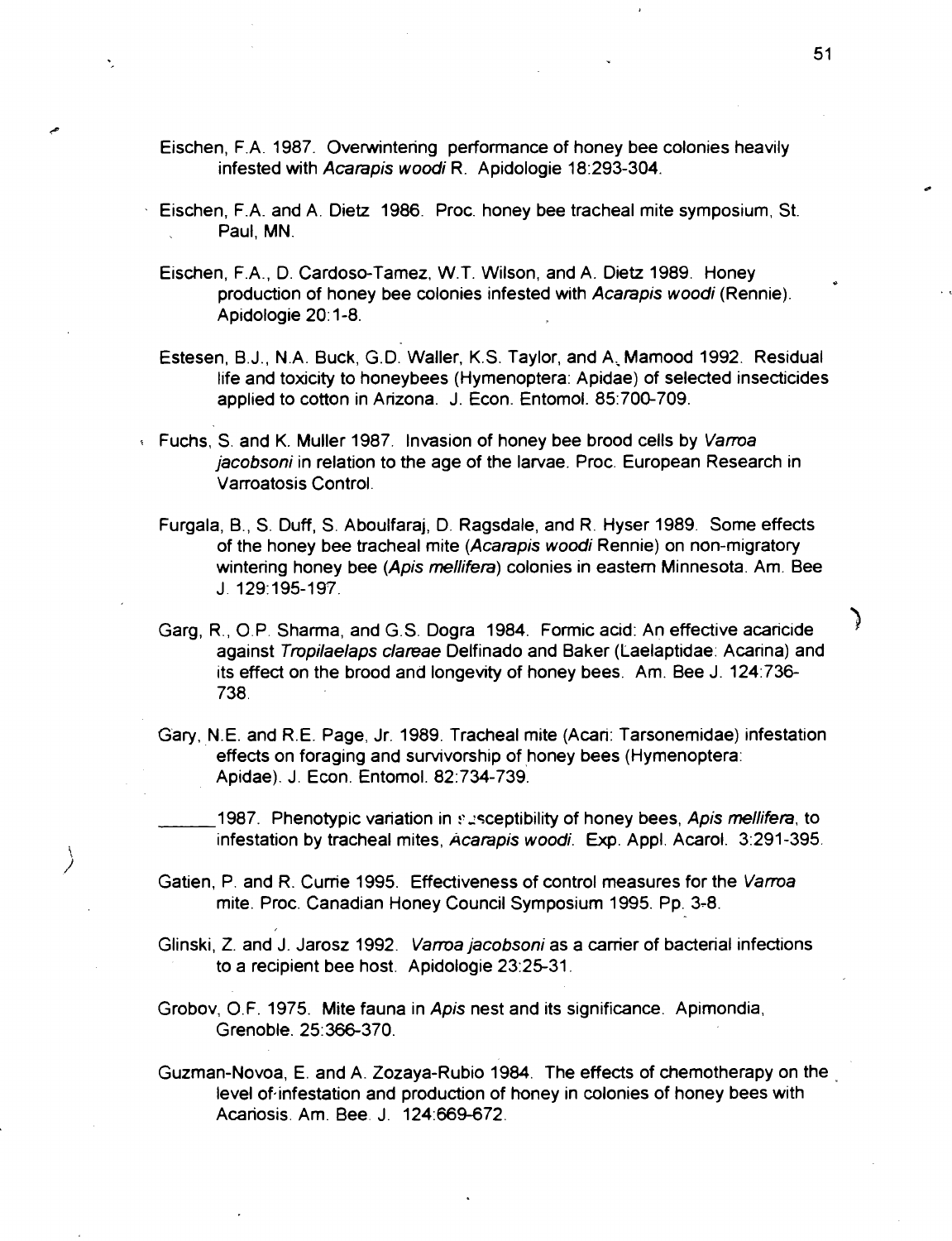Eischen, F.A. 1987. Overwintering performance of honey bee colonies heavily infested with *Acarapis woodi* R. Apidologie 18:293-304.

Eischen, F.A. and A. Dietz 1986. Proc. honey bee tracheal mite symposium, St. Paul, MN.

Eischen, F.A., D. Cardoso-Tamez, W.T. Wilson, and A. Dietz 1989. Honey production of honey bee colonies infested with *Acarapis woodi* (Rennie). Apidologie 20:1-8.

Estesen, B.J., N.A. Buck, G.D. Waller, K.S. Taylor, and A. Mamood 1992. Residual life and toxicity to honeybees (Hymenoptera: Apidae) of selected insecticides applied to cotton in Arizona. J. Econ. Entomol. 85:700-709.

Fuchs, S. and K. Muller 1987. Invasion of honey bee brood cells by *Varroa jacobsoni* in relation to the age of the larvae. Proc. European Research in Varroatosis Control.

Furgala, B., S. Duff, S. Aboulfaraj, D. Ragsdale, and R. Hyser 1989. Some effects of the honey bee tracheal mite (*Acarapis woodi* Rennie) on non-migratory wintering honey bee (*Apis mellifera*) colonies in eastern Minnesota. Am. Bee J. 129:195-197.

Garg, R., O.P. Sharma, and G.S. Dogra 1984. Formic acid: An effective acaricide against *Tropilaelaps clareae* Delfinado and Baker (Laelaptidae: Acarina) and its effect on the brood and longevity of honey bees. Am. Bee J. 124:736-738.

Gary, N.E. and R.E. Page, Jr. 1989. Tracheal mite (Acari: Tarsonemidae) infestation effects on foraging and survivorship of honey bees (Hymenoptera: Apidae). J. Econ. Entomol. 82:734-739.

\_\_\_\_\_\_ 1987. Phenotypic variation in susceptibility of honey bees, *Apis mellifera*, to infestation by tracheal mites, *Acarapis woodi*. Exp. Appl. Acarol. 3:291-395.

Gatien, P. and R. Currie 1995. Effectiveness of control measures for the *Varroa* mite. Proc. Canadian Honey Council Symposium 1995. Pp. 3-8.

Glinski, Z. and J. Jarosz 1992. *Varroa jacobsoni* as a carrier of bacterial infections to a recipient bee host. Apidologie 23:25-31.

Grobov, O.F. 1975. Mite fauna in *Apis* nest and its significance. Apimondia, Grenoble. 25:366-370.

Guzman-Novoa, E. and A. Zozaya-Rubio 1984. The effects of chemotherapy on the level of infestation and production of honey in colonies of honey bees with Acariosis. Am. Bee. J. 124:669-672.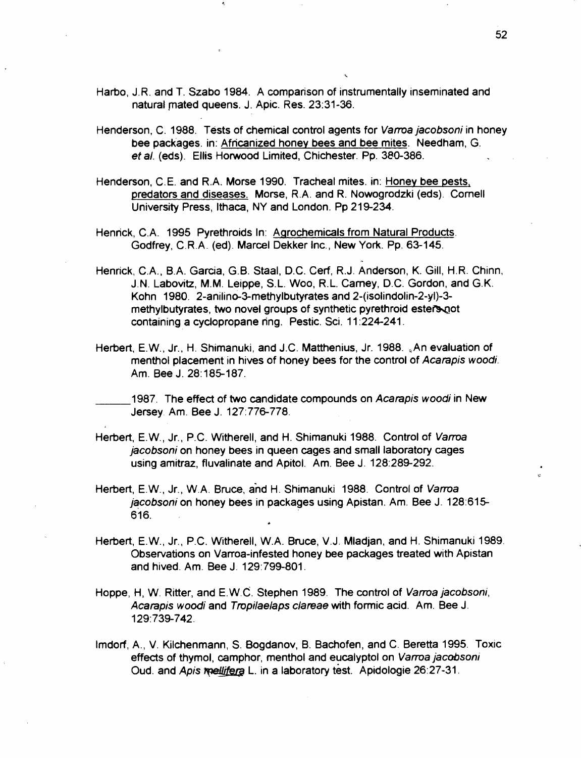Harbo, J.R. and T. Szabo 1984. A comparison of instrumentally inseminated and natural mated queens. J. Apic. Res. 23:31-36.

Henderson, C. 1988. Tests of chemical control agents for *Varroa jacobsoni* in honey bee packages. in: Africanized honey bees and bee mites. Needham, G. *et al.* (eds). Ellis Horwood Limited, Chichester. Pp. 380-386.

Henderson, C.E. and R.A. Morse 1990. Tracheal mites. in: Honey bee pests, predators and diseases. Morse, R.A. and R. Nowogrodzki (eds). Cornell University Press, Ithaca, NY and London. Pp 219-234.

Henrick, C.A. 1995 Pyrethroids In: Agrochemicals from Natural Products. Godfrey, C.R.A. (ed). Marcel Dekker Inc., New York. Pp. 63-145.

Henrick, C.A., B.A. Garcia, G.B. Staal, D.C. Cerf, R.J. Anderson, K. Gill, H.R. Chinn, J.N. Labovitz, M.M. Leippe, S.L. Woo, R.L. Carney, D.C. Gordon, and G.K. Kohn 1980. 2-anilino-3-methylbutyrates and 2-(isolindolin-2-yl)-3-methylbutyrates, two novel groups of synthetic pyrethroid esters not containing a cyclopropane ring. Pestic. Sci. 11:224-241.

Herbert, E.W., Jr., H. Shimanuki, and J.C. Matthenius, Jr. 1988. An evaluation of menthol placement in hives of honey bees for the control of *Acarapis woodi*. Am. Bee J. 28:185-187.

______1987. The effect of two candidate compounds on *Acarapis woodi* in New Jersey. Am. Bee J. 127:776-778.

Herbert, E.W., Jr., P.C. Witherell, and H. Shimanuki 1988. Control of *Varroa jacobsoni* on honey bees in queen cages and small laboratory cages using amitraz, fluvalinate and Apitol. Am. Bee J. 128:289-292.

Herbert, E.W., Jr., W.A. Bruce, and H. Shimanuki 1988. Control of *Varroa jacobsoni* on honey bees in packages using Apistan. Am. Bee J. 128:615-616.

Herbert, E.W., Jr., P.C. Witherell, W.A. Bruce, V.J. Mladjan, and H. Shimanuki 1989. Observations on Varroa-infested honey bee packages treated with Apistan and hived. Am. Bee J. 129:799-801.

Hoppe, H, W. Ritter, and E.W.C. Stephen 1989. The control of *Varroa jacobsoni*, *Acarapis woodi* and *Tropilaelaps clareae* with formic acid. Am. Bee J. 129:739-742.

Imdorf, A., V. Kilchenmann, S. Bogdanov, B. Bachofen, and C. Beretta 1995. Toxic effects of thymol, camphor, menthol and eucalyptol on *Varroa jacobsoni* Oud. and *Apis mellifera* L. in a laboratory test. Apidologie 26:27-31.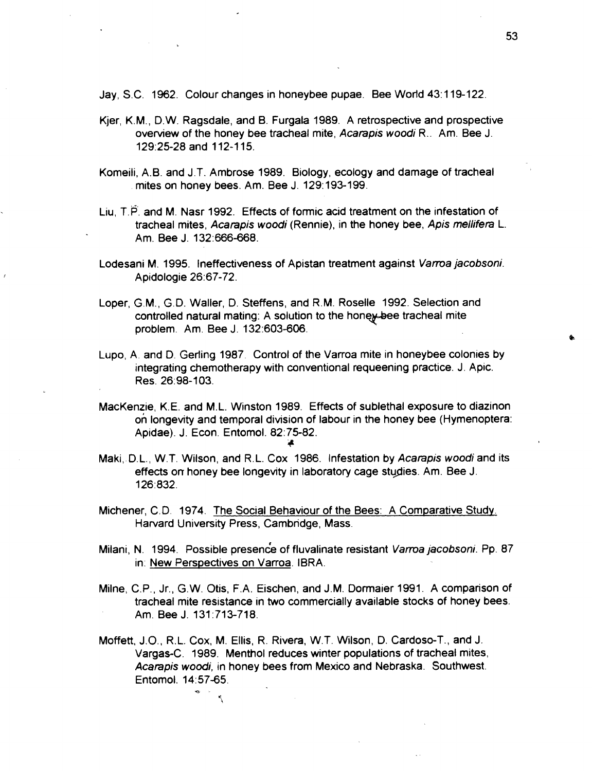Jay, S.C. 1962. Colour changes in honeybee pupae. Bee World 43:119-122.

Kjer, K.M., D.W. Ragsdale, and B. Furgala 1989. A retrospective and prospective overview of the honey bee tracheal mite, *Acarapis woodi* R.. Am. Bee J. 129:25-28 and 112-115.

Komeili, A.B. and J.T. Ambrose 1989. Biology, ecology and damage of tracheal mites on honey bees. Am. Bee J. 129:193-199.

Liu, T.P. and M. Nasr 1992. Effects of formic acid treatment on the infestation of tracheal mites, *Acarapis woodi* (Rennie), in the honey bee, *Apis mellifera* L. Am. Bee J. 132:666-668.

Lodesani M. 1995. Ineffectiveness of Apistan treatment against *Varroa jacobsoni*. Apidologie 26:67-72.

Loper, G.M., G.D. Waller, D. Steffens, and R.M. Roselle 1992. Selection and controlled natural mating: A solution to the honey bee tracheal mite problem. Am. Bee J. 132:603-606.

Lupo, A. and D. Gerling 1987. Control of the Varroa mite in honeybee colonies by integrating chemotherapy with conventional requeening practice. J. Apic. Res. 26:98-103.

MacKenzie, K.E. and M.L. Winston 1989. Effects of sublethal exposure to diazinon on longevity and temporal division of labour in the honey bee (Hymenoptera: Apidae). J. Econ. Entomol. 82:75-82.

Maki, D.L., W.T. Wilson, and R.L. Cox 1986. Infestation by *Acarapis woodi* and its effects on honey bee longevity in laboratory cage studies. Am. Bee J. 126:832.

Michener, C.D. 1974. The Social Behaviour of the Bees: A Comparative Study. Harvard University Press, Cambridge, Mass.

Milani, N. 1994. Possible presence of fluvalinate resistant *Varroa jacobsoni*. Pp. 87 in: New Perspectives on Varroa. IBRA.

Milne, C.P., Jr., G.W. Otis, F.A. Eischen, and J.M. Dormaier 1991. A comparison of tracheal mite resistance in two commercially available stocks of honey bees. Am. Bee J. 131:713-718.

Moffett, J.O., R.L. Cox, M. Ellis, R. Rivera, W.T. Wilson, D. Cardoso-T., and J. Vargas-C. 1989. Menthol reduces winter populations of tracheal mites, *Acarapis woodi*, in honey bees from Mexico and Nebraska. Southwest. Entomol. 14:57-65.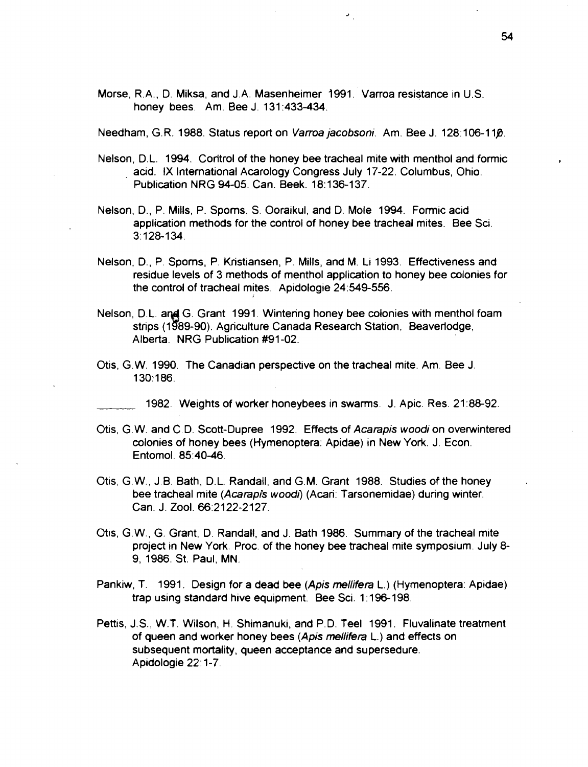Morse, R.A., D. Miksa, and J.A. Masenheimer 1991. Varroa resistance in U.S. honey bees. Am. Bee J. 131:433-434.

Needham, G.R. 1988. Status report on *Varroa jacobsoni*. Am. Bee J. 128:106-110.

Nelson, D.L. 1994. Control of the honey bee tracheal mite with menthol and formic acid. IX International Acarology Congress July 17-22. Columbus, Ohio. Publication NRG 94-05. Can. Beek. 18:136-137.

Nelson, D., P. Mills, P. Sporns, S. Ooraikul, and D. Mole 1994. Formic acid application methods for the control of honey bee tracheal mites. Bee Sci. 3:128-134.

Nelson, D., P. Sporns, P. Kristiansen, P. Mills, and M. Li 1993. Effectiveness and residue levels of 3 methods of menthol application to honey bee colonies for the control of tracheal mites. Apidologie 24:549-556.

Nelson, D.L. and G. Grant 1991. Wintering honey bee colonies with menthol foam strips (1989-90). Agriculture Canada Research Station, Beaverlodge, Alberta. NRG Publication #91-02.

Otis, G.W. 1990. The Canadian perspective on the tracheal mite. Am. Bee J. 130:186.

_______ 1982. Weights of worker honeybees in swarms. J. Apic. Res. 21:88-92.

Otis, G.W. and C.D. Scott-Dupree 1992. Effects of *Acarapis woodi* on overwintered colonies of honey bees (Hymenoptera: Apidae) in New York. J. Econ. Entomol. 85:40-46.

Otis, G.W., J.B. Bath, D.L. Randall, and G.M. Grant 1988. Studies of the honey bee tracheal mite (*Acarapis woodi*) (Acari: Tarsonemidae) during winter. Can. J. Zool. 66:2122-2127.

Otis, G.W., G. Grant, D. Randall, and J. Bath 1986. Summary of the tracheal mite project in New York. Proc. of the honey bee tracheal mite symposium. July 8-9, 1986. St. Paul, MN.

Pankiw, T. 1991. Design for a dead bee (*Apis mellifera* L.) (Hymenoptera: Apidae) trap using standard hive equipment. Bee Sci. 1:196-198.

Pettis, J.S., W.T. Wilson, H. Shimanuki, and P.D. Teel 1991. Fluvalinate treatment of queen and worker honey bees (*Apis mellifera* L.) and effects on subsequent mortality, queen acceptance and supersedure. Apidologie 22:1-7.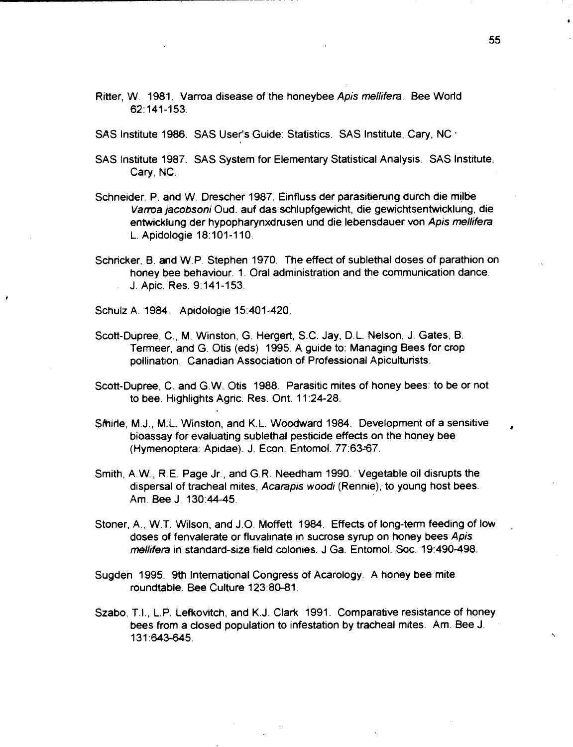Ritter, W. 1981. Varroa disease of the honeybee *Apis mellifera*. Bee World 62:141-153.

SAS Institute 1986. SAS User's Guide: Statistics. SAS Institute, Cary, NC.

SAS Institute 1987. SAS System for Elementary Statistical Analysis. SAS Institute, Cary, NC.

Schneider. P. and W. Drescher 1987. Einfluss der parasitierung durch die milbe *Varroa jacobsoni* Oud. auf das schlupfgewicht, die gewichtsentwicklung, die entwicklung der hypopharynxdrusen und die lebensdauer von *Apis mellifera* L. Apidologie 18:101-110.

Schricker, B. and W.P. Stephen 1970. The effect of sublethal doses of parathion on honey bee behaviour. 1. Oral administration and the communication dance. J. Apic. Res. 9:141-153.

Schulz A. 1984. Apidologie 15:401-420.

Scott-Dupree, C., M. Winston, G. Hergert, S.C. Jay, D.L. Nelson, J. Gates, B. Termeer, and G. Otis (eds) 1995. A guide to: Managing Bees for crop pollination. Canadian Association of Professional Apiculturists.

Scott-Dupree, C. and G.W. Otis 1988. Parasitic mites of honey bees: to be or not to bee. Highlights Agric. Res. Ont. 11:24-28.

Smirle, M.J., M.L. Winston, and K.L. Woodward 1984. Development of a sensitive bioassay for evaluating sublethal pesticide effects on the honey bee (Hymenoptera: Apidae). J. Econ. Entomol. 77:63-67.

Smith, A.W., R.E. Page Jr., and G.R. Needham 1990. Vegetable oil disrupts the dispersal of tracheal mites, *Acarapis woodi* (Rennie), to young host bees. Am. Bee J. 130:44-45.

Stoner, A., W.T. Wilson, and J.O. Moffett 1984. Effects of long-term feeding of low doses of fenvalerate or fluvalinate in sucrose syrup on honey bees *Apis mellifera* in standard-size field colonies. J Ga. Entomol. Soc. 19:490-498.

Sugden 1995. 9th International Congress of Acarology. A honey bee mite roundtable. Bee Culture 123:80-81.

Szabo, T.I., L.P. Lefkovitch, and K.J. Clark 1991. Comparative resistance of honey bees from a closed population to infestation by tracheal mites. Am. Bee J. 131:643-645.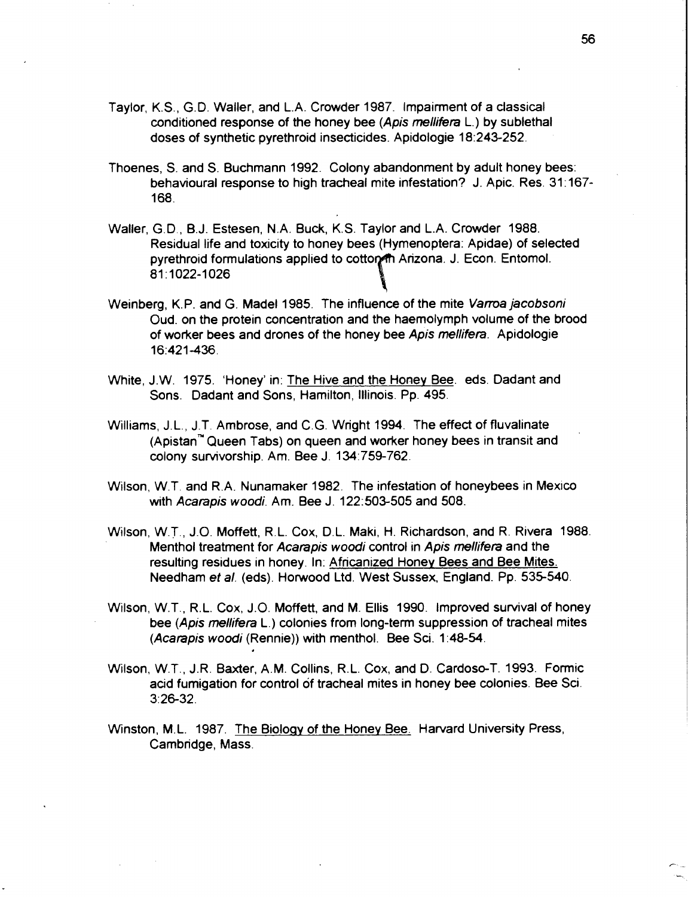Taylor, K.S., G.D. Waller, and L.A. Crowder 1987. Impairment of a classical conditioned response of the honey bee (*Apis mellifera* L.) by sublethal doses of synthetic pyrethroid insecticides. Apidologie 18:243-252.

Thoenes, S. and S. Buchmann 1992. Colony abandonment by adult honey bees: behavioural response to high tracheal mite infestation? J. Apic. Res. 31:167-168.

Waller, G.D., B.J. Estesen, N.A. Buck, K.S. Taylor and L.A. Crowder 1988. Residual life and toxicity to honey bees (Hymenoptera: Apidae) of selected pyrethroid formulations applied to cotton in Arizona. J. Econ. Entomol. 81:1022-1026

Weinberg, K.P. and G. Madel 1985. The influence of the mite *Varroa jacobsoni* Oud. on the protein concentration and the haemolymph volume of the brood of worker bees and drones of the honey bee *Apis mellifera*. Apidologie 16:421-436.

White, J.W. 1975. 'Honey' in: The Hive and the Honey Bee. eds. Dadant and Sons. Dadant and Sons, Hamilton, Illinois. Pp. 495.

Williams, J.L., J.T. Ambrose, and C.G. Wright 1994. The effect of fluvalinate (Apistan™ Queen Tabs) on queen and worker honey bees in transit and colony survivorship. Am. Bee J. 134:759-762.

Wilson, W.T. and R.A. Nunamaker 1982. The infestation of honeybees in Mexico with *Acarapis woodi*. Am. Bee J. 122:503-505 and 508.

Wilson, W.T., J.O. Moffett, R.L. Cox, D.L. Maki, H. Richardson, and R. Rivera 1988. Menthol treatment for *Acarapis woodi* control in *Apis mellifera* and the resulting residues in honey. In: Africanized Honey Bees and Bee Mites. Needham *et al.* (eds). Horwood Ltd. West Sussex, England. Pp. 535-540.

Wilson, W.T., R.L. Cox, J.O. Moffett, and M. Ellis 1990. Improved survival of honey bee (*Apis mellifera* L.) colonies from long-term suppression of tracheal mites (*Acarapis woodi* (Rennie)) with menthol. Bee Sci. 1:48-54.

Wilson, W.T., J.R. Baxter, A.M. Collins, R.L. Cox, and D. Cardoso-T. 1993. Formic acid fumigation for control of tracheal mites in honey bee colonies. Bee Sci. 3:26-32.

Winston, M.L. 1987. The Biology of the Honey Bee. Harvard University Press, Cambridge, Mass.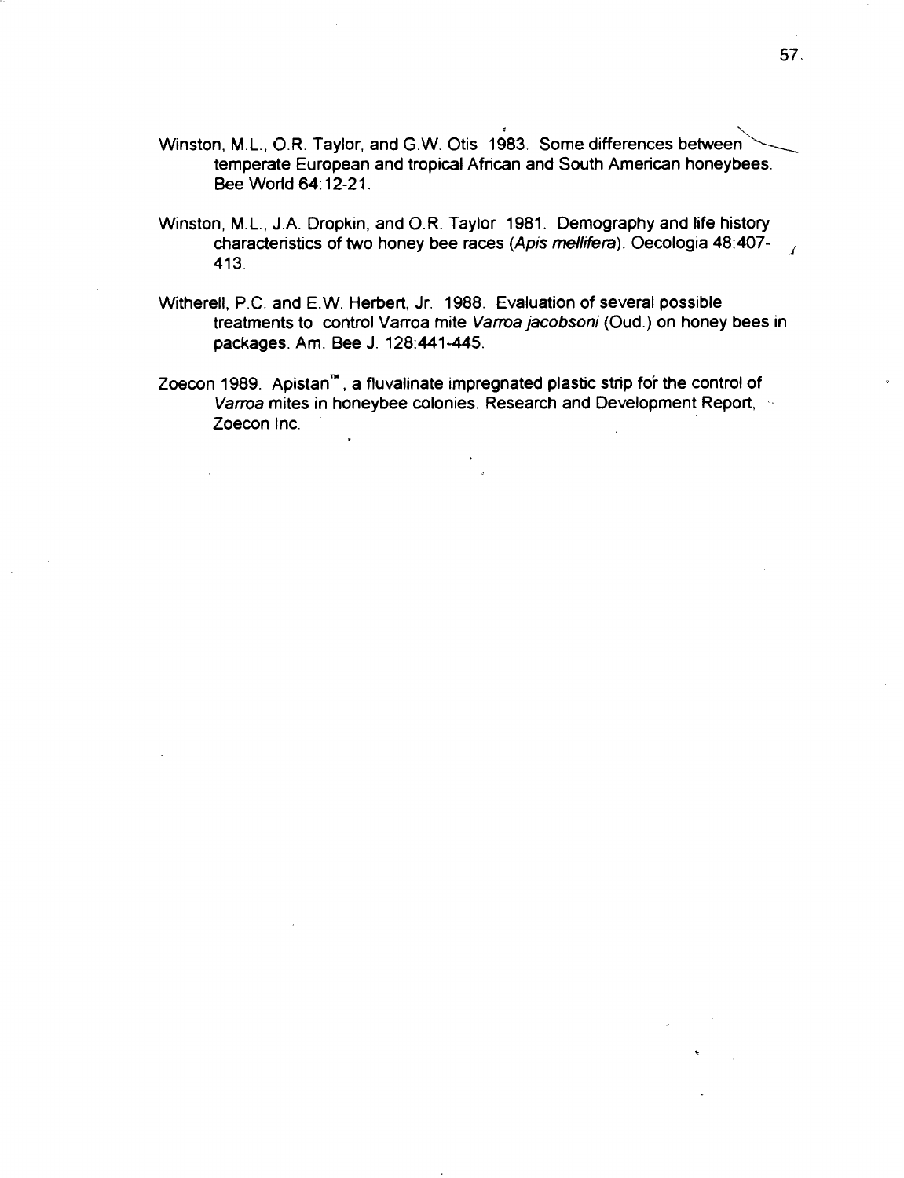Winston, M.L., O.R. Taylor, and G.W. Otis 1983. Some differences between temperate European and tropical African and South American honeybees. Bee World 64:12-21.

Winston, M.L., J.A. Dropkin, and O.R. Taylor 1981. Demography and life history characteristics of two honey bee races (*Apis mellifera*). Oecologia 48:407-413.

Witherell, P.C. and E.W. Herbert, Jr. 1988. Evaluation of several possible treatments to control Varroa mite *Varroa jacobsoni* (Oud.) on honey bees in packages. Am. Bee J. 128:441-445.

Zoecon 1989. Apistan™, a fluvalinate impregnated plastic strip for the control of *Varroa* mites in honeybee colonies. Research and Development Report, Zoecon Inc.